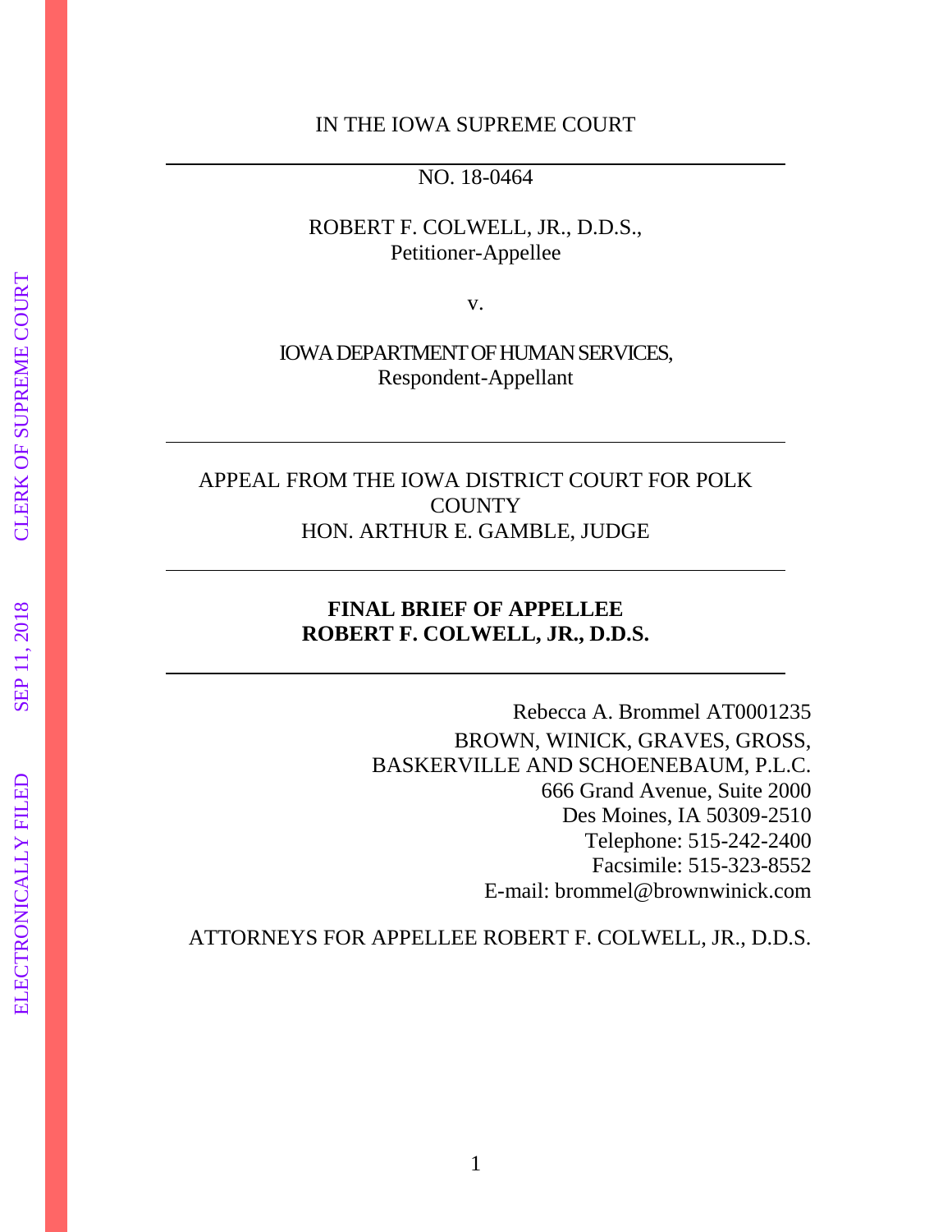IN THE IOWA SUPREME COURT

---

NO. 18-0464

ROBERT F. COLWELL, JR., D.D.S.,
Petitioner-Appellee

v.

IOWA DEPARTMENT OF HUMAN SERVICES,
Respondent-Appellant

---

APPEAL FROM THE IOWA DISTRICT COURT FOR POLK COUNTY
HON. ARTHUR E. GAMBLE, JUDGE

---

**FINAL BRIEF OF APPELLEE**
**ROBERT F. COLWELL, JR., D.D.S.**

---

Rebecca A. Brommel AT0001235
BROWN, WINICK, GRAVES, GROSS,
BASKERVILLE AND SCHOENEBAUM, P.L.C.
666 Grand Avenue, Suite 2000
Des Moines, IA 50309-2510
Telephone: 515-242-2400
Facsimile: 515-323-8552
E-mail: brommel@brownwinick.com

ATTORNEYS FOR APPELLEE ROBERT F. COLWELL, JR., D.D.S.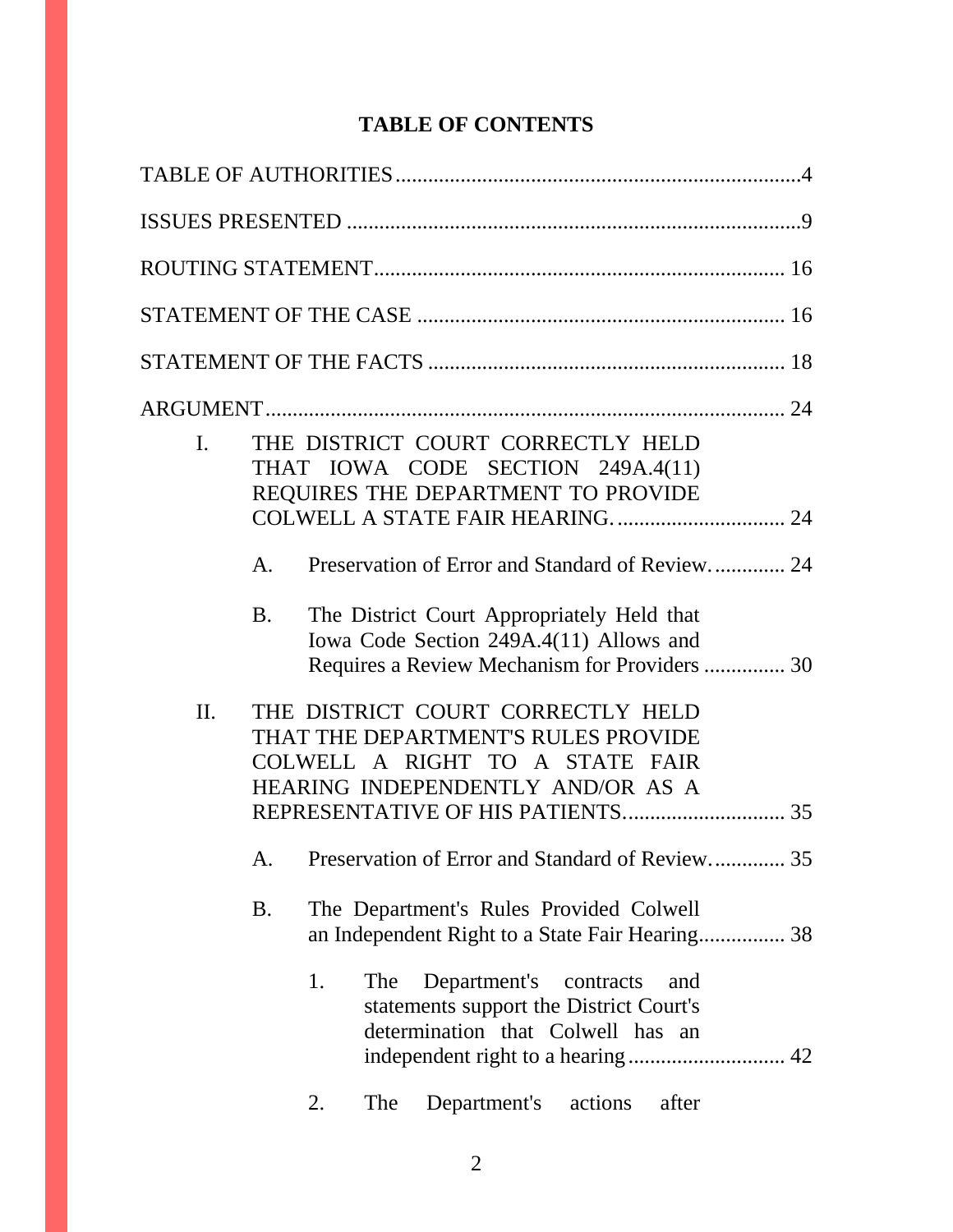# TABLE OF CONTENTS

TABLE OF AUTHORITIES....................................................................4

ISSUES PRESENTED ......................................................................9

ROUTING STATEMENT.................................................................. 16

STATEMENT OF THE CASE .......................................................... 16

STATEMENT OF THE FACTS ........................................................ 18

ARGUMENT..................................................................................... 24

- I. THE DISTRICT COURT CORRECTLY HELD THAT IOWA CODE SECTION 249A.4(11) REQUIRES THE DEPARTMENT TO PROVIDE COLWELL A STATE FAIR HEARING. .............................. 24
  - A. Preservation of Error and Standard of Review. ............ 24
  - B. The District Court Appropriately Held that Iowa Code Section 249A.4(11) Allows and Requires a Review Mechanism for Providers .............. 30
- II. THE DISTRICT COURT CORRECTLY HELD THAT THE DEPARTMENT'S RULES PROVIDE COLWELL A RIGHT TO A STATE FAIR HEARING INDEPENDENTLY AND/OR AS A REPRESENTATIVE OF HIS PATIENTS. ............................ 35
  - A. Preservation of Error and Standard of Review. ............ 35
  - B. The Department's Rules Provided Colwell an Independent Right to a State Fair Hearing............... 38
    - 1. The Department's contracts and statements support the District Court's determination that Colwell has an independent right to a hearing ............................ 42
    - 2. The Department's actions after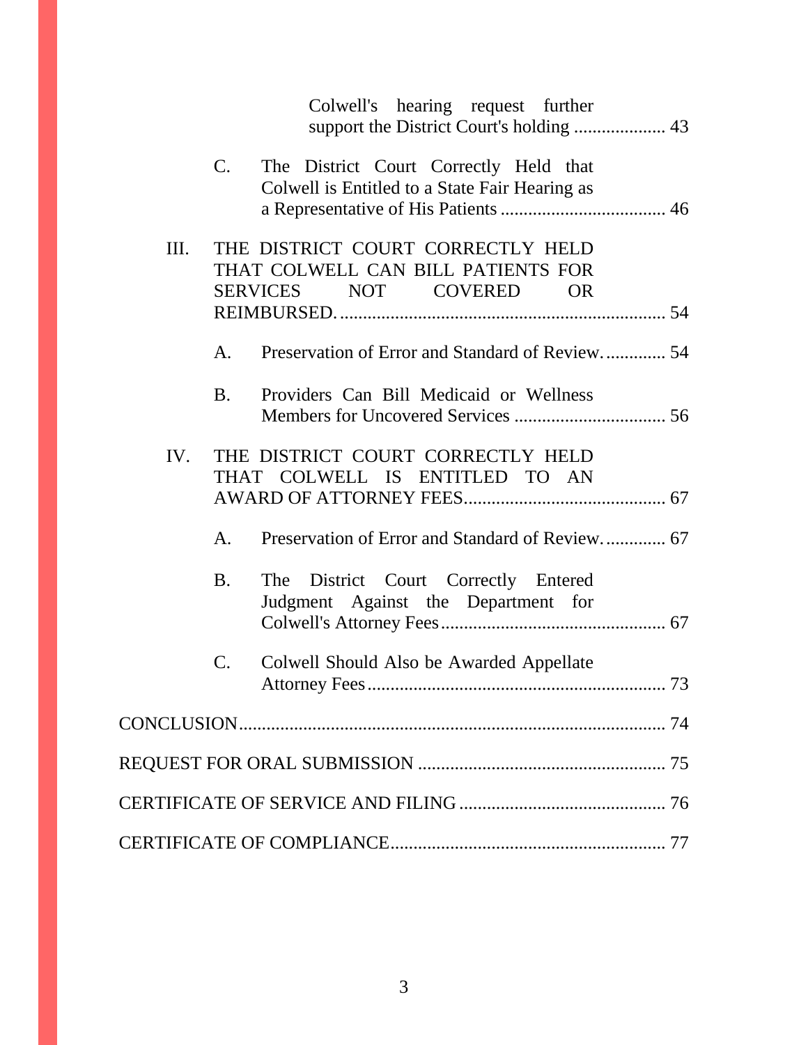Colwell's hearing request further support the District Court's holding .................... 43

C. The District Court Correctly Held that Colwell is Entitled to a State Fair Hearing as a Representative of His Patients .................................... 46

III. THE DISTRICT COURT CORRECTLY HELD THAT COLWELL CAN BILL PATIENTS FOR SERVICES NOT COVERED OR REIMBURSED. ...................................................................... 54

A. Preservation of Error and Standard of Review. ............. 54

B. Providers Can Bill Medicaid or Wellness Members for Uncovered Services ................................. 56

IV. THE DISTRICT COURT CORRECTLY HELD THAT COLWELL IS ENTITLED TO AN AWARD OF ATTORNEY FEES............................................ 67

A. Preservation of Error and Standard of Review. ............. 67

B. The District Court Correctly Entered Judgment Against the Department for Colwell's Attorney Fees................................................. 67

C. Colwell Should Also be Awarded Appellate Attorney Fees................................................................. 73

CONCLUSION............................................................................................. 74

REQUEST FOR ORAL SUBMISSION ...................................................... 75

CERTIFICATE OF SERVICE AND FILING ............................................. 76

CERTIFICATE OF COMPLIANCE............................................................ 77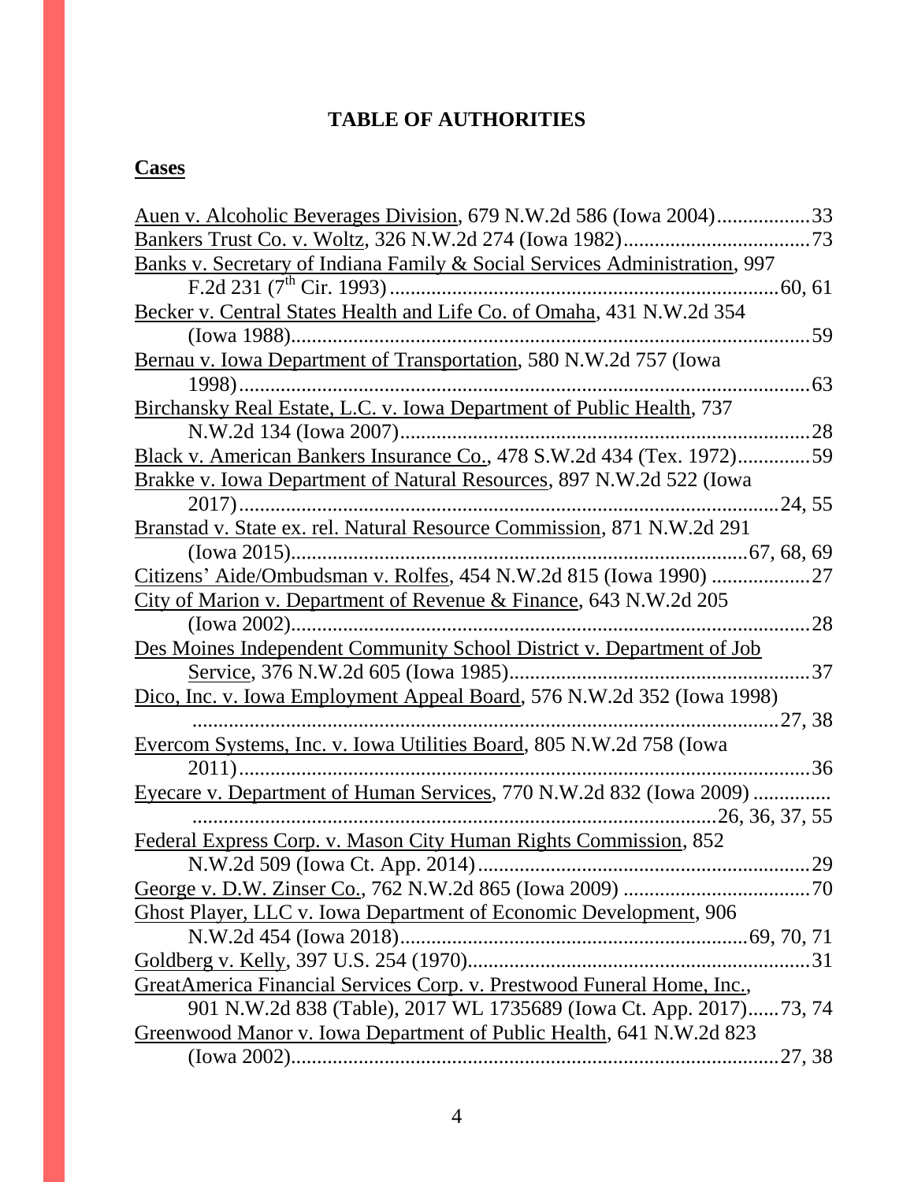# TABLE OF AUTHORITIES

## Cases

Auen v. Alcoholic Beverages Division, 679 N.W.2d 586 (Iowa 2004)..................33

Bankers Trust Co. v. Woltz, 326 N.W.2d 274 (Iowa 1982)....................................73

Banks v. Secretary of Indiana Family & Social Services Administration, 997 F.2d 231 (7th Cir. 1993)..........................................................................60, 61

Becker v. Central States Health and Life Co. of Omaha, 431 N.W.2d 354 (Iowa 1988)...................................................................................................59

Bernau v. Iowa Department of Transportation, 580 N.W.2d 757 (Iowa 1998)............................................................................................................63

Birchansky Real Estate, L.C. v. Iowa Department of Public Health, 737 N.W.2d 134 (Iowa 2007)..............................................................................28

Black v. American Bankers Insurance Co., 478 S.W.2d 434 (Tex. 1972)..............59

Brakke v. Iowa Department of Natural Resources, 897 N.W.2d 522 (Iowa 2017)......................................................................................................24, 55

Branstad v. State ex. rel. Natural Resource Commission, 871 N.W.2d 291 (Iowa 2015).....................................................................................67, 68, 69

Citizens' Aide/Ombudsman v. Rolfes, 454 N.W.2d 815 (Iowa 1990) ...................27

City of Marion v. Department of Revenue & Finance, 643 N.W.2d 205 (Iowa 2002)...................................................................................................28

Des Moines Independent Community School District v. Department of Job Service, 376 N.W.2d 605 (Iowa 1985).........................................................37

Dico, Inc. v. Iowa Employment Appeal Board, 576 N.W.2d 352 (Iowa 1998) .................................................................................................................27, 38

Evercom Systems, Inc. v. Iowa Utilities Board, 805 N.W.2d 758 (Iowa 2011)............................................................................................................36

Eyecare v. Department of Human Services, 770 N.W.2d 832 (Iowa 2009) .............. ....................................................................................................26, 36, 37, 55

Federal Express Corp. v. Mason City Human Rights Commission, 852 N.W.2d 509 (Iowa Ct. App. 2014)...............................................................29

George v. D.W. Zinser Co., 762 N.W.2d 865 (Iowa 2009) ....................................70

Ghost Player, LLC v. Iowa Department of Economic Development, 906 N.W.2d 454 (Iowa 2018)...............................................................69, 70, 71

Goldberg v. Kelly, 397 U.S. 254 (1970).................................................................31

GreatAmerica Financial Services Corp. v. Prestwood Funeral Home, Inc., 901 N.W.2d 838 (Table), 2017 WL 1735689 (Iowa Ct. App. 2017)......73, 74

Greenwood Manor v. Iowa Department of Public Health, 641 N.W.2d 823 (Iowa 2002)...........................................................................................27, 38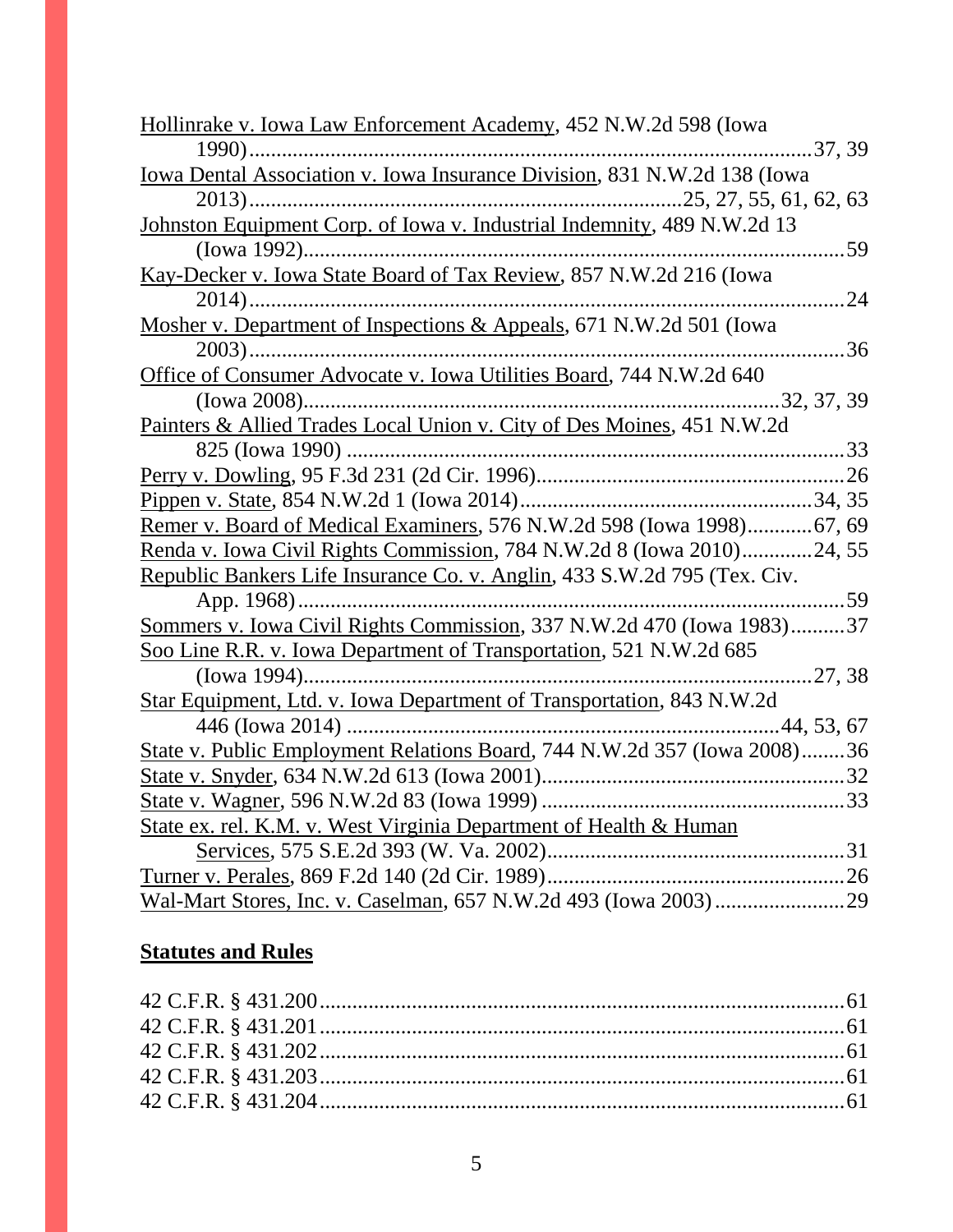Hollinrake v. Iowa Law Enforcement Academy, 452 N.W.2d 598 (Iowa 1990)....................................................................................................37, 39

Iowa Dental Association v. Iowa Insurance Division, 831 N.W.2d 138 (Iowa 2013)..............................................................................25, 27, 55, 61, 62, 63

Johnston Equipment Corp. of Iowa v. Industrial Indemnity, 489 N.W.2d 13 (Iowa 1992)..................................................................................................59

Kay-Decker v. Iowa State Board of Tax Review, 857 N.W.2d 216 (Iowa 2014)............................................................................................................24

Mosher v. Department of Inspections & Appeals, 671 N.W.2d 501 (Iowa 2003)............................................................................................................36

Office of Consumer Advocate v. Iowa Utilities Board, 744 N.W.2d 640 (Iowa 2008)..................................................................................32, 37, 39

Painters & Allied Trades Local Union v. City of Des Moines, 451 N.W.2d 825 (Iowa 1990) ...........................................................................................33

Perry v. Dowling, 95 F.3d 231 (2d Cir. 1996)........................................................26

Pippen v. State, 854 N.W.2d 1 (Iowa 2014).....................................................34, 35

Remer v. Board of Medical Examiners, 576 N.W.2d 598 (Iowa 1998)............67, 69

Renda v. Iowa Civil Rights Commission, 784 N.W.2d 8 (Iowa 2010).............24, 55

Republic Bankers Life Insurance Co. v. Anglin, 433 S.W.2d 795 (Tex. Civ. App. 1968)....................................................................................................59

Sommers v. Iowa Civil Rights Commission, 337 N.W.2d 470 (Iowa 1983)..........37

Soo Line R.R. v. Iowa Department of Transportation, 521 N.W.2d 685 (Iowa 1994)..........................................................................................27, 38

Star Equipment, Ltd. v. Iowa Department of Transportation, 843 N.W.2d 446 (Iowa 2014) ..............................................................................44, 53, 67

State v. Public Employment Relations Board, 744 N.W.2d 357 (Iowa 2008)........36

State v. Snyder, 634 N.W.2d 613 (Iowa 2001)........................................................32

State v. Wagner, 596 N.W.2d 83 (Iowa 1999) .......................................................33

State ex. rel. K.M. v. West Virginia Department of Health & Human Services, 575 S.E.2d 393 (W. Va. 2002).......................................................31

Turner v. Perales, 869 F.2d 140 (2d Cir. 1989).......................................................26

Wal-Mart Stores, Inc. v. Caselman, 657 N.W.2d 493 (Iowa 2003)........................29

## Statutes and Rules

42 C.F.R. § 431.200................................................................................................61

42 C.F.R. § 431.201................................................................................................61

42 C.F.R. § 431.202................................................................................................61

42 C.F.R. § 431.203................................................................................................61

42 C.F.R. § 431.204................................................................................................61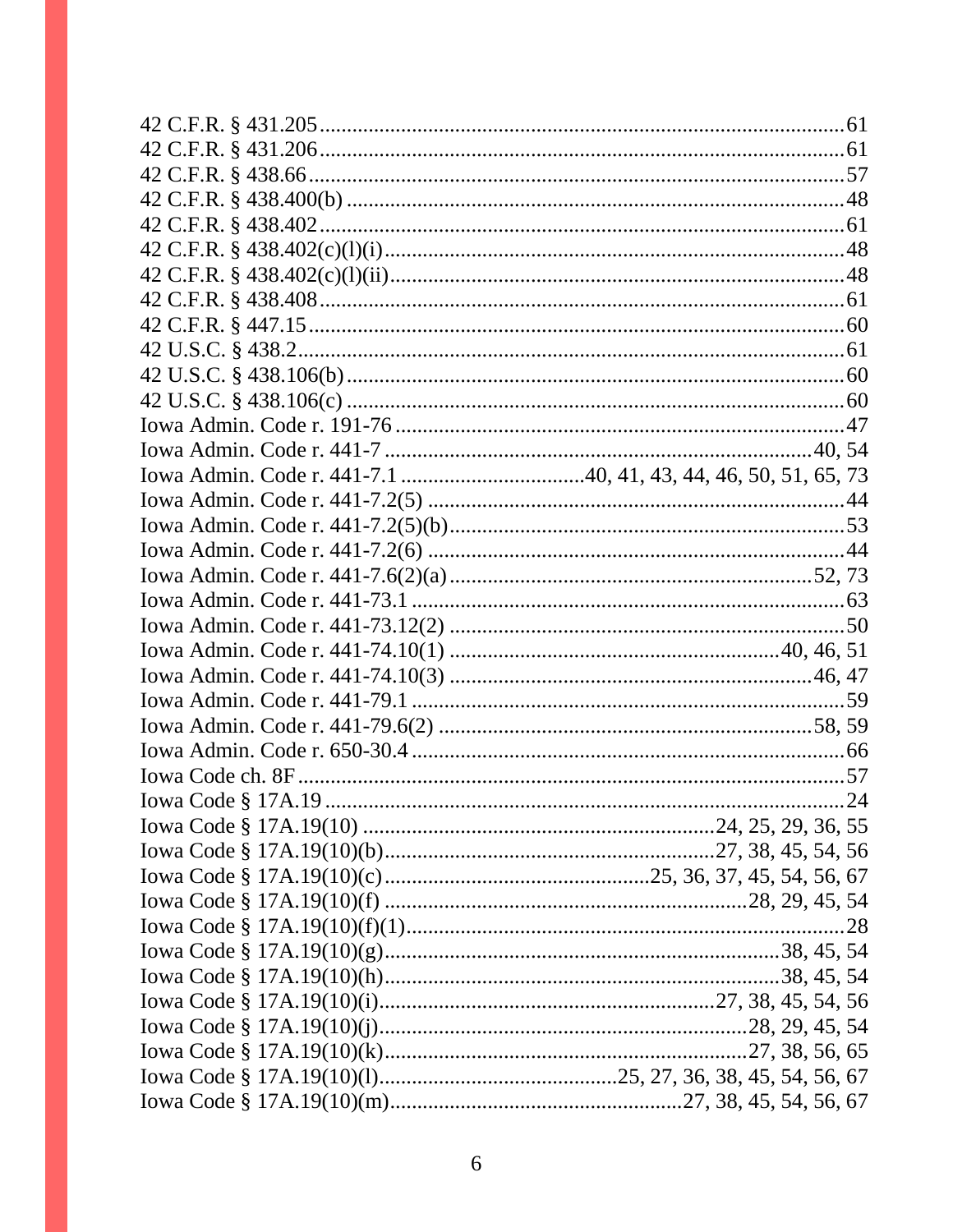42 C.F.R. § 431.205 ........................................................................................ 61
42 C.F.R. § 431.206 ........................................................................................ 61
42 C.F.R. § 438.66 .......................................................................................... 57
42 C.F.R. § 438.400(b) ................................................................................... 48
42 C.F.R. § 438.402 ........................................................................................ 61
42 C.F.R. § 438.402(c)(l)(i) ............................................................................. 48
42 C.F.R. § 438.402(c)(l)(ii) ............................................................................ 48
42 C.F.R. § 438.408 ........................................................................................ 61
42 C.F.R. § 447.15 .......................................................................................... 60
42 U.S.C. § 438.2 ............................................................................................ 61
42 U.S.C. § 438.106(b) .................................................................................... 60
42 U.S.C. § 438.106(c) .................................................................................... 60
Iowa Admin. Code r. 191-76 ............................................................................ 47
Iowa Admin. Code r. 441-7 ........................................................................ 40, 54
Iowa Admin. Code r. 441-7.1 ................................ 40, 41, 43, 44, 46, 50, 51, 65, 73
Iowa Admin. Code r. 441-7.2(5) ....................................................................... 44
Iowa Admin. Code r. 441-7.2(5)(b) ................................................................... 53
Iowa Admin. Code r. 441-7.2(6) ....................................................................... 44
Iowa Admin. Code r. 441-7.6(2)(a) ............................................................. 52, 73
Iowa Admin. Code r. 441-73.1 .......................................................................... 63
Iowa Admin. Code r. 441-73.12(2) .................................................................... 50
Iowa Admin. Code r. 441-74.10(1) ......................................................... 40, 46, 51
Iowa Admin. Code r. 441-74.10(3) .............................................................. 46, 47
Iowa Admin. Code r. 441-79.1 .......................................................................... 59
Iowa Admin. Code r. 441-79.6(2) ................................................................ 58, 59
Iowa Admin. Code r. 650-30.4 .......................................................................... 66
Iowa Code ch. 8F .............................................................................................. 57
Iowa Code § 17A.19 .......................................................................................... 24
Iowa Code § 17A.19(10) ........................................................ 24, 25, 29, 36, 55
Iowa Code § 17A.19(10)(b) ..................................................... 27, 38, 45, 54, 56
Iowa Code § 17A.19(10)(c) ............................................... 25, 36, 37, 45, 54, 56, 67
Iowa Code § 17A.19(10)(f) ................................................................ 28, 29, 45, 54
Iowa Code § 17A.19(10)(f)(1) ............................................................................ 28
Iowa Code § 17A.19(10)(g) ....................................................................... 38, 45, 54
Iowa Code § 17A.19(10)(h) ....................................................................... 38, 45, 54
Iowa Code § 17A.19(10)(i) ............................................................ 27, 38, 45, 54, 56
Iowa Code § 17A.19(10)(j) ................................................................. 28, 29, 45, 54
Iowa Code § 17A.19(10)(k) ................................................................ 27, 38, 56, 65
Iowa Code § 17A.19(10)(l) ........................................... 25, 27, 36, 38, 45, 54, 56, 67
Iowa Code § 17A.19(10)(m) ................................................... 27, 38, 45, 54, 56, 67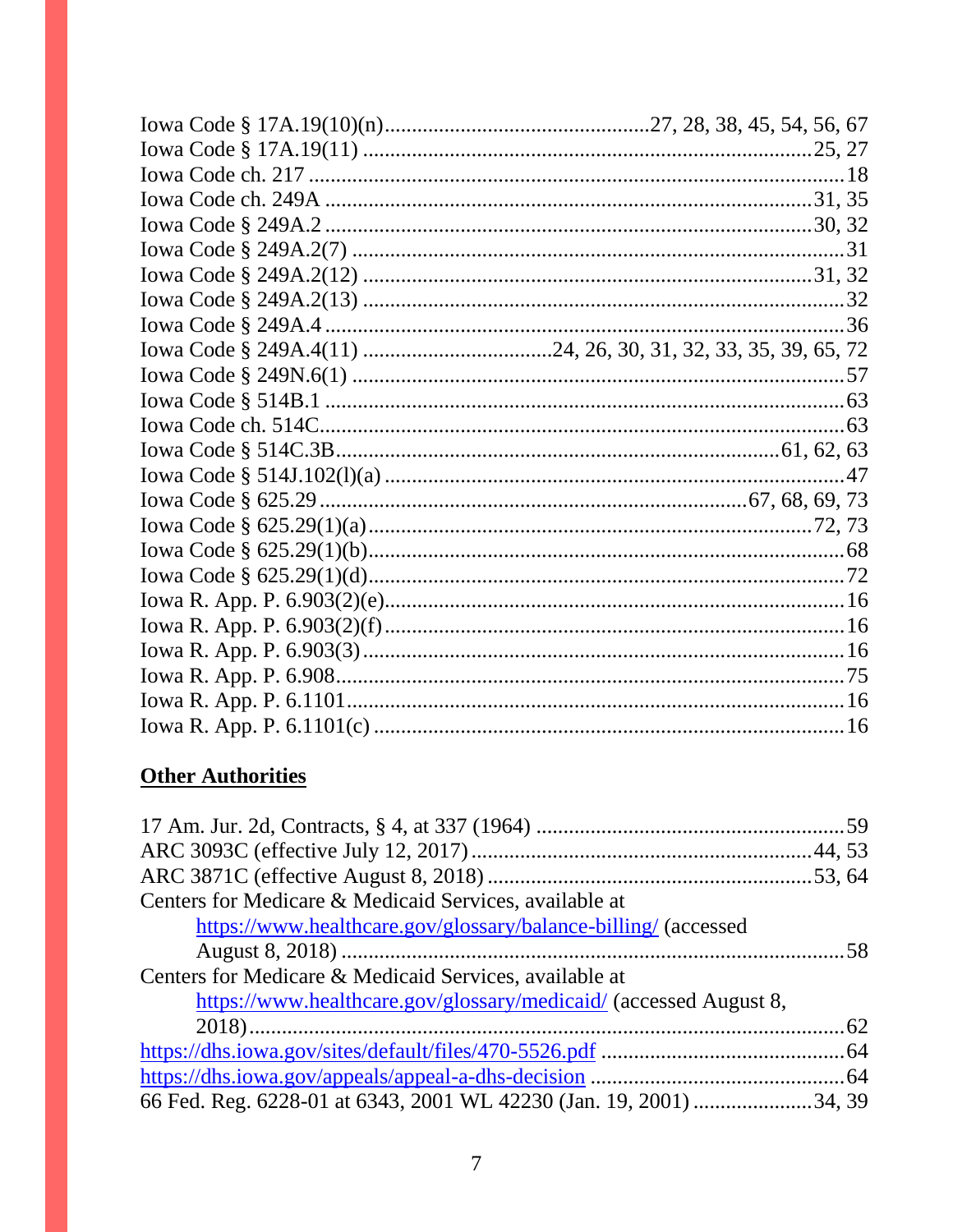Iowa Code § 17A.19(10)(n) ............................................27, 28, 38, 45, 54, 56, 67
Iowa Code § 17A.19(11) ..................................................................................25, 27
Iowa Code ch. 217 ................................................................................................18
Iowa Code ch. 249A .........................................................................................31, 35
Iowa Code § 249A.2 .........................................................................................30, 32
Iowa Code § 249A.2(7) ..........................................................................................31
Iowa Code § 249A.2(12) ...................................................................................31, 32
Iowa Code § 249A.2(13) ........................................................................................32
Iowa Code § 249A.4 ..............................................................................................36
Iowa Code § 249A.4(11) ..................................24, 26, 30, 31, 32, 33, 35, 39, 65, 72
Iowa Code § 249N.6(1) ..........................................................................................57
Iowa Code § 514B.1 ...............................................................................................63
Iowa Code ch. 514C................................................................................................63
Iowa Code § 514C.3B...................................................................................61, 62, 63
Iowa Code § 514J.102(l)(a) ....................................................................................47
Iowa Code § 625.29 .............................................................................67, 68, 69, 73
Iowa Code § 625.29(1)(a)...................................................................................72, 73
Iowa Code § 625.29(1)(b)........................................................................................68
Iowa Code § 625.29(1)(d).........................................................................................72
Iowa R. App. P. 6.903(2)(e)......................................................................................16
Iowa R. App. P. 6.903(2)(f).......................................................................................16
Iowa R. App. P. 6.903(3)..........................................................................................16
Iowa R. App. P. 6.908..............................................................................................75
Iowa R. App. P. 6.1101............................................................................................16
Iowa R. App. P. 6.1101(c) ........................................................................................16

## Other Authorities

17 Am. Jur. 2d, Contracts, § 4, at 337 (1964) ..........................................................59
ARC 3093C (effective July 12, 2017) ...............................................................44, 53
ARC 3871C (effective August 8, 2018) .............................................................53, 64
Centers for Medicare & Medicaid Services, available at
    https://www.healthcare.gov/glossary/balance-billing/ (accessed
    August 8, 2018) .................................................................................................58
Centers for Medicare & Medicaid Services, available at
    https://www.healthcare.gov/glossary/medicaid/ (accessed August 8,
    2018)...................................................................................................................62
https://dhs.iowa.gov/sites/default/files/470-5526.pdf ...............................................64
https://dhs.iowa.gov/appeals/appeal-a-dhs-decision ................................................64
66 Fed. Reg. 6228-01 at 6343, 2001 WL 42230 (Jan. 19, 2001) ........................34, 39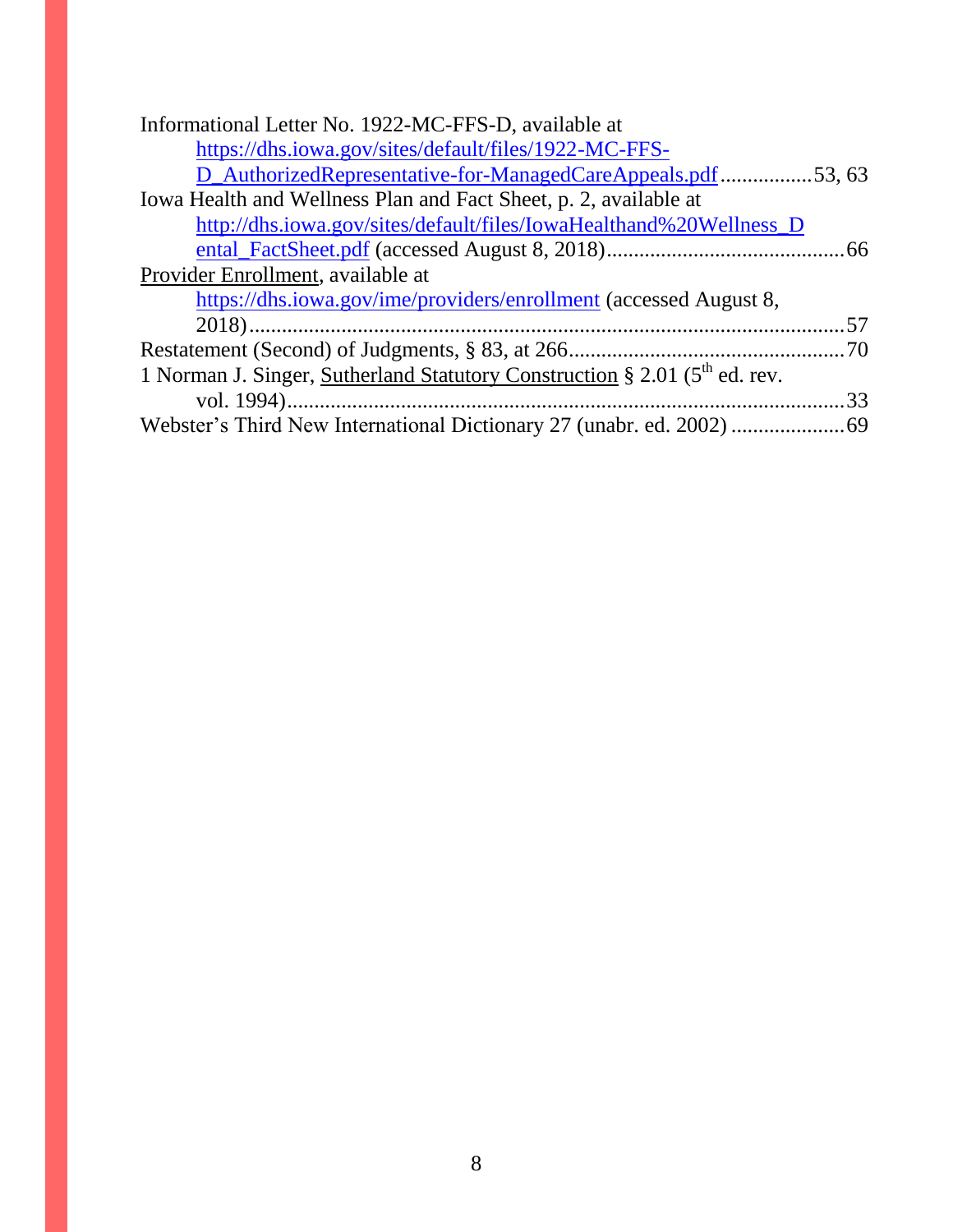Informational Letter No. 1922-MC-FFS-D, available at https://dhs.iowa.gov/sites/default/files/1922-MC-FFS-D_AuthorizedRepresentative-for-ManagedCareAppeals.pdf ................53, 63

Iowa Health and Wellness Plan and Fact Sheet, p. 2, available at http://dhs.iowa.gov/sites/default/files/IowaHealthand%20Wellness_Dental_FactSheet.pdf (accessed August 8, 2018)............................................66

<u>Provider Enrollment</u>, available at https://dhs.iowa.gov/ime/providers/enrollment (accessed August 8, 2018)..........................................................................................................57

Restatement (Second) of Judgments, § 83, at 266..................................................70

1 Norman J. Singer, <u>Sutherland Statutory Construction</u> § 2.01 (5th ed. rev. vol. 1994)..................................................................................................33

Webster's Third New International Dictionary 27 (unabr. ed. 2002) ....................69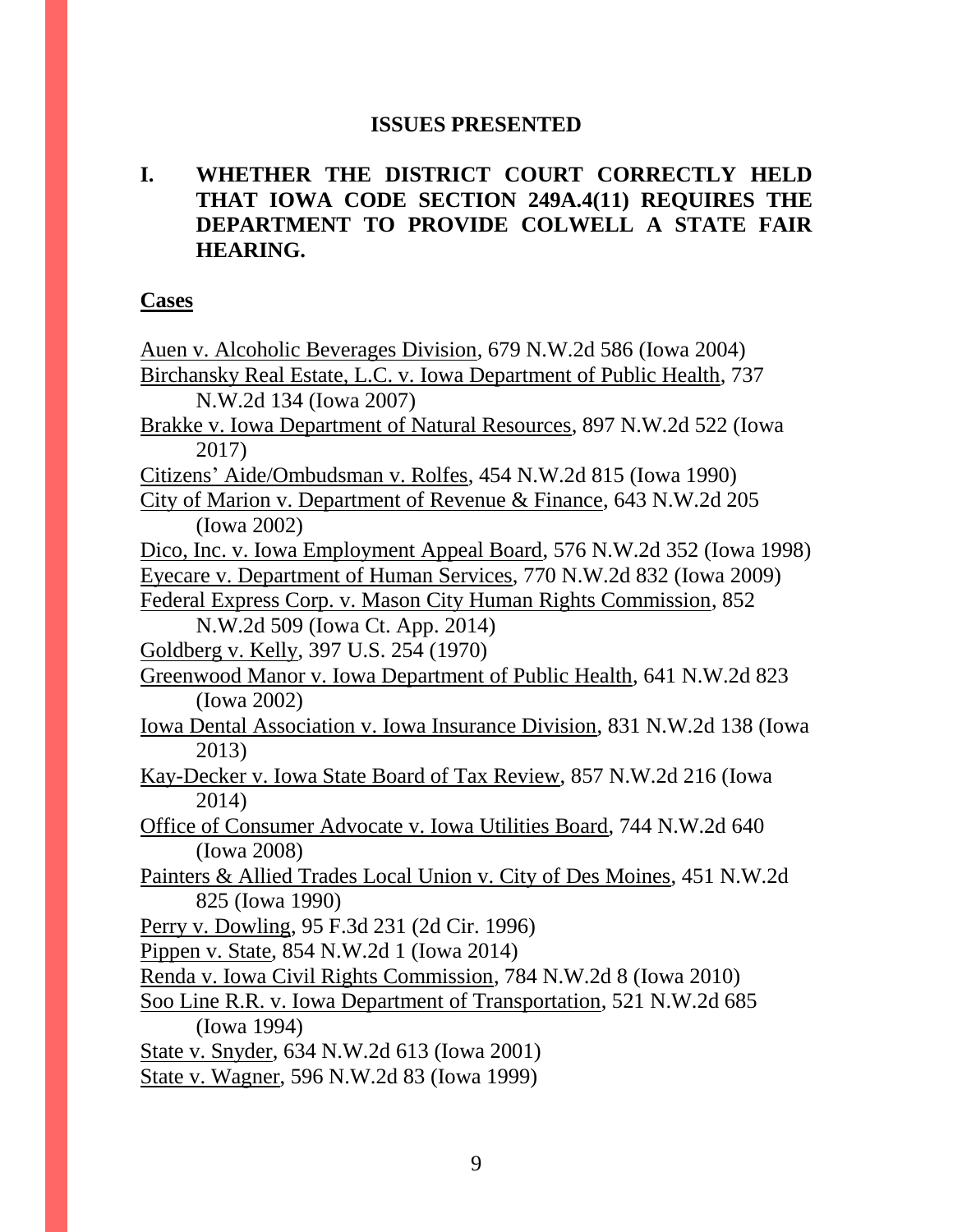## ISSUES PRESENTED

### I. WHETHER THE DISTRICT COURT CORRECTLY HELD THAT IOWA CODE SECTION 249A.4(11) REQUIRES THE DEPARTMENT TO PROVIDE COLWELL A STATE FAIR HEARING.

**Cases**

Auen v. Alcoholic Beverages Division, 679 N.W.2d 586 (Iowa 2004)
Birchansky Real Estate, L.C. v. Iowa Department of Public Health, 737 N.W.2d 134 (Iowa 2007)
Brakke v. Iowa Department of Natural Resources, 897 N.W.2d 522 (Iowa 2017)
Citizens' Aide/Ombudsman v. Rolfes, 454 N.W.2d 815 (Iowa 1990)
City of Marion v. Department of Revenue & Finance, 643 N.W.2d 205 (Iowa 2002)
Dico, Inc. v. Iowa Employment Appeal Board, 576 N.W.2d 352 (Iowa 1998)
Eyecare v. Department of Human Services, 770 N.W.2d 832 (Iowa 2009)
Federal Express Corp. v. Mason City Human Rights Commission, 852 N.W.2d 509 (Iowa Ct. App. 2014)
Goldberg v. Kelly, 397 U.S. 254 (1970)
Greenwood Manor v. Iowa Department of Public Health, 641 N.W.2d 823 (Iowa 2002)
Iowa Dental Association v. Iowa Insurance Division, 831 N.W.2d 138 (Iowa 2013)
Kay-Decker v. Iowa State Board of Tax Review, 857 N.W.2d 216 (Iowa 2014)
Office of Consumer Advocate v. Iowa Utilities Board, 744 N.W.2d 640 (Iowa 2008)
Painters & Allied Trades Local Union v. City of Des Moines, 451 N.W.2d 825 (Iowa 1990)
Perry v. Dowling, 95 F.3d 231 (2d Cir. 1996)
Pippen v. State, 854 N.W.2d 1 (Iowa 2014)
Renda v. Iowa Civil Rights Commission, 784 N.W.2d 8 (Iowa 2010)
Soo Line R.R. v. Iowa Department of Transportation, 521 N.W.2d 685 (Iowa 1994)
State v. Snyder, 634 N.W.2d 613 (Iowa 2001)
State v. Wagner, 596 N.W.2d 83 (Iowa 1999)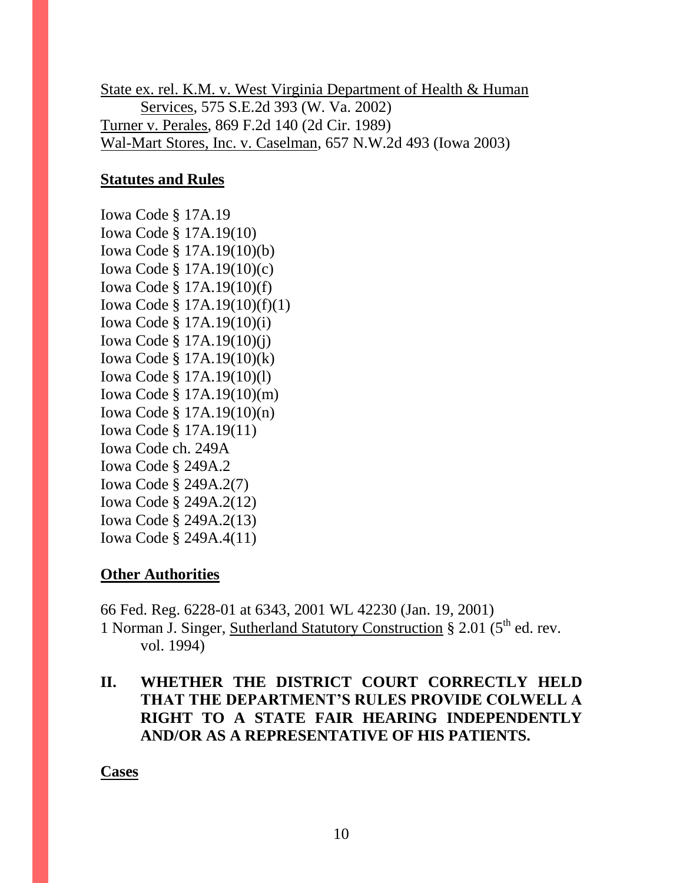State ex. rel. K.M. v. West Virginia Department of Health & Human Services, 575 S.E.2d 393 (W. Va. 2002)
Turner v. Perales, 869 F.2d 140 (2d Cir. 1989)
Wal-Mart Stores, Inc. v. Caselman, 657 N.W.2d 493 (Iowa 2003)

**Statutes and Rules**

Iowa Code § 17A.19
Iowa Code § 17A.19(10)
Iowa Code § 17A.19(10)(b)
Iowa Code § 17A.19(10)(c)
Iowa Code § 17A.19(10)(f)
Iowa Code § 17A.19(10)(f)(1)
Iowa Code § 17A.19(10)(i)
Iowa Code § 17A.19(10)(j)
Iowa Code § 17A.19(10)(k)
Iowa Code § 17A.19(10)(l)
Iowa Code § 17A.19(10)(m)
Iowa Code § 17A.19(10)(n)
Iowa Code § 17A.19(11)
Iowa Code ch. 249A
Iowa Code § 249A.2
Iowa Code § 249A.2(7)
Iowa Code § 249A.2(12)
Iowa Code § 249A.2(13)
Iowa Code § 249A.4(11)

**Other Authorities**

66 Fed. Reg. 6228-01 at 6343, 2001 WL 42230 (Jan. 19, 2001)
1 Norman J. Singer, Sutherland Statutory Construction § 2.01 (5th ed. rev. vol. 1994)

**II. WHETHER THE DISTRICT COURT CORRECTLY HELD THAT THE DEPARTMENT'S RULES PROVIDE COLWELL A RIGHT TO A STATE FAIR HEARING INDEPENDENTLY AND/OR AS A REPRESENTATIVE OF HIS PATIENTS.**

**Cases**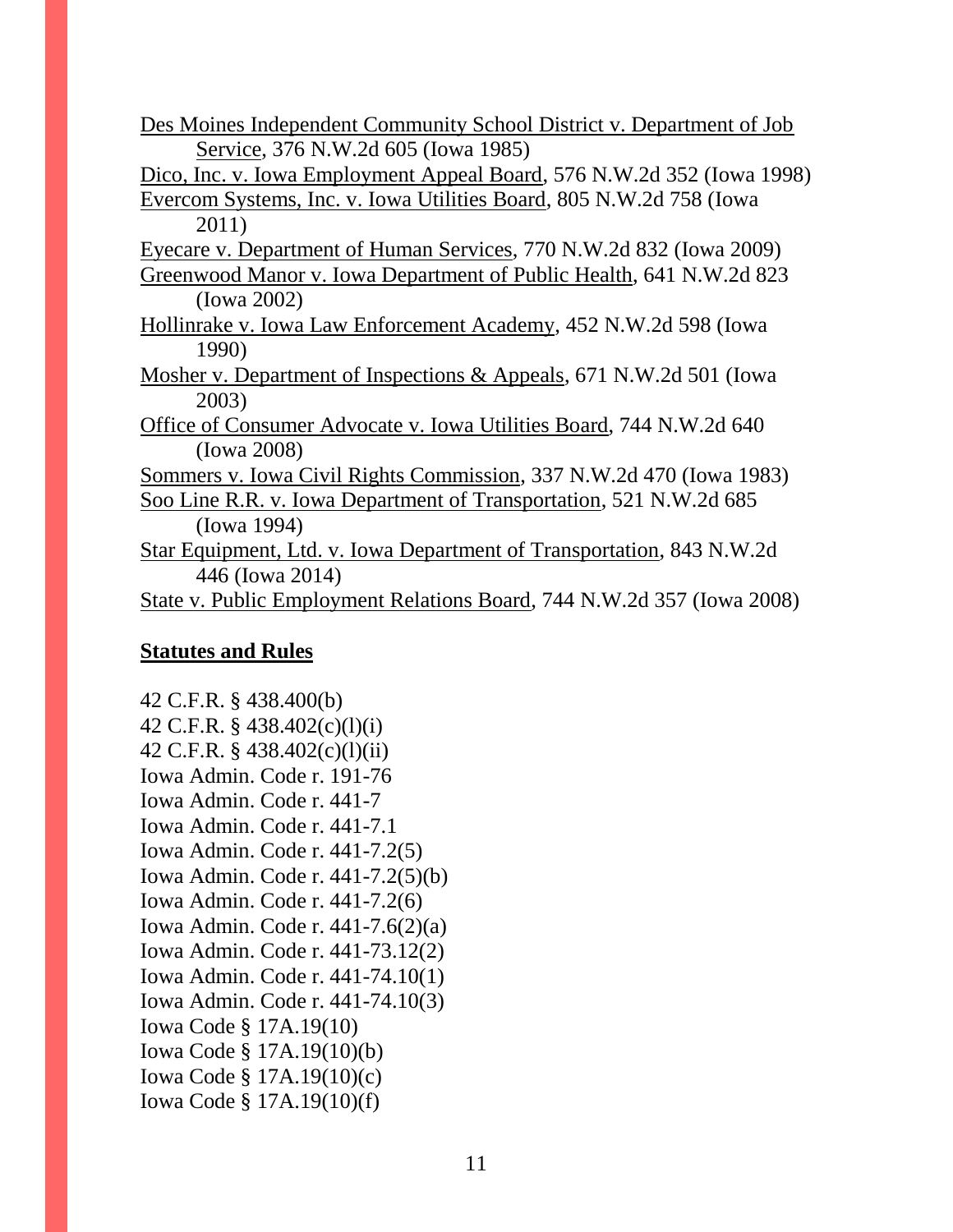Des Moines Independent Community School District v. Department of Job Service, 376 N.W.2d 605 (Iowa 1985)

Dico, Inc. v. Iowa Employment Appeal Board, 576 N.W.2d 352 (Iowa 1998)

Evercom Systems, Inc. v. Iowa Utilities Board, 805 N.W.2d 758 (Iowa 2011)

Eyecare v. Department of Human Services, 770 N.W.2d 832 (Iowa 2009)

Greenwood Manor v. Iowa Department of Public Health, 641 N.W.2d 823 (Iowa 2002)

Hollinrake v. Iowa Law Enforcement Academy, 452 N.W.2d 598 (Iowa 1990)

Mosher v. Department of Inspections & Appeals, 671 N.W.2d 501 (Iowa 2003)

Office of Consumer Advocate v. Iowa Utilities Board, 744 N.W.2d 640 (Iowa 2008)

Sommers v. Iowa Civil Rights Commission, 337 N.W.2d 470 (Iowa 1983)

Soo Line R.R. v. Iowa Department of Transportation, 521 N.W.2d 685 (Iowa 1994)

Star Equipment, Ltd. v. Iowa Department of Transportation, 843 N.W.2d 446 (Iowa 2014)

State v. Public Employment Relations Board, 744 N.W.2d 357 (Iowa 2008)

**Statutes and Rules**

42 C.F.R. § 438.400(b)
42 C.F.R. § 438.402(c)(l)(i)
42 C.F.R. § 438.402(c)(l)(ii)
Iowa Admin. Code r. 191-76
Iowa Admin. Code r. 441-7
Iowa Admin. Code r. 441-7.1
Iowa Admin. Code r. 441-7.2(5)
Iowa Admin. Code r. 441-7.2(5)(b)
Iowa Admin. Code r. 441-7.2(6)
Iowa Admin. Code r. 441-7.6(2)(a)
Iowa Admin. Code r. 441-73.12(2)
Iowa Admin. Code r. 441-74.10(1)
Iowa Admin. Code r. 441-74.10(3)
Iowa Code § 17A.19(10)
Iowa Code § 17A.19(10)(b)
Iowa Code § 17A.19(10)(c)
Iowa Code § 17A.19(10)(f)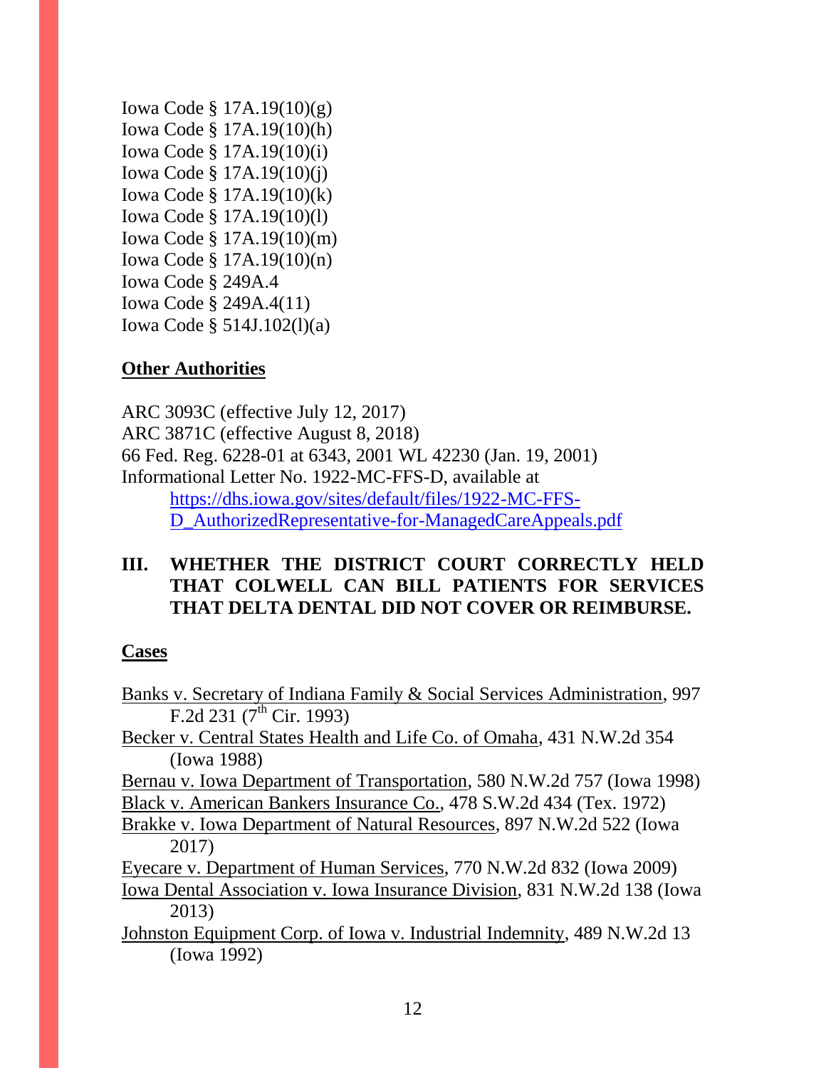Iowa Code § 17A.19(10)(g)
Iowa Code § 17A.19(10)(h)
Iowa Code § 17A.19(10)(i)
Iowa Code § 17A.19(10)(j)
Iowa Code § 17A.19(10)(k)
Iowa Code § 17A.19(10)(l)
Iowa Code § 17A.19(10)(m)
Iowa Code § 17A.19(10)(n)
Iowa Code § 249A.4
Iowa Code § 249A.4(11)
Iowa Code § 514J.102(l)(a)

**Other Authorities**

ARC 3093C (effective July 12, 2017)
ARC 3871C (effective August 8, 2018)
66 Fed. Reg. 6228-01 at 6343, 2001 WL 42230 (Jan. 19, 2001)
Informational Letter No. 1922-MC-FFS-D, available at https://dhs.iowa.gov/sites/default/files/1922-MC-FFS-D_AuthorizedRepresentative-for-ManagedCareAppeals.pdf

## III. WHETHER THE DISTRICT COURT CORRECTLY HELD THAT COLWELL CAN BILL PATIENTS FOR SERVICES THAT DELTA DENTAL DID NOT COVER OR REIMBURSE.

**Cases**

Banks v. Secretary of Indiana Family & Social Services Administration, 997 F.2d 231 (7th Cir. 1993)
Becker v. Central States Health and Life Co. of Omaha, 431 N.W.2d 354 (Iowa 1988)
Bernau v. Iowa Department of Transportation, 580 N.W.2d 757 (Iowa 1998)
Black v. American Bankers Insurance Co., 478 S.W.2d 434 (Tex. 1972)
Brakke v. Iowa Department of Natural Resources, 897 N.W.2d 522 (Iowa 2017)
Eyecare v. Department of Human Services, 770 N.W.2d 832 (Iowa 2009)
Iowa Dental Association v. Iowa Insurance Division, 831 N.W.2d 138 (Iowa 2013)
Johnston Equipment Corp. of Iowa v. Industrial Indemnity, 489 N.W.2d 13 (Iowa 1992)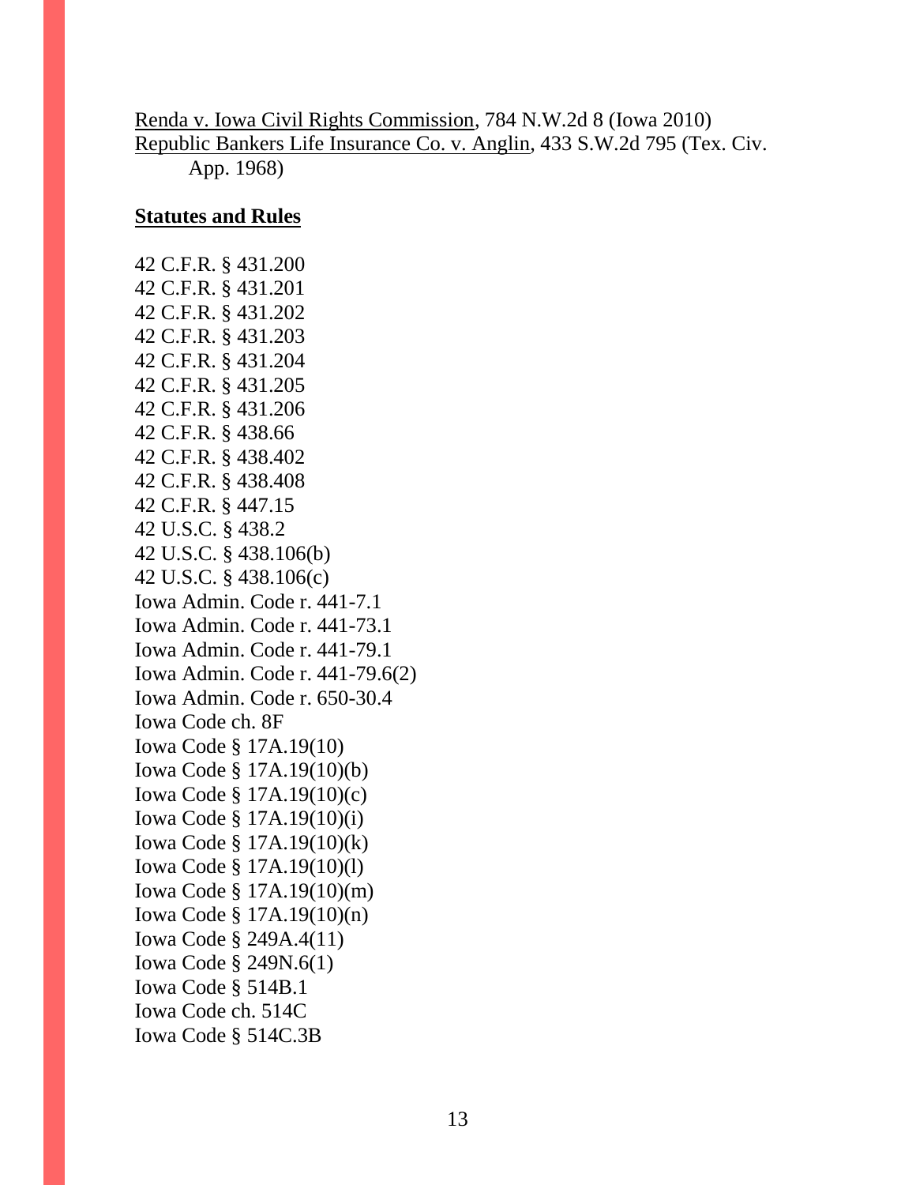Renda v. Iowa Civil Rights Commission, 784 N.W.2d 8 (Iowa 2010)
Republic Bankers Life Insurance Co. v. Anglin, 433 S.W.2d 795 (Tex. Civ. App. 1968)

**Statutes and Rules**

42 C.F.R. § 431.200
42 C.F.R. § 431.201
42 C.F.R. § 431.202
42 C.F.R. § 431.203
42 C.F.R. § 431.204
42 C.F.R. § 431.205
42 C.F.R. § 431.206
42 C.F.R. § 438.66
42 C.F.R. § 438.402
42 C.F.R. § 438.408
42 C.F.R. § 447.15
42 U.S.C. § 438.2
42 U.S.C. § 438.106(b)
42 U.S.C. § 438.106(c)
Iowa Admin. Code r. 441-7.1
Iowa Admin. Code r. 441-73.1
Iowa Admin. Code r. 441-79.1
Iowa Admin. Code r. 441-79.6(2)
Iowa Admin. Code r. 650-30.4
Iowa Code ch. 8F
Iowa Code § 17A.19(10)
Iowa Code § 17A.19(10)(b)
Iowa Code § 17A.19(10)(c)
Iowa Code § 17A.19(10)(i)
Iowa Code § 17A.19(10)(k)
Iowa Code § 17A.19(10)(l)
Iowa Code § 17A.19(10)(m)
Iowa Code § 17A.19(10)(n)
Iowa Code § 249A.4(11)
Iowa Code § 249N.6(1)
Iowa Code § 514B.1
Iowa Code ch. 514C
Iowa Code § 514C.3B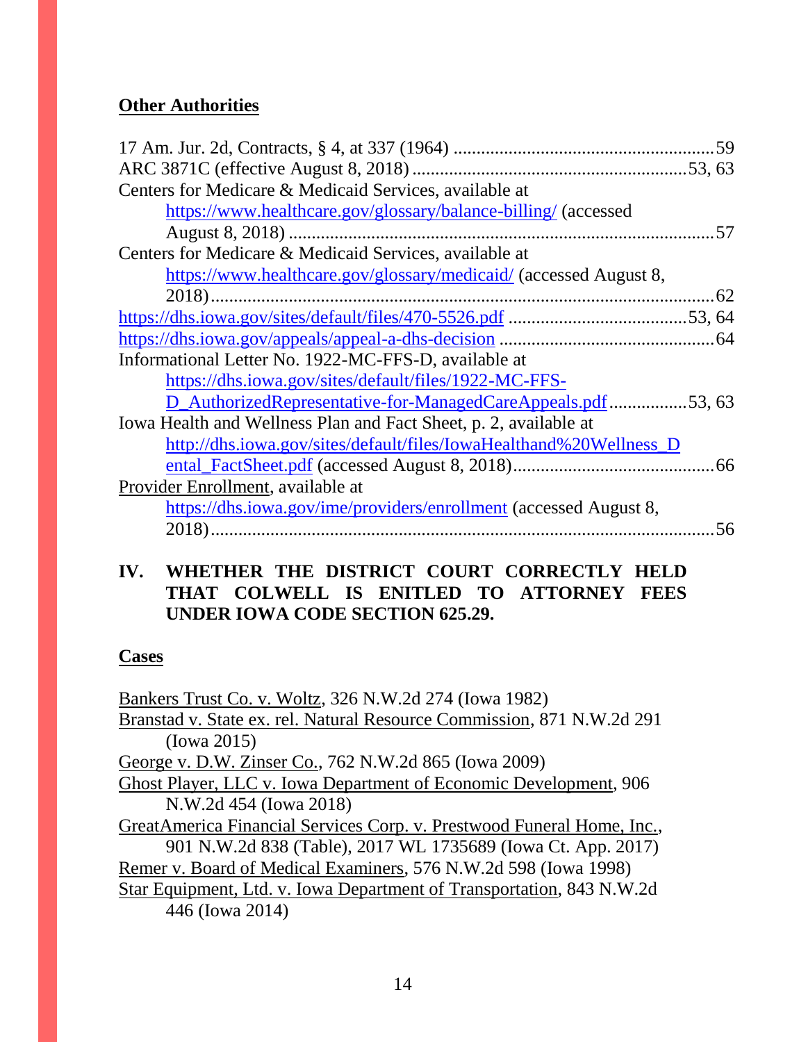**Other Authorities**

17 Am. Jur. 2d, Contracts, § 4, at 337 (1964) ........................................................59

ARC 3871C (effective August 8, 2018) ...........................................................53, 63

Centers for Medicare & Medicaid Services, available at https://www.healthcare.gov/glossary/balance-billing/ (accessed August 8, 2018) ...........................................................................................57

Centers for Medicare & Medicaid Services, available at https://www.healthcare.gov/glossary/medicaid/ (accessed August 8, 2018)..............................................................................................................62

https://dhs.iowa.gov/sites/default/files/470-5526.pdf .......................................53, 64

https://dhs.iowa.gov/appeals/appeal-a-dhs-decision ..............................................64

Informational Letter No. 1922-MC-FFS-D, available at https://dhs.iowa.gov/sites/default/files/1922-MC-FFS-D_AuthorizedRepresentative-for-ManagedCareAppeals.pdf.................53, 63

Iowa Health and Wellness Plan and Fact Sheet, p. 2, available at http://dhs.iowa.gov/sites/default/files/IowaHealthand%20Wellness_Dental_FactSheet.pdf (accessed August 8, 2018)............................................66

Provider Enrollment, available at https://dhs.iowa.gov/ime/providers/enrollment (accessed August 8, 2018)..............................................................................................................56

## IV. WHETHER THE DISTRICT COURT CORRECTLY HELD THAT COLWELL IS ENITLED TO ATTORNEY FEES UNDER IOWA CODE SECTION 625.29.

**Cases**

Bankers Trust Co. v. Woltz, 326 N.W.2d 274 (Iowa 1982)

Branstad v. State ex. rel. Natural Resource Commission, 871 N.W.2d 291 (Iowa 2015)

George v. D.W. Zinser Co., 762 N.W.2d 865 (Iowa 2009)

Ghost Player, LLC v. Iowa Department of Economic Development, 906 N.W.2d 454 (Iowa 2018)

GreatAmerica Financial Services Corp. v. Prestwood Funeral Home, Inc., 901 N.W.2d 838 (Table), 2017 WL 1735689 (Iowa Ct. App. 2017)

Remer v. Board of Medical Examiners, 576 N.W.2d 598 (Iowa 1998)

Star Equipment, Ltd. v. Iowa Department of Transportation, 843 N.W.2d 446 (Iowa 2014)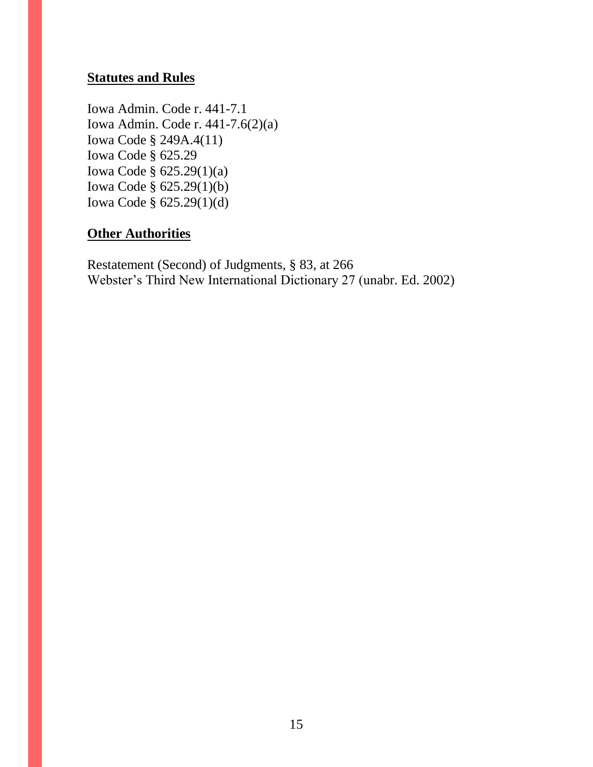**Statutes and Rules**

Iowa Admin. Code r. 441-7.1
Iowa Admin. Code r. 441-7.6(2)(a)
Iowa Code § 249A.4(11)
Iowa Code § 625.29
Iowa Code § 625.29(1)(a)
Iowa Code § 625.29(1)(b)
Iowa Code § 625.29(1)(d)

**Other Authorities**

Restatement (Second) of Judgments, § 83, at 266
Webster's Third New International Dictionary 27 (unabr. Ed. 2002)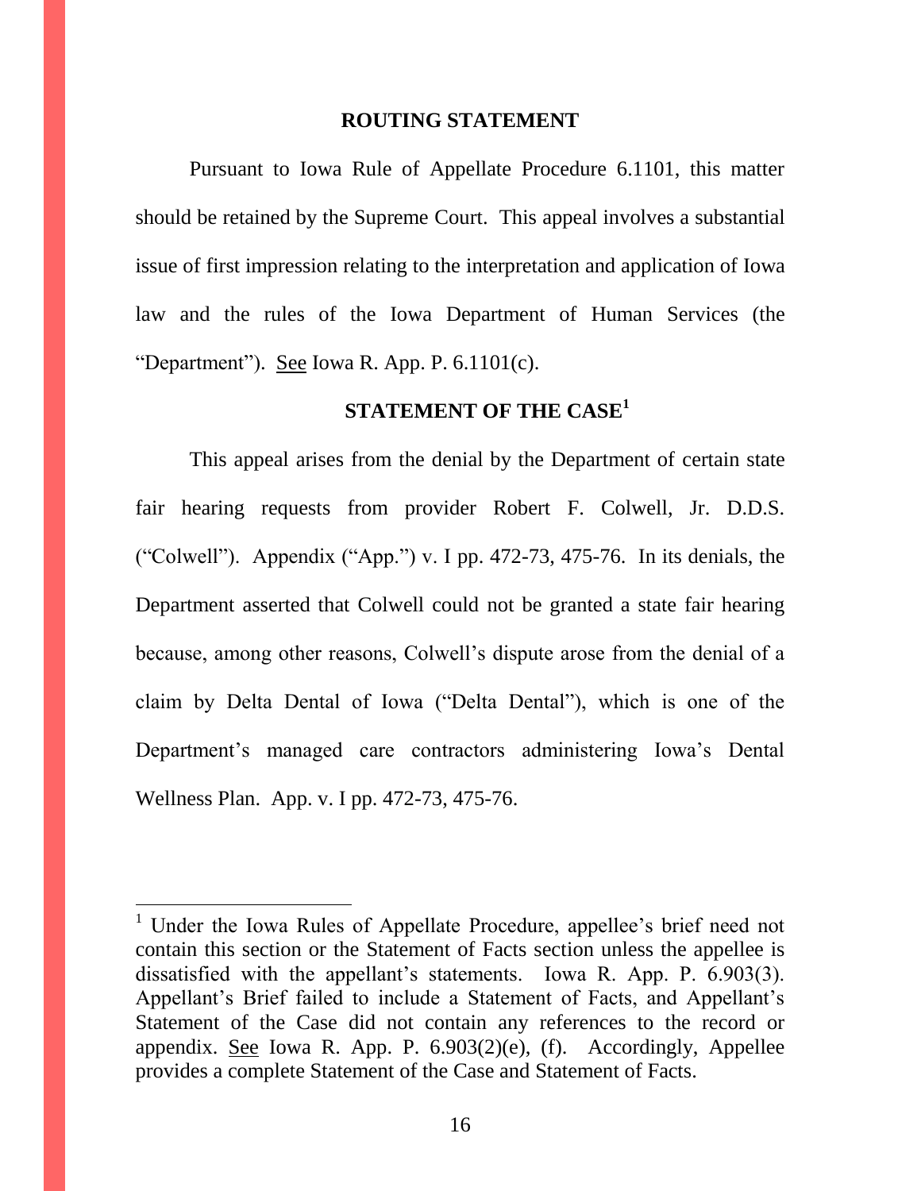## ROUTING STATEMENT

Pursuant to Iowa Rule of Appellate Procedure 6.1101, this matter should be retained by the Supreme Court. This appeal involves a substantial issue of first impression relating to the interpretation and application of Iowa law and the rules of the Iowa Department of Human Services (the "Department"). See Iowa R. App. P. 6.1101(c).

## STATEMENT OF THE CASE[1]

This appeal arises from the denial by the Department of certain state fair hearing requests from provider Robert F. Colwell, Jr. D.D.S. ("Colwell"). Appendix ("App.") v. I pp. 472-73, 475-76. In its denials, the Department asserted that Colwell could not be granted a state fair hearing because, among other reasons, Colwell's dispute arose from the denial of a claim by Delta Dental of Iowa ("Delta Dental"), which is one of the Department's managed care contractors administering Iowa's Dental Wellness Plan. App. v. I pp. 472-73, 475-76.

---

[1] Under the Iowa Rules of Appellate Procedure, appellee's brief need not contain this section or the Statement of Facts section unless the appellee is dissatisfied with the appellant's statements. Iowa R. App. P. 6.903(3). Appellant's Brief failed to include a Statement of Facts, and Appellant's Statement of the Case did not contain any references to the record or appendix. See Iowa R. App. P. 6.903(2)(e), (f). Accordingly, Appellee provides a complete Statement of the Case and Statement of Facts.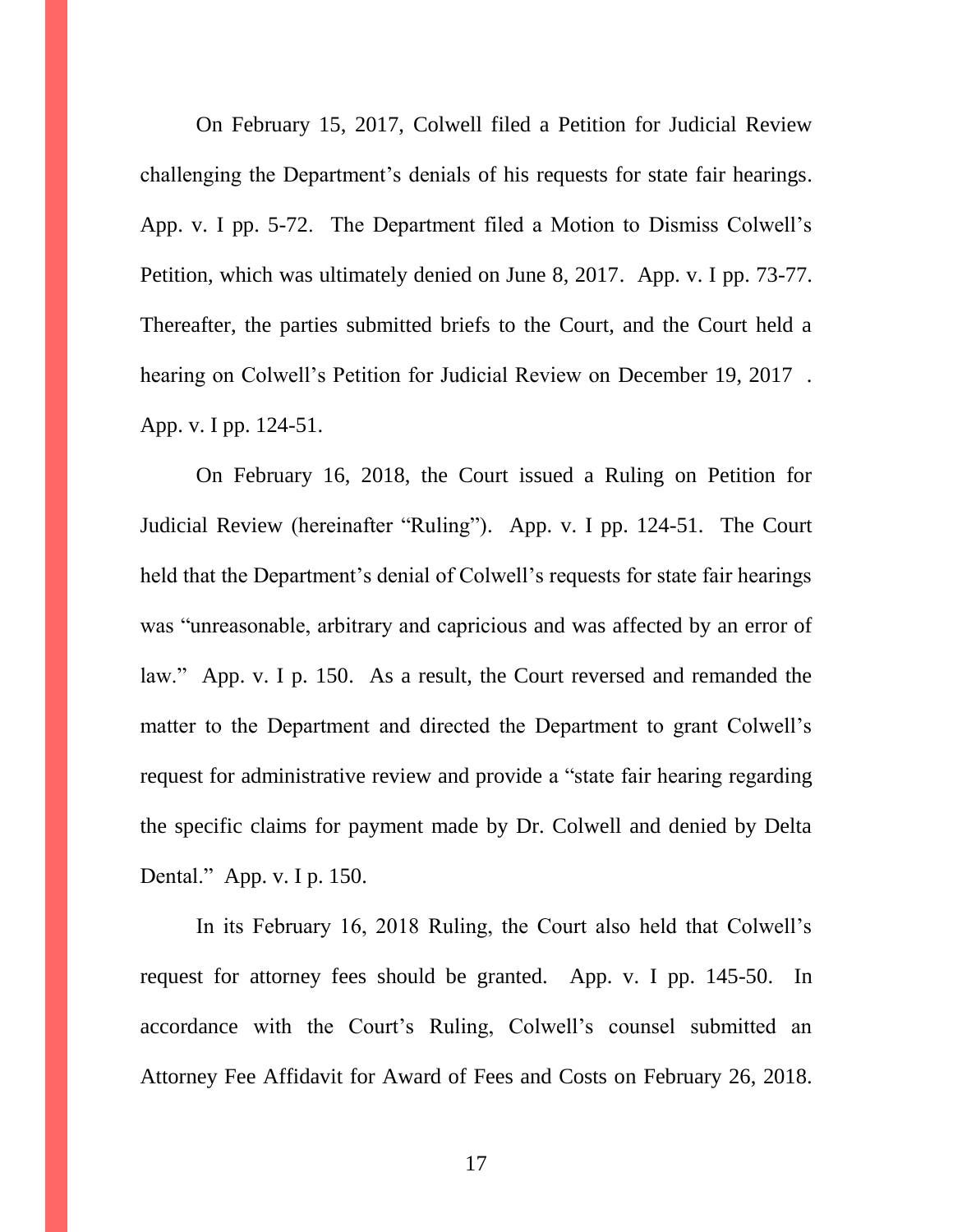On February 15, 2017, Colwell filed a Petition for Judicial Review challenging the Department's denials of his requests for state fair hearings. App. v. I pp. 5-72. The Department filed a Motion to Dismiss Colwell's Petition, which was ultimately denied on June 8, 2017. App. v. I pp. 73-77. Thereafter, the parties submitted briefs to the Court, and the Court held a hearing on Colwell's Petition for Judicial Review on December 19, 2017 . App. v. I pp. 124-51.

On February 16, 2018, the Court issued a Ruling on Petition for Judicial Review (hereinafter "Ruling"). App. v. I pp. 124-51. The Court held that the Department's denial of Colwell's requests for state fair hearings was "unreasonable, arbitrary and capricious and was affected by an error of law." App. v. I p. 150. As a result, the Court reversed and remanded the matter to the Department and directed the Department to grant Colwell's request for administrative review and provide a "state fair hearing regarding the specific claims for payment made by Dr. Colwell and denied by Delta Dental." App. v. I p. 150.

In its February 16, 2018 Ruling, the Court also held that Colwell's request for attorney fees should be granted. App. v. I pp. 145-50. In accordance with the Court's Ruling, Colwell's counsel submitted an Attorney Fee Affidavit for Award of Fees and Costs on February 26, 2018.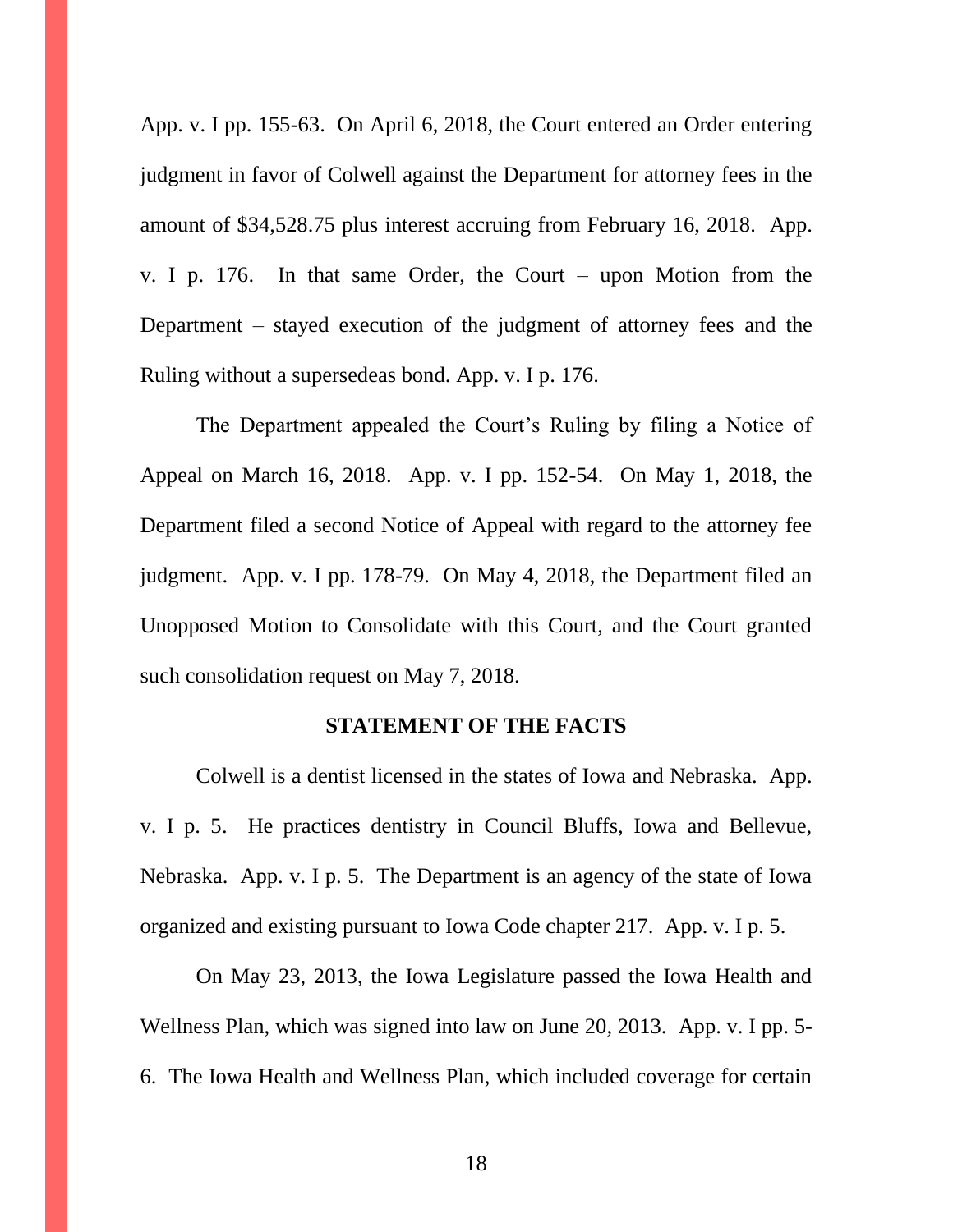App. v. I pp. 155-63. On April 6, 2018, the Court entered an Order entering judgment in favor of Colwell against the Department for attorney fees in the amount of $34,528.75 plus interest accruing from February 16, 2018. App. v. I p. 176. In that same Order, the Court – upon Motion from the Department – stayed execution of the judgment of attorney fees and the Ruling without a supersedeas bond. App. v. I p. 176.

The Department appealed the Court's Ruling by filing a Notice of Appeal on March 16, 2018. App. v. I pp. 152-54. On May 1, 2018, the Department filed a second Notice of Appeal with regard to the attorney fee judgment. App. v. I pp. 178-79. On May 4, 2018, the Department filed an Unopposed Motion to Consolidate with this Court, and the Court granted such consolidation request on May 7, 2018.

## STATEMENT OF THE FACTS

Colwell is a dentist licensed in the states of Iowa and Nebraska. App. v. I p. 5. He practices dentistry in Council Bluffs, Iowa and Bellevue, Nebraska. App. v. I p. 5. The Department is an agency of the state of Iowa organized and existing pursuant to Iowa Code chapter 217. App. v. I p. 5.

On May 23, 2013, the Iowa Legislature passed the Iowa Health and Wellness Plan, which was signed into law on June 20, 2013. App. v. I pp. 5-6. The Iowa Health and Wellness Plan, which included coverage for certain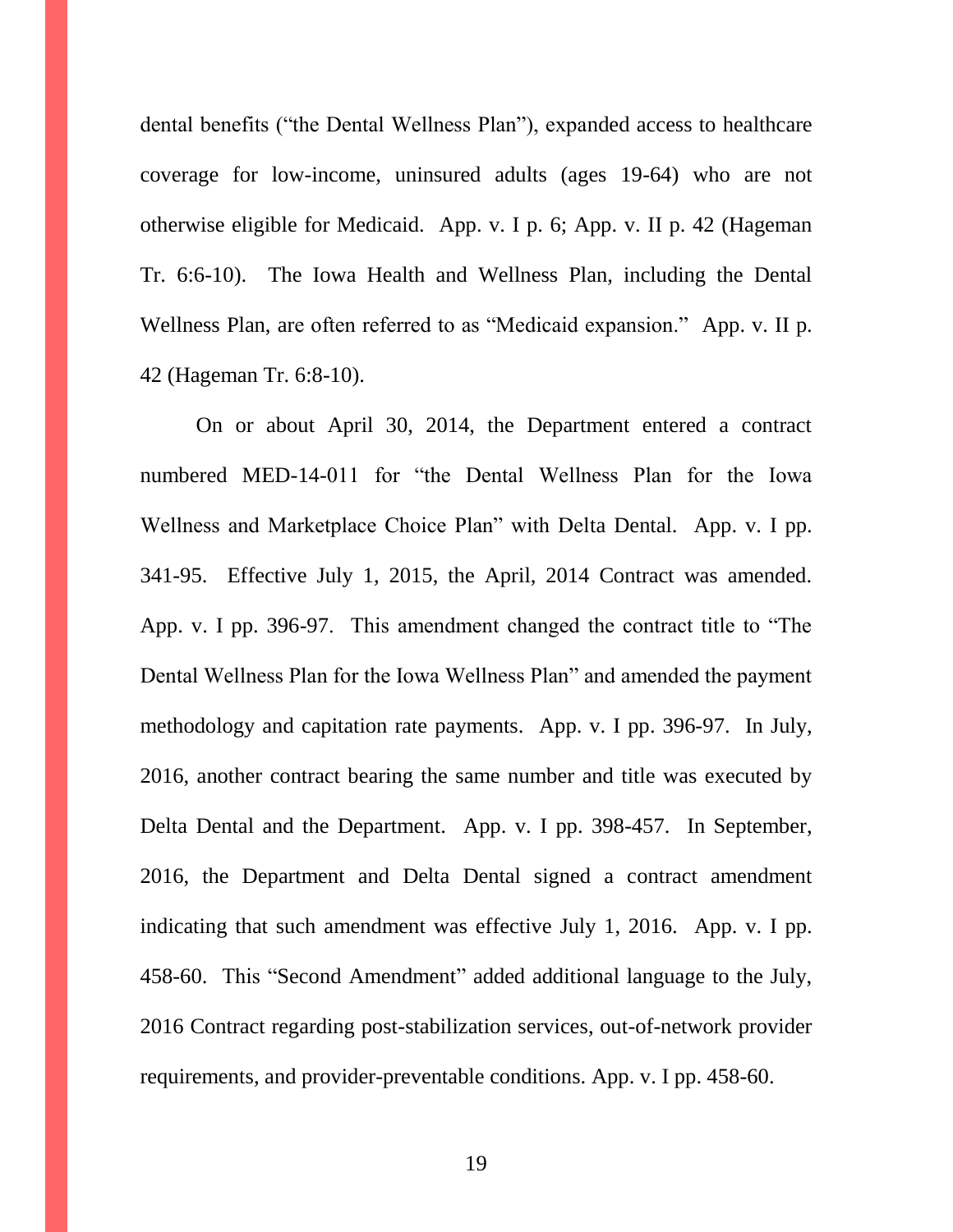dental benefits ("the Dental Wellness Plan"), expanded access to healthcare coverage for low-income, uninsured adults (ages 19-64) who are not otherwise eligible for Medicaid. App. v. I p. 6; App. v. II p. 42 (Hageman Tr. 6:6-10). The Iowa Health and Wellness Plan, including the Dental Wellness Plan, are often referred to as "Medicaid expansion." App. v. II p. 42 (Hageman Tr. 6:8-10).

On or about April 30, 2014, the Department entered a contract numbered MED-14-011 for "the Dental Wellness Plan for the Iowa Wellness and Marketplace Choice Plan" with Delta Dental. App. v. I pp. 341-95. Effective July 1, 2015, the April, 2014 Contract was amended. App. v. I pp. 396-97. This amendment changed the contract title to "The Dental Wellness Plan for the Iowa Wellness Plan" and amended the payment methodology and capitation rate payments. App. v. I pp. 396-97. In July, 2016, another contract bearing the same number and title was executed by Delta Dental and the Department. App. v. I pp. 398-457. In September, 2016, the Department and Delta Dental signed a contract amendment indicating that such amendment was effective July 1, 2016. App. v. I pp. 458-60. This "Second Amendment" added additional language to the July, 2016 Contract regarding post-stabilization services, out-of-network provider requirements, and provider-preventable conditions. App. v. I pp. 458-60.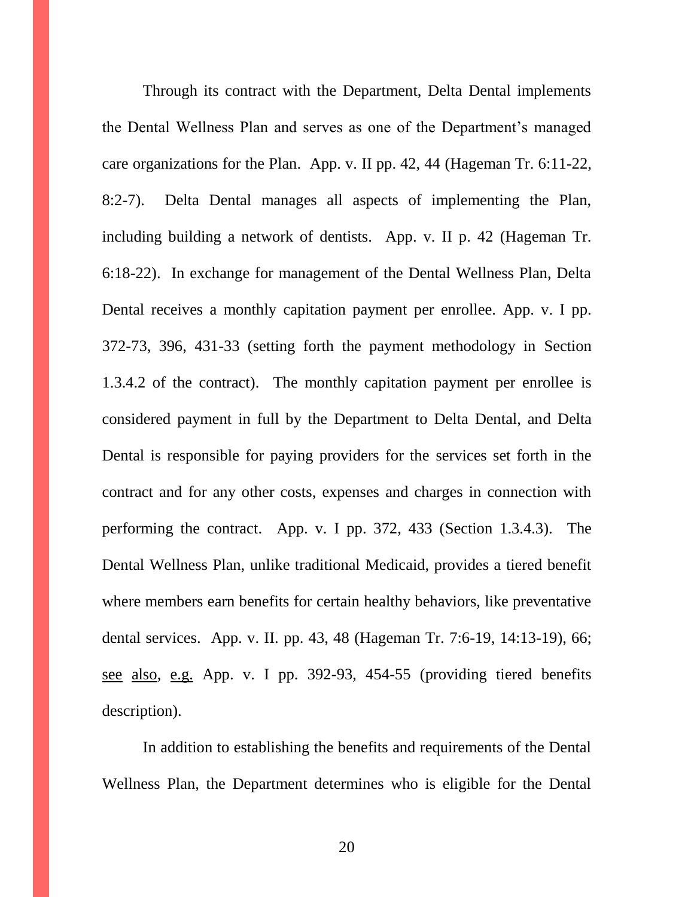Through its contract with the Department, Delta Dental implements the Dental Wellness Plan and serves as one of the Department's managed care organizations for the Plan. App. v. II pp. 42, 44 (Hageman Tr. 6:11-22, 8:2-7). Delta Dental manages all aspects of implementing the Plan, including building a network of dentists. App. v. II p. 42 (Hageman Tr. 6:18-22). In exchange for management of the Dental Wellness Plan, Delta Dental receives a monthly capitation payment per enrollee. App. v. I pp. 372-73, 396, 431-33 (setting forth the payment methodology in Section 1.3.4.2 of the contract). The monthly capitation payment per enrollee is considered payment in full by the Department to Delta Dental, and Delta Dental is responsible for paying providers for the services set forth in the contract and for any other costs, expenses and charges in connection with performing the contract. App. v. I pp. 372, 433 (Section 1.3.4.3). The Dental Wellness Plan, unlike traditional Medicaid, provides a tiered benefit where members earn benefits for certain healthy behaviors, like preventative dental services. App. v. II. pp. 43, 48 (Hageman Tr. 7:6-19, 14:13-19), 66; see also, e.g. App. v. I pp. 392-93, 454-55 (providing tiered benefits description).

In addition to establishing the benefits and requirements of the Dental Wellness Plan, the Department determines who is eligible for the Dental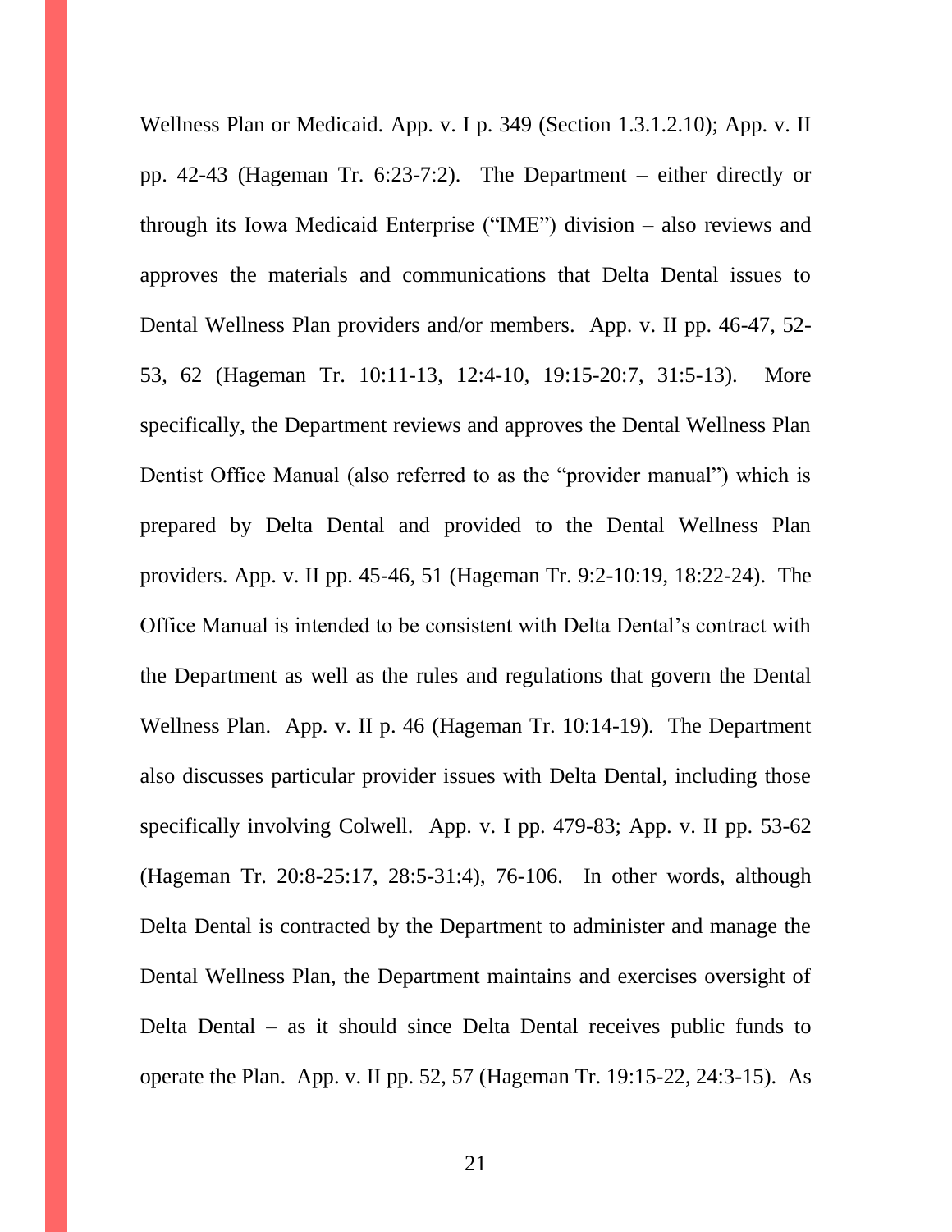Wellness Plan or Medicaid. App. v. I p. 349 (Section 1.3.1.2.10); App. v. II pp. 42-43 (Hageman Tr. 6:23-7:2). The Department – either directly or through its Iowa Medicaid Enterprise ("IME") division – also reviews and approves the materials and communications that Delta Dental issues to Dental Wellness Plan providers and/or members. App. v. II pp. 46-47, 52-53, 62 (Hageman Tr. 10:11-13, 12:4-10, 19:15-20:7, 31:5-13). More specifically, the Department reviews and approves the Dental Wellness Plan Dentist Office Manual (also referred to as the "provider manual") which is prepared by Delta Dental and provided to the Dental Wellness Plan providers. App. v. II pp. 45-46, 51 (Hageman Tr. 9:2-10:19, 18:22-24). The Office Manual is intended to be consistent with Delta Dental's contract with the Department as well as the rules and regulations that govern the Dental Wellness Plan. App. v. II p. 46 (Hageman Tr. 10:14-19). The Department also discusses particular provider issues with Delta Dental, including those specifically involving Colwell. App. v. I pp. 479-83; App. v. II pp. 53-62 (Hageman Tr. 20:8-25:17, 28:5-31:4), 76-106. In other words, although Delta Dental is contracted by the Department to administer and manage the Dental Wellness Plan, the Department maintains and exercises oversight of Delta Dental – as it should since Delta Dental receives public funds to operate the Plan. App. v. II pp. 52, 57 (Hageman Tr. 19:15-22, 24:3-15). As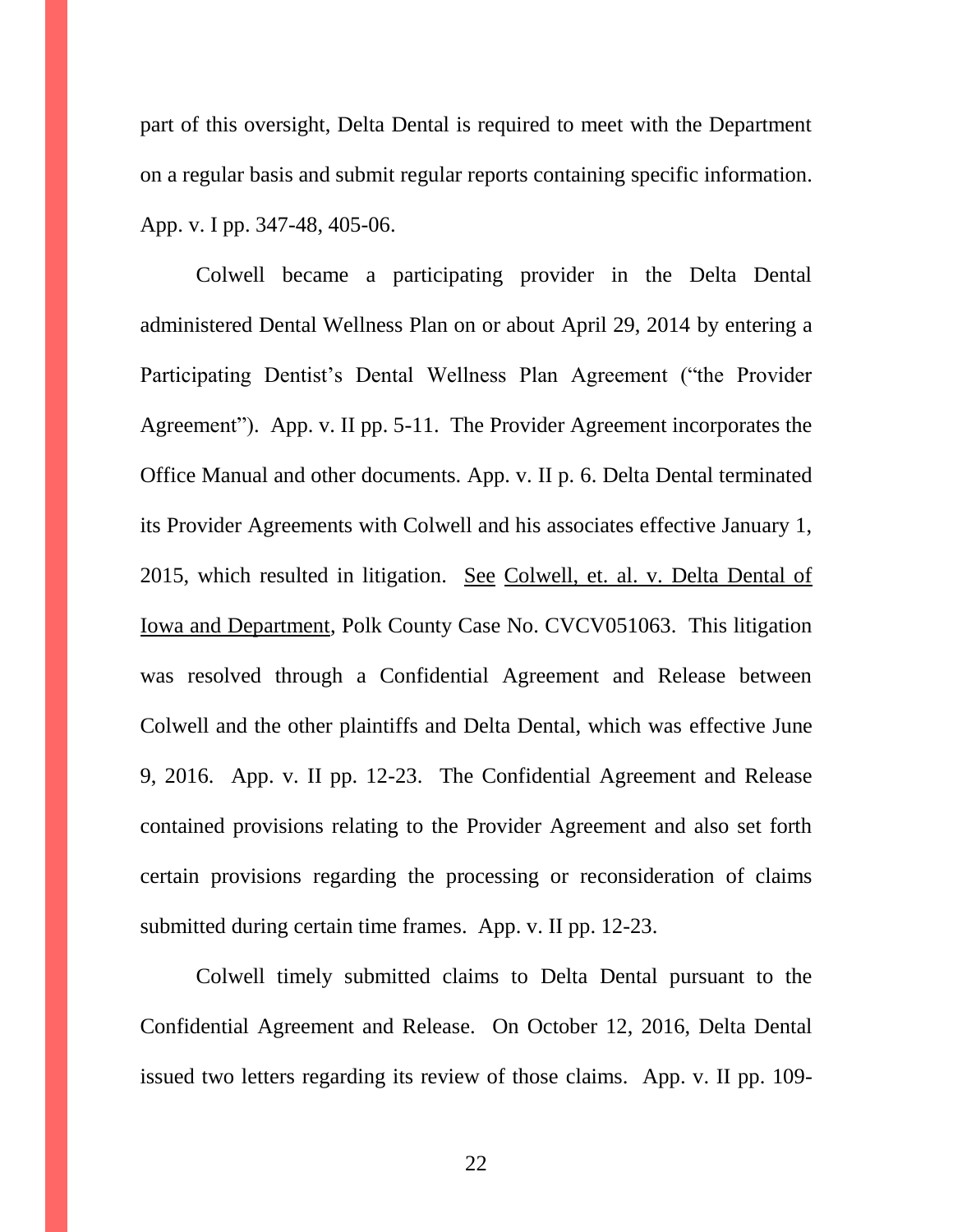part of this oversight, Delta Dental is required to meet with the Department on a regular basis and submit regular reports containing specific information. App. v. I pp. 347-48, 405-06.

Colwell became a participating provider in the Delta Dental administered Dental Wellness Plan on or about April 29, 2014 by entering a Participating Dentist's Dental Wellness Plan Agreement ("the Provider Agreement"). App. v. II pp. 5-11. The Provider Agreement incorporates the Office Manual and other documents. App. v. II p. 6. Delta Dental terminated its Provider Agreements with Colwell and his associates effective January 1, 2015, which resulted in litigation. <u>See</u> <u>Colwell, et. al. v. Delta Dental of Iowa and Department</u>, Polk County Case No. CVCV051063. This litigation was resolved through a Confidential Agreement and Release between Colwell and the other plaintiffs and Delta Dental, which was effective June 9, 2016. App. v. II pp. 12-23. The Confidential Agreement and Release contained provisions relating to the Provider Agreement and also set forth certain provisions regarding the processing or reconsideration of claims submitted during certain time frames. App. v. II pp. 12-23.

Colwell timely submitted claims to Delta Dental pursuant to the Confidential Agreement and Release. On October 12, 2016, Delta Dental issued two letters regarding its review of those claims. App. v. II pp. 109-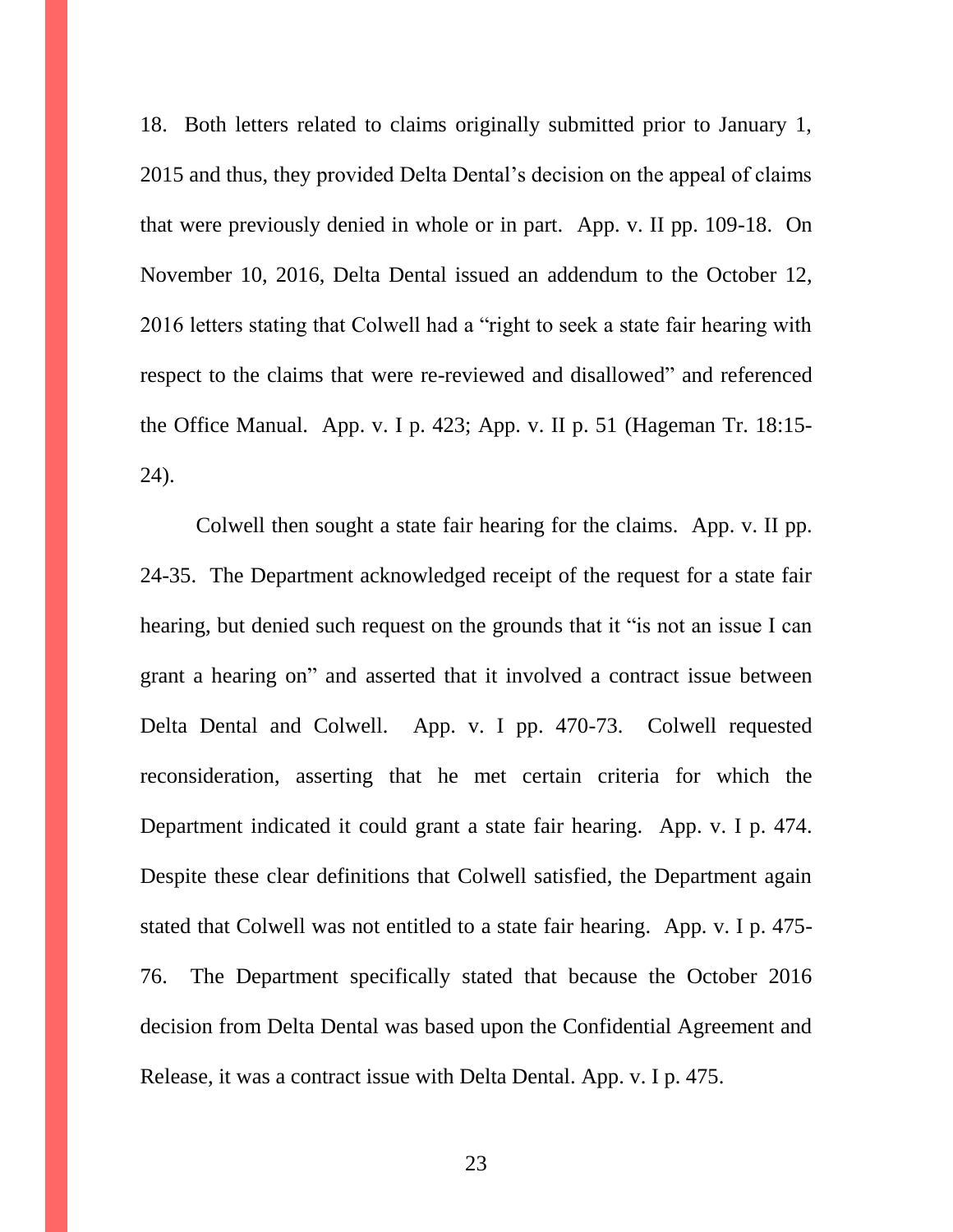18. Both letters related to claims originally submitted prior to January 1, 2015 and thus, they provided Delta Dental's decision on the appeal of claims that were previously denied in whole or in part. App. v. II pp. 109-18. On November 10, 2016, Delta Dental issued an addendum to the October 12, 2016 letters stating that Colwell had a "right to seek a state fair hearing with respect to the claims that were re-reviewed and disallowed" and referenced the Office Manual. App. v. I p. 423; App. v. II p. 51 (Hageman Tr. 18:15-24).

Colwell then sought a state fair hearing for the claims. App. v. II pp. 24-35. The Department acknowledged receipt of the request for a state fair hearing, but denied such request on the grounds that it "is not an issue I can grant a hearing on" and asserted that it involved a contract issue between Delta Dental and Colwell. App. v. I pp. 470-73. Colwell requested reconsideration, asserting that he met certain criteria for which the Department indicated it could grant a state fair hearing. App. v. I p. 474. Despite these clear definitions that Colwell satisfied, the Department again stated that Colwell was not entitled to a state fair hearing. App. v. I p. 475-76. The Department specifically stated that because the October 2016 decision from Delta Dental was based upon the Confidential Agreement and Release, it was a contract issue with Delta Dental. App. v. I p. 475.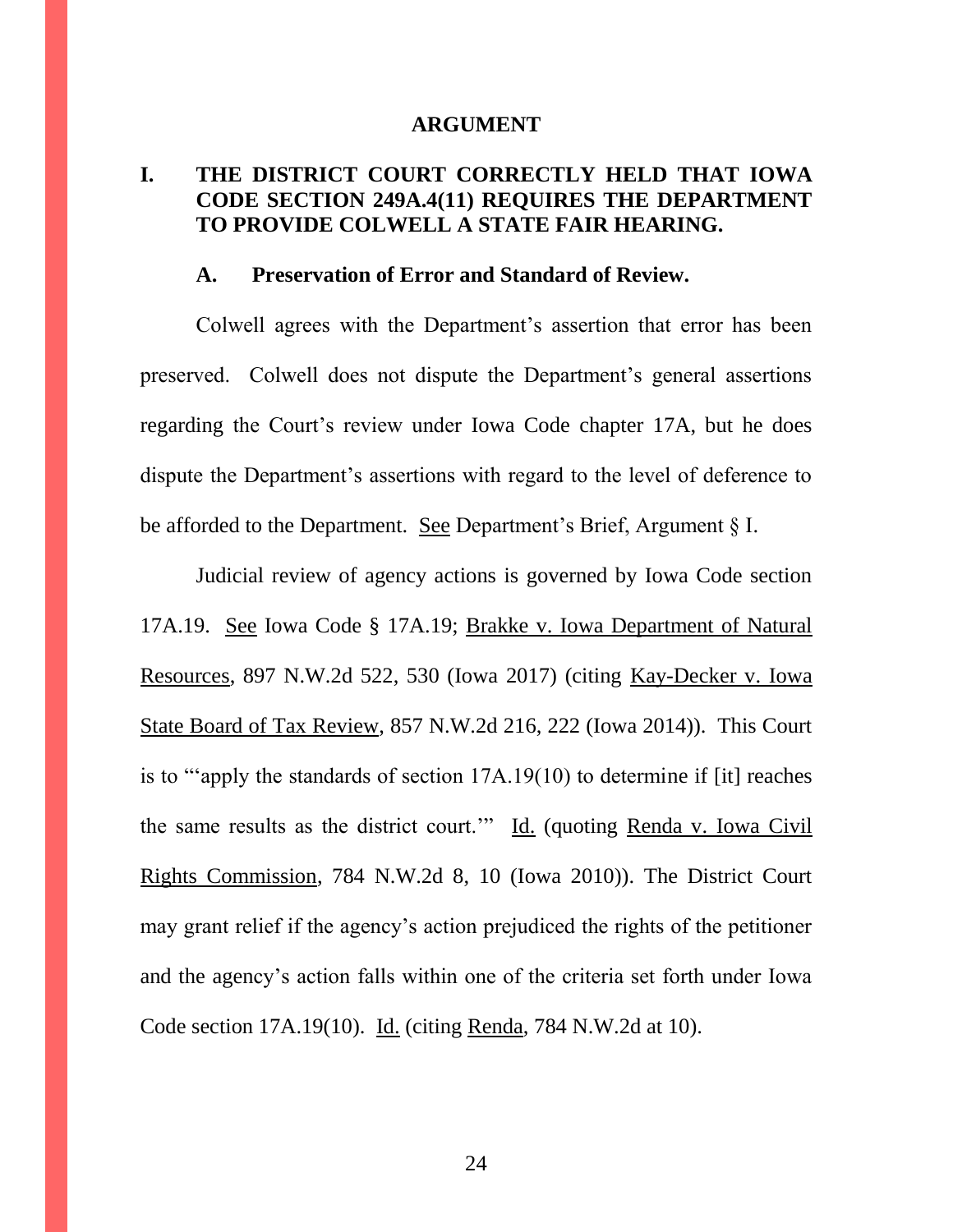# ARGUMENT

## I. THE DISTRICT COURT CORRECTLY HELD THAT IOWA CODE SECTION 249A.4(11) REQUIRES THE DEPARTMENT TO PROVIDE COLWELL A STATE FAIR HEARING.

### A. Preservation of Error and Standard of Review.

Colwell agrees with the Department's assertion that error has been preserved. Colwell does not dispute the Department's general assertions regarding the Court's review under Iowa Code chapter 17A, but he does dispute the Department's assertions with regard to the level of deference to be afforded to the Department. See Department's Brief, Argument § I.

Judicial review of agency actions is governed by Iowa Code section 17A.19. See Iowa Code § 17A.19; Brakke v. Iowa Department of Natural Resources, 897 N.W.2d 522, 530 (Iowa 2017) (citing Kay-Decker v. Iowa State Board of Tax Review, 857 N.W.2d 216, 222 (Iowa 2014)). This Court is to "'apply the standards of section 17A.19(10) to determine if [it] reaches the same results as the district court.'" Id. (quoting Renda v. Iowa Civil Rights Commission, 784 N.W.2d 8, 10 (Iowa 2010)). The District Court may grant relief if the agency's action prejudiced the rights of the petitioner and the agency's action falls within one of the criteria set forth under Iowa Code section 17A.19(10). Id. (citing Renda, 784 N.W.2d at 10).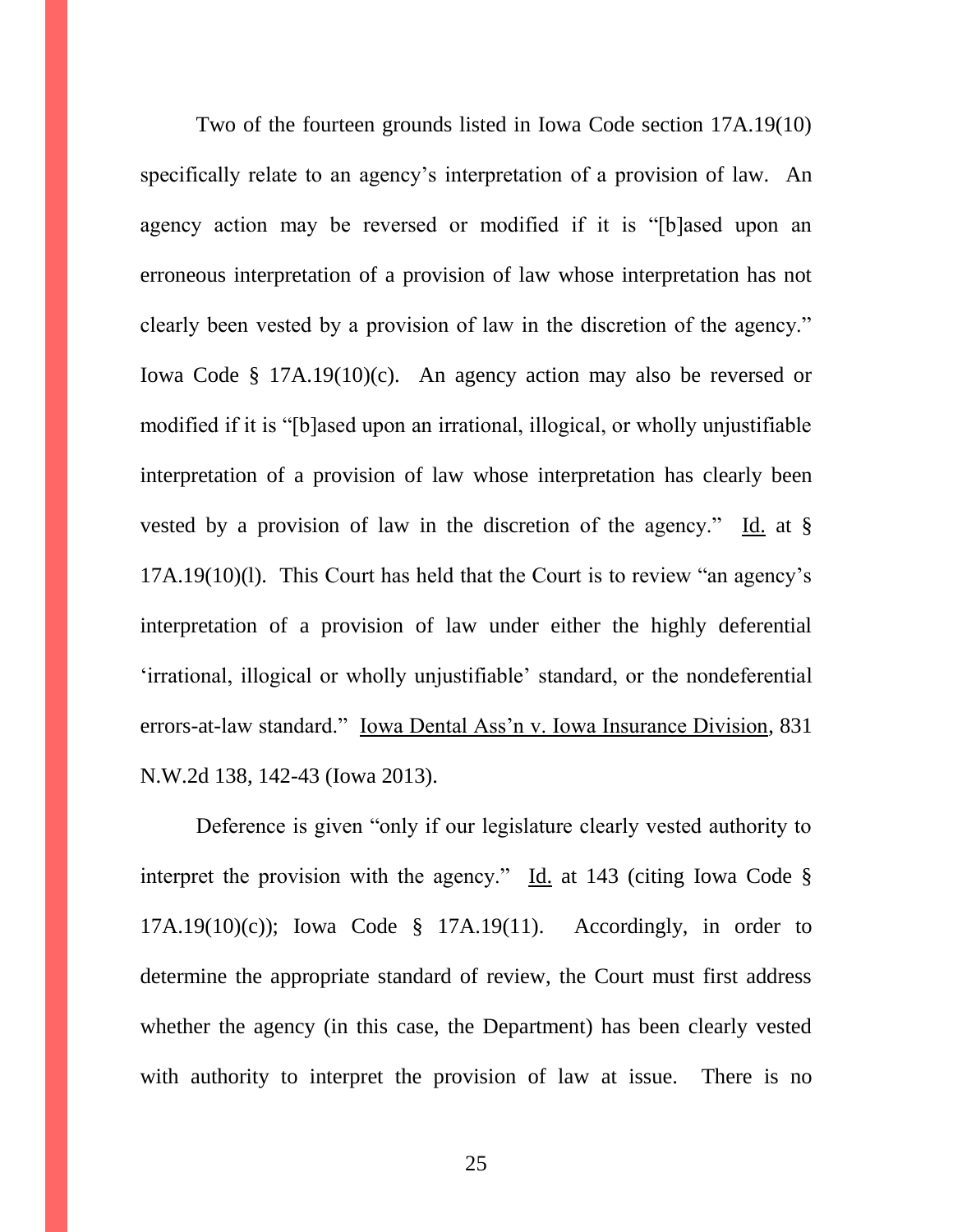Two of the fourteen grounds listed in Iowa Code section 17A.19(10) specifically relate to an agency's interpretation of a provision of law. An agency action may be reversed or modified if it is "[b]ased upon an erroneous interpretation of a provision of law whose interpretation has not clearly been vested by a provision of law in the discretion of the agency." Iowa Code § 17A.19(10)(c). An agency action may also be reversed or modified if it is "[b]ased upon an irrational, illogical, or wholly unjustifiable interpretation of a provision of law whose interpretation has clearly been vested by a provision of law in the discretion of the agency." Id. at § 17A.19(10)(l). This Court has held that the Court is to review "an agency's interpretation of a provision of law under either the highly deferential 'irrational, illogical or wholly unjustifiable' standard, or the nondeferential errors-at-law standard." Iowa Dental Ass'n v. Iowa Insurance Division, 831 N.W.2d 138, 142-43 (Iowa 2013).

Deference is given "only if our legislature clearly vested authority to interpret the provision with the agency." Id. at 143 (citing Iowa Code § 17A.19(10)(c)); Iowa Code § 17A.19(11). Accordingly, in order to determine the appropriate standard of review, the Court must first address whether the agency (in this case, the Department) has been clearly vested with authority to interpret the provision of law at issue. There is no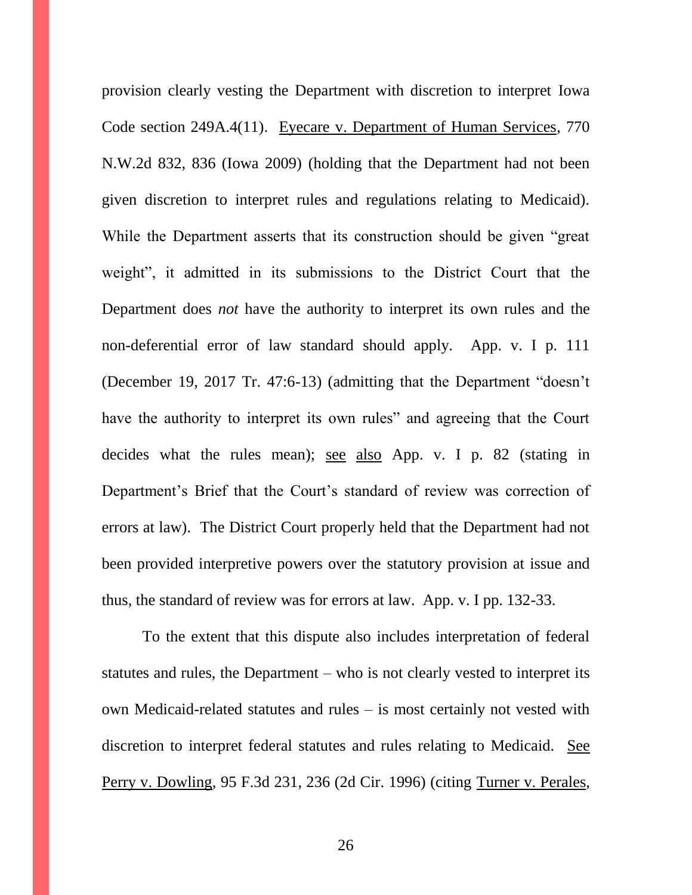provision clearly vesting the Department with discretion to interpret Iowa Code section 249A.4(11). Eyecare v. Department of Human Services, 770 N.W.2d 832, 836 (Iowa 2009) (holding that the Department had not been given discretion to interpret rules and regulations relating to Medicaid). While the Department asserts that its construction should be given "great weight", it admitted in its submissions to the District Court that the Department does *not* have the authority to interpret its own rules and the non-deferential error of law standard should apply. App. v. I p. 111 (December 19, 2017 Tr. 47:6-13) (admitting that the Department "doesn't have the authority to interpret its own rules" and agreeing that the Court decides what the rules mean); see also App. v. I p. 82 (stating in Department's Brief that the Court's standard of review was correction of errors at law). The District Court properly held that the Department had not been provided interpretive powers over the statutory provision at issue and thus, the standard of review was for errors at law. App. v. I pp. 132-33.

To the extent that this dispute also includes interpretation of federal statutes and rules, the Department – who is not clearly vested to interpret its own Medicaid-related statutes and rules – is most certainly not vested with discretion to interpret federal statutes and rules relating to Medicaid. See Perry v. Dowling, 95 F.3d 231, 236 (2d Cir. 1996) (citing Turner v. Perales,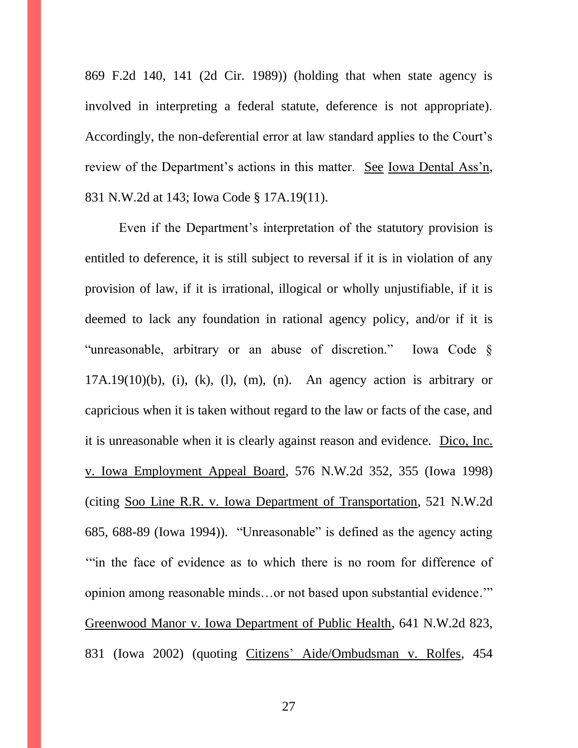869 F.2d 140, 141 (2d Cir. 1989)) (holding that when state agency is involved in interpreting a federal statute, deference is not appropriate). Accordingly, the non-deferential error at law standard applies to the Court's review of the Department's actions in this matter. See Iowa Dental Ass'n, 831 N.W.2d at 143; Iowa Code § 17A.19(11).

Even if the Department's interpretation of the statutory provision is entitled to deference, it is still subject to reversal if it is in violation of any provision of law, if it is irrational, illogical or wholly unjustifiable, if it is deemed to lack any foundation in rational agency policy, and/or if it is "unreasonable, arbitrary or an abuse of discretion." Iowa Code § 17A.19(10)(b), (i), (k), (l), (m), (n). An agency action is arbitrary or capricious when it is taken without regard to the law or facts of the case, and it is unreasonable when it is clearly against reason and evidence. Dico, Inc. v. Iowa Employment Appeal Board, 576 N.W.2d 352, 355 (Iowa 1998) (citing Soo Line R.R. v. Iowa Department of Transportation, 521 N.W.2d 685, 688-89 (Iowa 1994)). "Unreasonable" is defined as the agency acting '"in the face of evidence as to which there is no room for difference of opinion among reasonable minds…or not based upon substantial evidence.'" Greenwood Manor v. Iowa Department of Public Health, 641 N.W.2d 823, 831 (Iowa 2002) (quoting Citizens' Aide/Ombudsman v. Rolfes, 454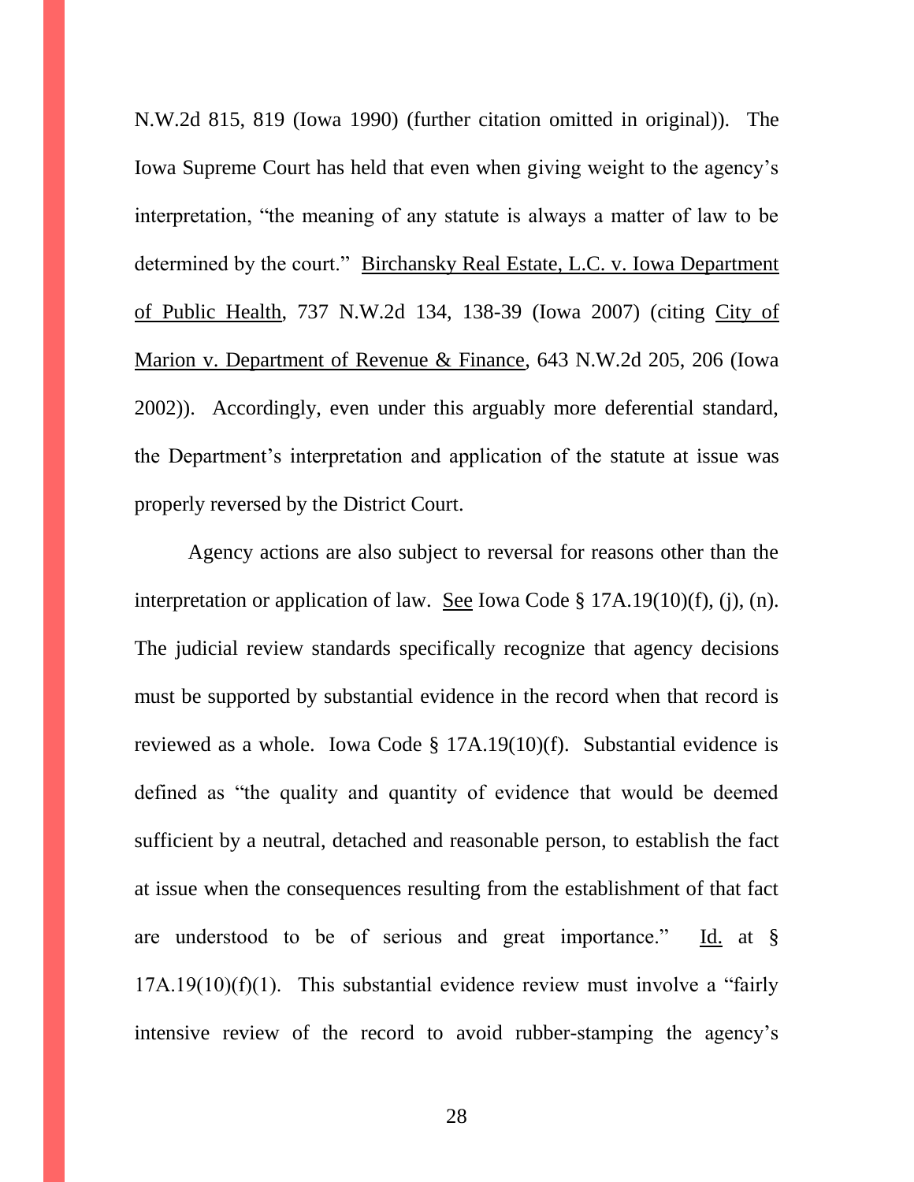N.W.2d 815, 819 (Iowa 1990) (further citation omitted in original)). The Iowa Supreme Court has held that even when giving weight to the agency's interpretation, "the meaning of any statute is always a matter of law to be determined by the court." Birchansky Real Estate, L.C. v. Iowa Department of Public Health, 737 N.W.2d 134, 138-39 (Iowa 2007) (citing City of Marion v. Department of Revenue & Finance, 643 N.W.2d 205, 206 (Iowa 2002)). Accordingly, even under this arguably more deferential standard, the Department's interpretation and application of the statute at issue was properly reversed by the District Court.

Agency actions are also subject to reversal for reasons other than the interpretation or application of law. See Iowa Code § 17A.19(10)(f), (j), (n). The judicial review standards specifically recognize that agency decisions must be supported by substantial evidence in the record when that record is reviewed as a whole. Iowa Code § 17A.19(10)(f). Substantial evidence is defined as "the quality and quantity of evidence that would be deemed sufficient by a neutral, detached and reasonable person, to establish the fact at issue when the consequences resulting from the establishment of that fact are understood to be of serious and great importance." Id. at § 17A.19(10)(f)(1). This substantial evidence review must involve a "fairly intensive review of the record to avoid rubber-stamping the agency's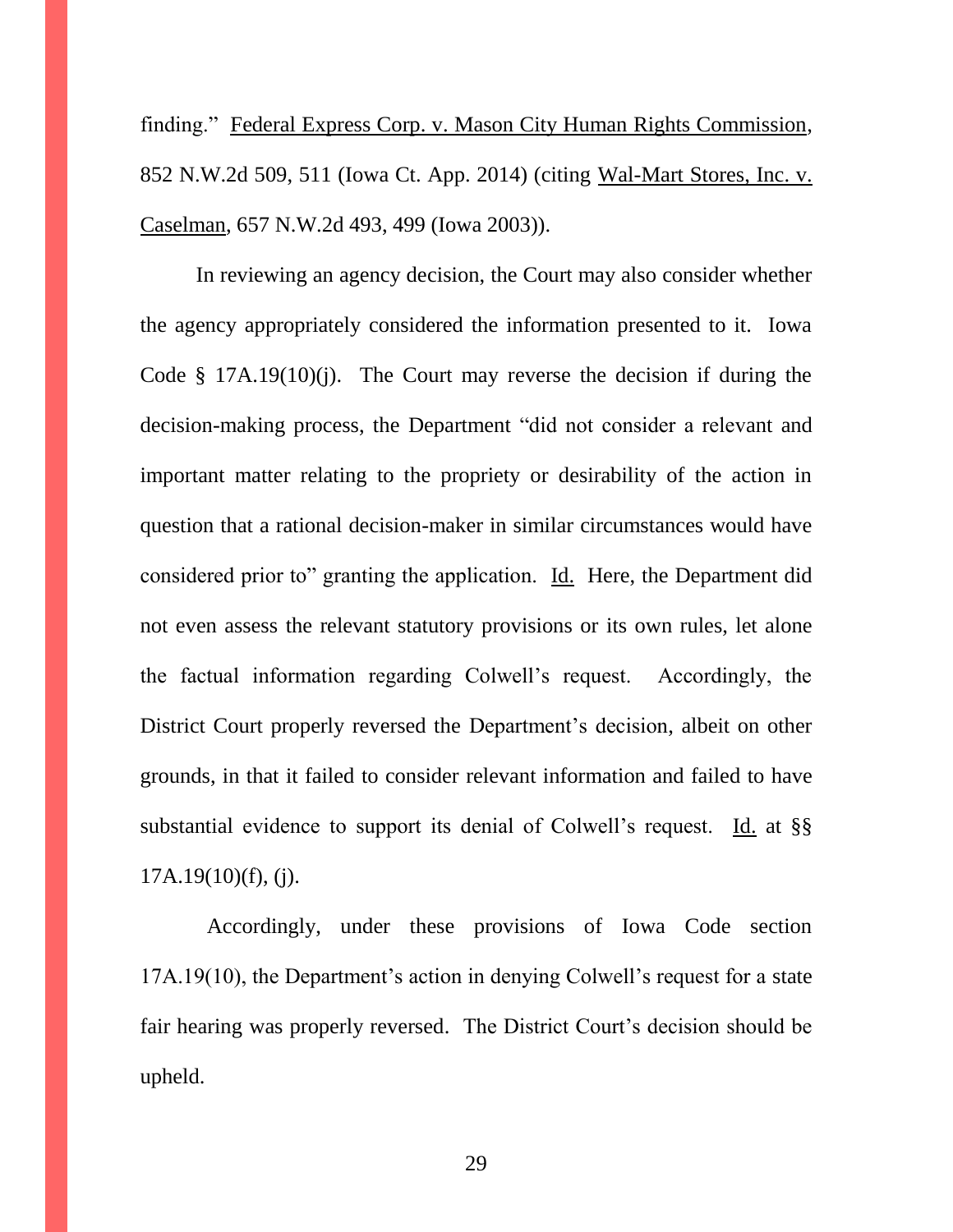finding." Federal Express Corp. v. Mason City Human Rights Commission, 852 N.W.2d 509, 511 (Iowa Ct. App. 2014) (citing Wal-Mart Stores, Inc. v. Caselman, 657 N.W.2d 493, 499 (Iowa 2003)).

In reviewing an agency decision, the Court may also consider whether the agency appropriately considered the information presented to it. Iowa Code § 17A.19(10)(j). The Court may reverse the decision if during the decision-making process, the Department "did not consider a relevant and important matter relating to the propriety or desirability of the action in question that a rational decision-maker in similar circumstances would have considered prior to" granting the application. Id. Here, the Department did not even assess the relevant statutory provisions or its own rules, let alone the factual information regarding Colwell's request. Accordingly, the District Court properly reversed the Department's decision, albeit on other grounds, in that it failed to consider relevant information and failed to have substantial evidence to support its denial of Colwell's request. Id. at §§ 17A.19(10)(f), (j).

Accordingly, under these provisions of Iowa Code section 17A.19(10), the Department's action in denying Colwell's request for a state fair hearing was properly reversed. The District Court's decision should be upheld.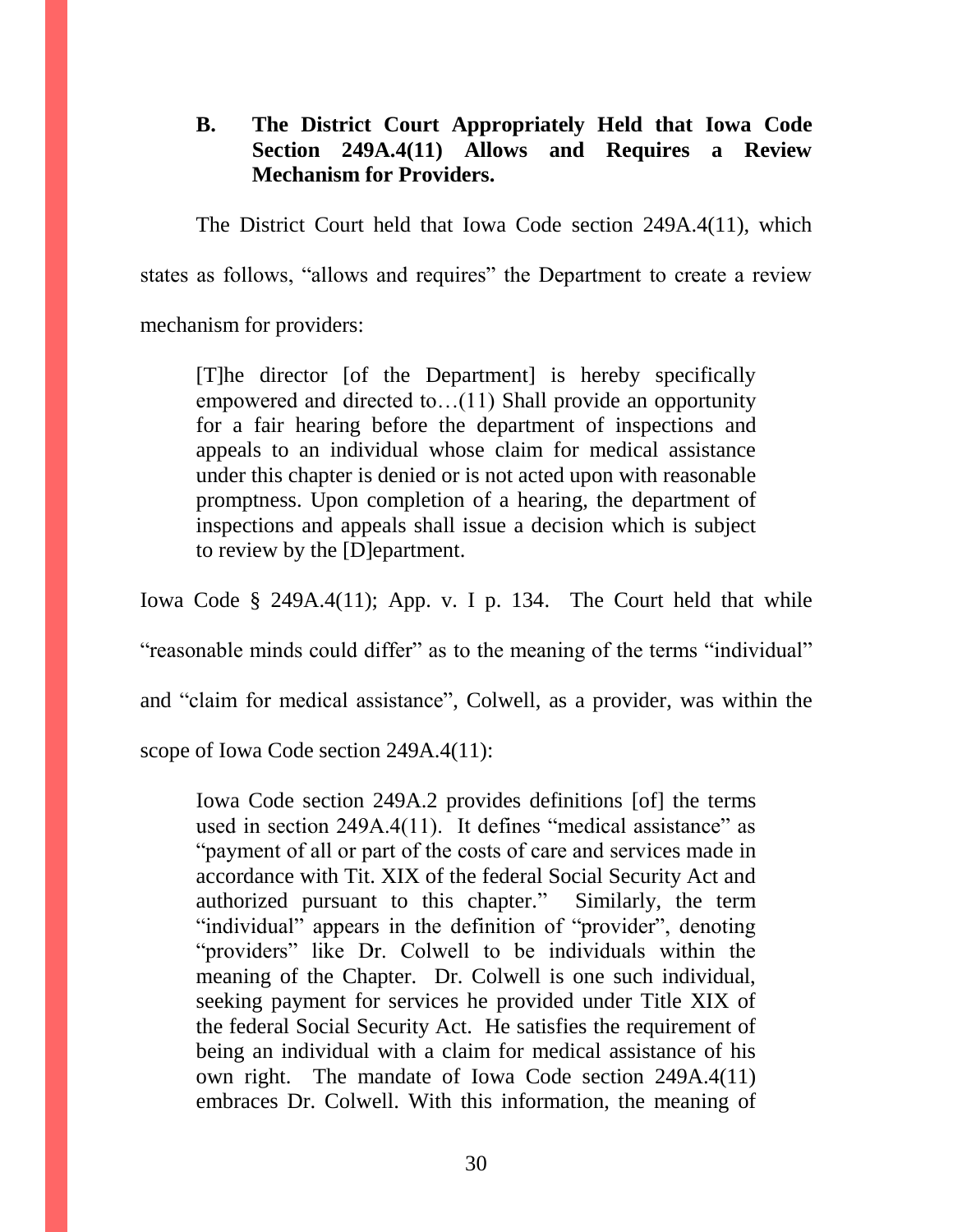### B. The District Court Appropriately Held that Iowa Code Section 249A.4(11) Allows and Requires a Review Mechanism for Providers.

The District Court held that Iowa Code section 249A.4(11), which states as follows, "allows and requires" the Department to create a review mechanism for providers:

> [T]he director [of the Department] is hereby specifically empowered and directed to…(11) Shall provide an opportunity for a fair hearing before the department of inspections and appeals to an individual whose claim for medical assistance under this chapter is denied or is not acted upon with reasonable promptness. Upon completion of a hearing, the department of inspections and appeals shall issue a decision which is subject to review by the [D]epartment.

Iowa Code § 249A.4(11); App. v. I p. 134. The Court held that while "reasonable minds could differ" as to the meaning of the terms "individual" and "claim for medical assistance", Colwell, as a provider, was within the scope of Iowa Code section 249A.4(11):

> Iowa Code section 249A.2 provides definitions [of] the terms used in section 249A.4(11). It defines "medical assistance" as "payment of all or part of the costs of care and services made in accordance with Tit. XIX of the federal Social Security Act and authorized pursuant to this chapter." Similarly, the term "individual" appears in the definition of "provider", denoting "providers" like Dr. Colwell to be individuals within the meaning of the Chapter. Dr. Colwell is one such individual, seeking payment for services he provided under Title XIX of the federal Social Security Act. He satisfies the requirement of being an individual with a claim for medical assistance of his own right. The mandate of Iowa Code section 249A.4(11) embraces Dr. Colwell. With this information, the meaning of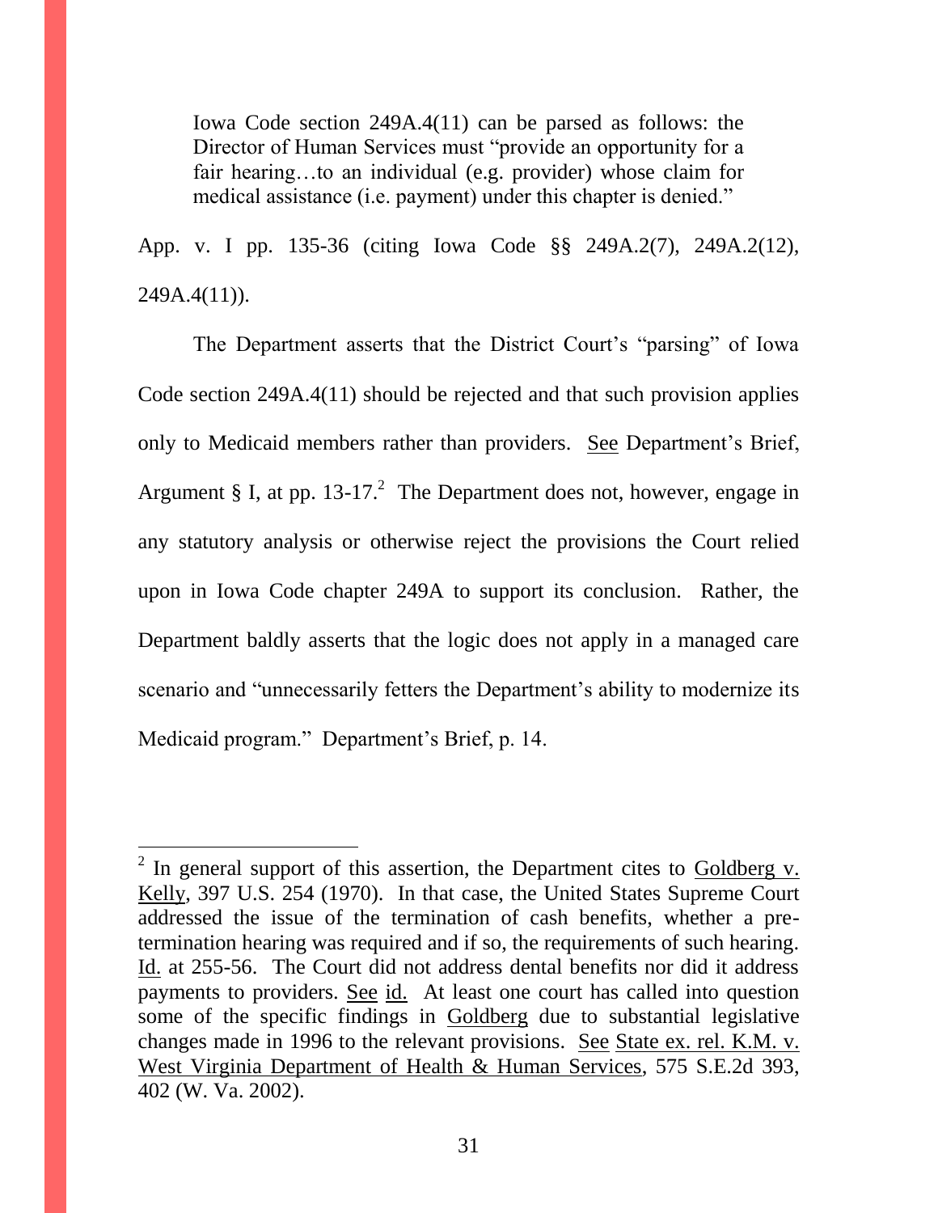> Iowa Code section 249A.4(11) can be parsed as follows: the Director of Human Services must "provide an opportunity for a fair hearing…to an individual (e.g. provider) whose claim for medical assistance (i.e. payment) under this chapter is denied."

App. v. I pp. 135-36 (citing Iowa Code §§ 249A.2(7), 249A.2(12), 249A.4(11)).

The Department asserts that the District Court's "parsing" of Iowa Code section 249A.4(11) should be rejected and that such provision applies only to Medicaid members rather than providers. See Department's Brief, Argument § I, at pp. 13-17.[2] The Department does not, however, engage in any statutory analysis or otherwise reject the provisions the Court relied upon in Iowa Code chapter 249A to support its conclusion. Rather, the Department baldly asserts that the logic does not apply in a managed care scenario and "unnecessarily fetters the Department's ability to modernize its Medicaid program." Department's Brief, p. 14.

---

[2] In general support of this assertion, the Department cites to Goldberg v. Kelly, 397 U.S. 254 (1970). In that case, the United States Supreme Court addressed the issue of the termination of cash benefits, whether a pre-termination hearing was required and if so, the requirements of such hearing. Id. at 255-56. The Court did not address dental benefits nor did it address payments to providers. See id. At least one court has called into question some of the specific findings in Goldberg due to substantial legislative changes made in 1996 to the relevant provisions. See State ex. rel. K.M. v. West Virginia Department of Health & Human Services, 575 S.E.2d 393, 402 (W. Va. 2002).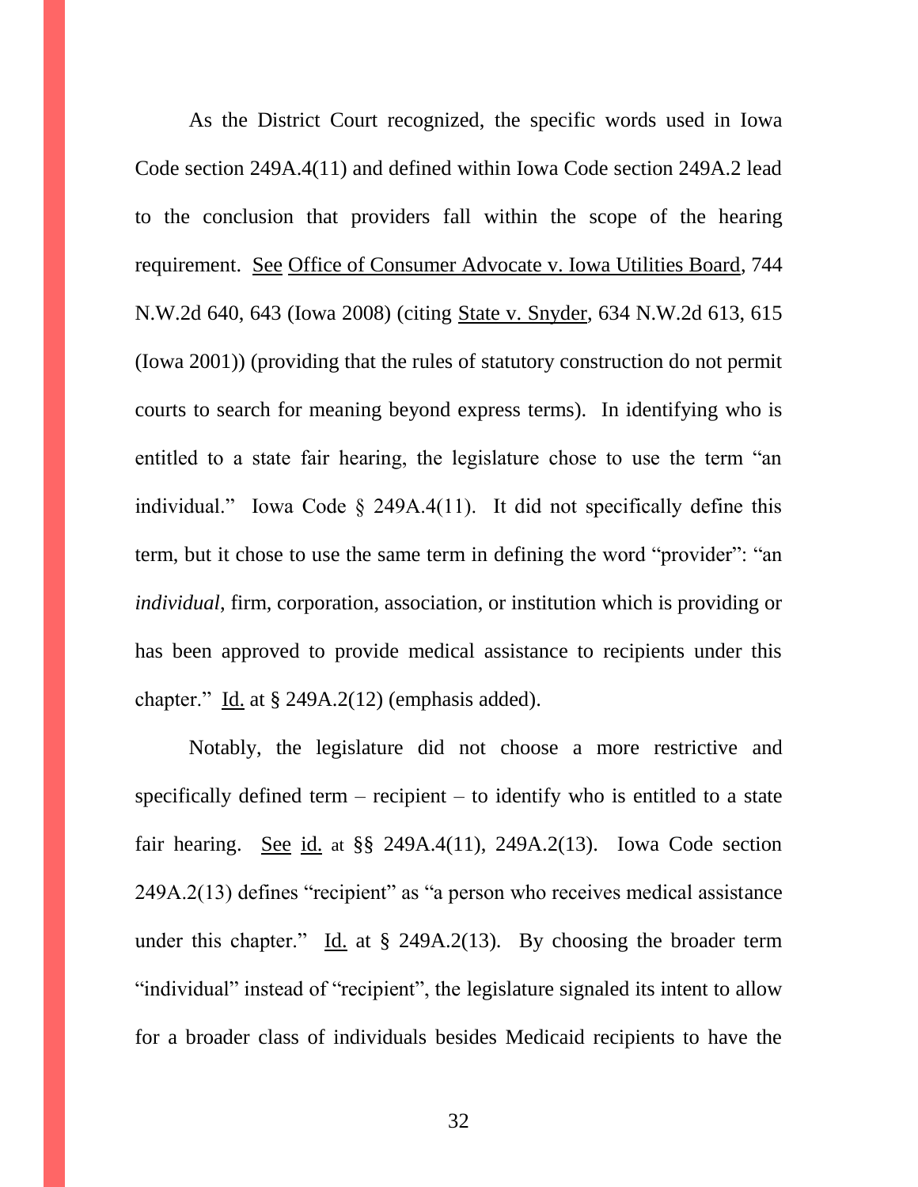As the District Court recognized, the specific words used in Iowa Code section 249A.4(11) and defined within Iowa Code section 249A.2 lead to the conclusion that providers fall within the scope of the hearing requirement. See Office of Consumer Advocate v. Iowa Utilities Board, 744 N.W.2d 640, 643 (Iowa 2008) (citing State v. Snyder, 634 N.W.2d 613, 615 (Iowa 2001)) (providing that the rules of statutory construction do not permit courts to search for meaning beyond express terms). In identifying who is entitled to a state fair hearing, the legislature chose to use the term "an individual." Iowa Code § 249A.4(11). It did not specifically define this term, but it chose to use the same term in defining the word "provider": "an *individual*, firm, corporation, association, or institution which is providing or has been approved to provide medical assistance to recipients under this chapter." Id. at § 249A.2(12) (emphasis added).

Notably, the legislature did not choose a more restrictive and specifically defined term – recipient – to identify who is entitled to a state fair hearing. See id. at §§ 249A.4(11), 249A.2(13). Iowa Code section 249A.2(13) defines "recipient" as "a person who receives medical assistance under this chapter." Id. at § 249A.2(13). By choosing the broader term "individual" instead of "recipient", the legislature signaled its intent to allow for a broader class of individuals besides Medicaid recipients to have the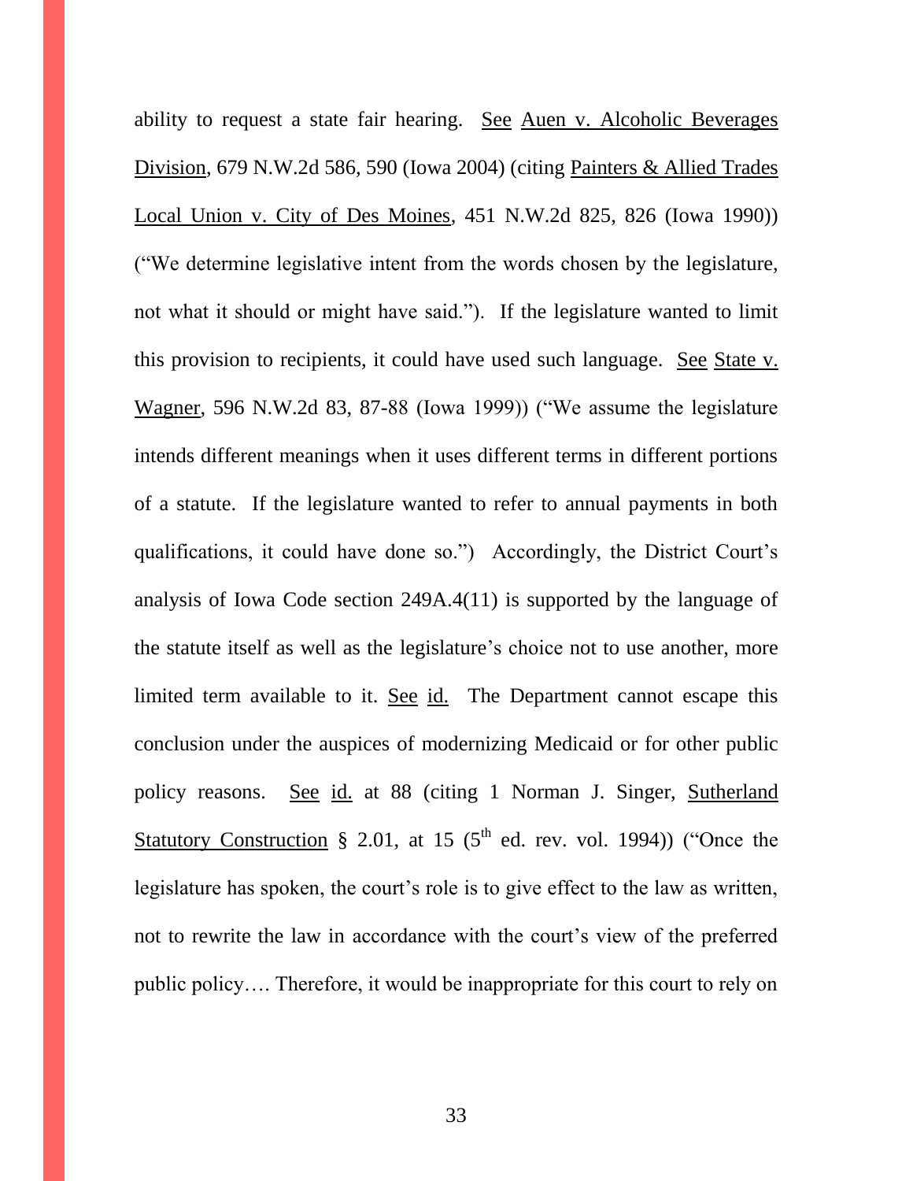ability to request a state fair hearing. See Auen v. Alcoholic Beverages Division, 679 N.W.2d 586, 590 (Iowa 2004) (citing Painters & Allied Trades Local Union v. City of Des Moines, 451 N.W.2d 825, 826 (Iowa 1990)) ("We determine legislative intent from the words chosen by the legislature, not what it should or might have said."). If the legislature wanted to limit this provision to recipients, it could have used such language. See State v. Wagner, 596 N.W.2d 83, 87-88 (Iowa 1999)) ("We assume the legislature intends different meanings when it uses different terms in different portions of a statute. If the legislature wanted to refer to annual payments in both qualifications, it could have done so.") Accordingly, the District Court's analysis of Iowa Code section 249A.4(11) is supported by the language of the statute itself as well as the legislature's choice not to use another, more limited term available to it. See id. The Department cannot escape this conclusion under the auspices of modernizing Medicaid or for other public policy reasons. See id. at 88 (citing 1 Norman J. Singer, Sutherland Statutory Construction § 2.01, at 15 (5th ed. rev. vol. 1994)) ("Once the legislature has spoken, the court's role is to give effect to the law as written, not to rewrite the law in accordance with the court's view of the preferred public policy…. Therefore, it would be inappropriate for this court to rely on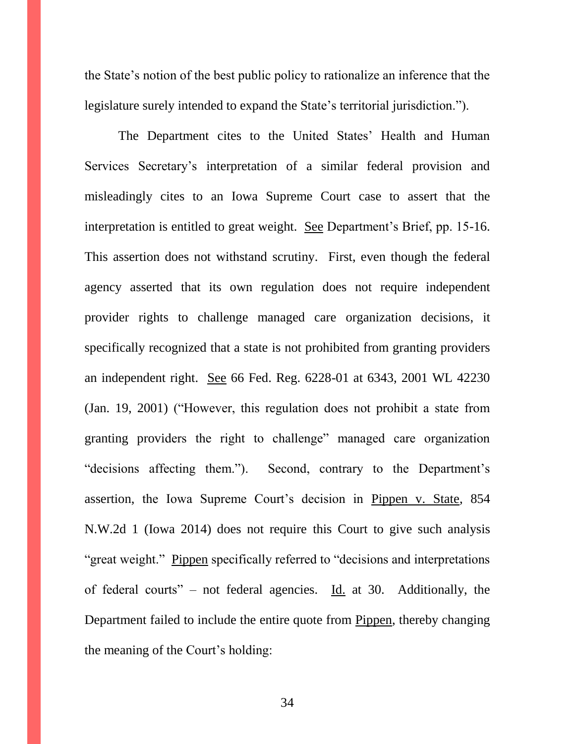the State's notion of the best public policy to rationalize an inference that the legislature surely intended to expand the State's territorial jurisdiction.").

The Department cites to the United States' Health and Human Services Secretary's interpretation of a similar federal provision and misleadingly cites to an Iowa Supreme Court case to assert that the interpretation is entitled to great weight. See Department's Brief, pp. 15-16. This assertion does not withstand scrutiny. First, even though the federal agency asserted that its own regulation does not require independent provider rights to challenge managed care organization decisions, it specifically recognized that a state is not prohibited from granting providers an independent right. See 66 Fed. Reg. 6228-01 at 6343, 2001 WL 42230 (Jan. 19, 2001) ("However, this regulation does not prohibit a state from granting providers the right to challenge" managed care organization "decisions affecting them."). Second, contrary to the Department's assertion, the Iowa Supreme Court's decision in Pippen v. State, 854 N.W.2d 1 (Iowa 2014) does not require this Court to give such analysis "great weight." Pippen specifically referred to "decisions and interpretations of federal courts" – not federal agencies. Id. at 30. Additionally, the Department failed to include the entire quote from Pippen, thereby changing the meaning of the Court's holding: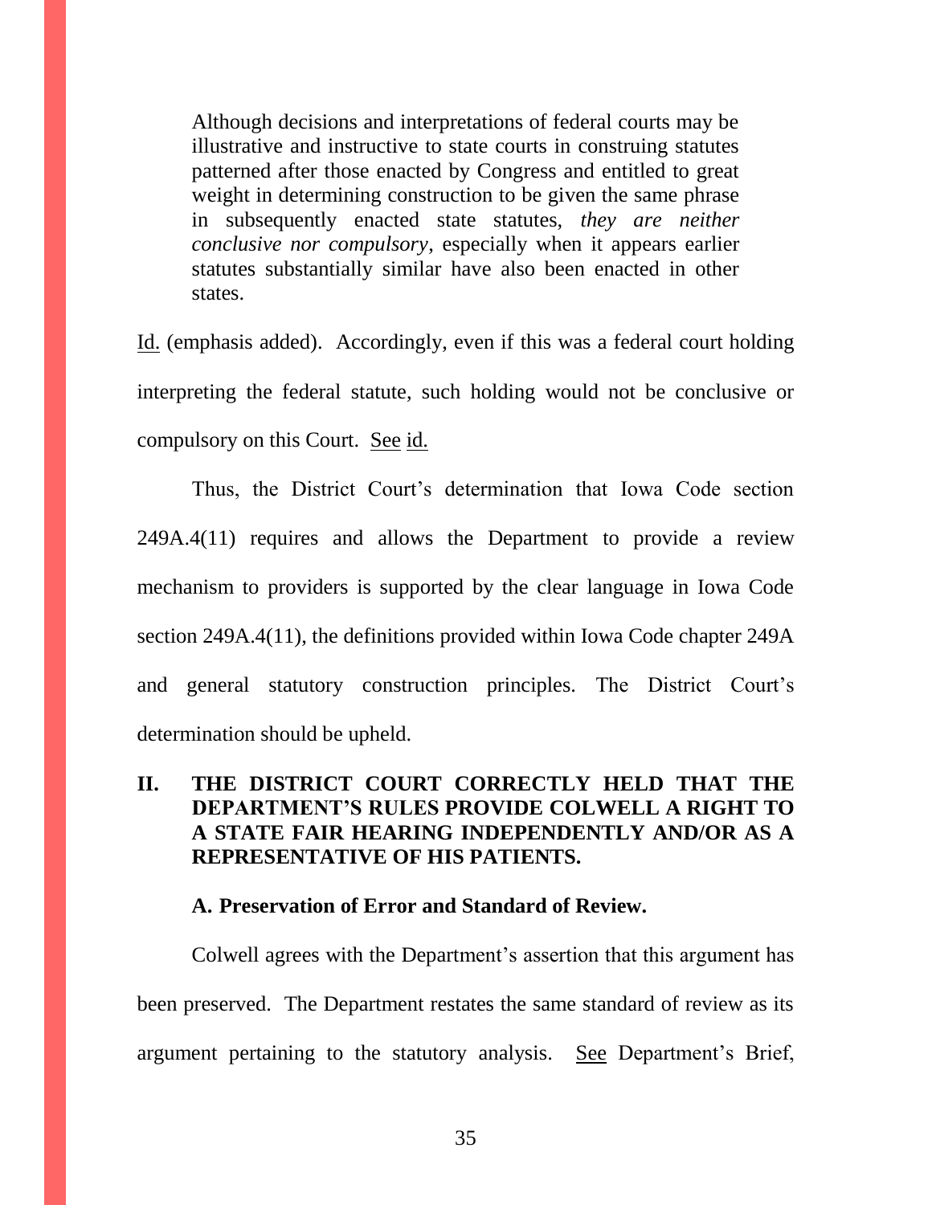> Although decisions and interpretations of federal courts may be illustrative and instructive to state courts in construing statutes patterned after those enacted by Congress and entitled to great weight in determining construction to be given the same phrase in subsequently enacted state statutes, *they are neither conclusive nor compulsory*, especially when it appears earlier statutes substantially similar have also been enacted in other states.

Id. (emphasis added). Accordingly, even if this was a federal court holding interpreting the federal statute, such holding would not be conclusive or compulsory on this Court. See id.

Thus, the District Court's determination that Iowa Code section 249A.4(11) requires and allows the Department to provide a review mechanism to providers is supported by the clear language in Iowa Code section 249A.4(11), the definitions provided within Iowa Code chapter 249A and general statutory construction principles. The District Court's determination should be upheld.

## II. THE DISTRICT COURT CORRECTLY HELD THAT THE DEPARTMENT'S RULES PROVIDE COLWELL A RIGHT TO A STATE FAIR HEARING INDEPENDENTLY AND/OR AS A REPRESENTATIVE OF HIS PATIENTS.

### A. Preservation of Error and Standard of Review.

Colwell agrees with the Department's assertion that this argument has been preserved. The Department restates the same standard of review as its argument pertaining to the statutory analysis. See Department's Brief,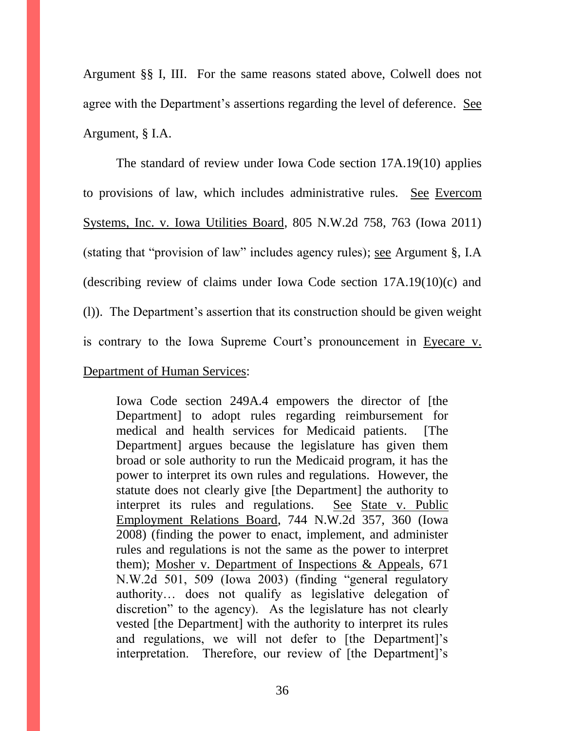Argument §§ I, III. For the same reasons stated above, Colwell does not agree with the Department's assertions regarding the level of deference. See Argument, § I.A.

The standard of review under Iowa Code section 17A.19(10) applies to provisions of law, which includes administrative rules. See Evercom Systems, Inc. v. Iowa Utilities Board, 805 N.W.2d 758, 763 (Iowa 2011) (stating that "provision of law" includes agency rules); see Argument §, I.A (describing review of claims under Iowa Code section 17A.19(10)(c) and (l)). The Department's assertion that its construction should be given weight is contrary to the Iowa Supreme Court's pronouncement in Eyecare v. Department of Human Services:

> Iowa Code section 249A.4 empowers the director of [the Department] to adopt rules regarding reimbursement for medical and health services for Medicaid patients. [The Department] argues because the legislature has given them broad or sole authority to run the Medicaid program, it has the power to interpret its own rules and regulations. However, the statute does not clearly give [the Department] the authority to interpret its rules and regulations. See State v. Public Employment Relations Board, 744 N.W.2d 357, 360 (Iowa 2008) (finding the power to enact, implement, and administer rules and regulations is not the same as the power to interpret them); Mosher v. Department of Inspections & Appeals, 671 N.W.2d 501, 509 (Iowa 2003) (finding "general regulatory authority… does not qualify as legislative delegation of discretion" to the agency). As the legislature has not clearly vested [the Department] with the authority to interpret its rules and regulations, we will not defer to [the Department]'s interpretation. Therefore, our review of [the Department]'s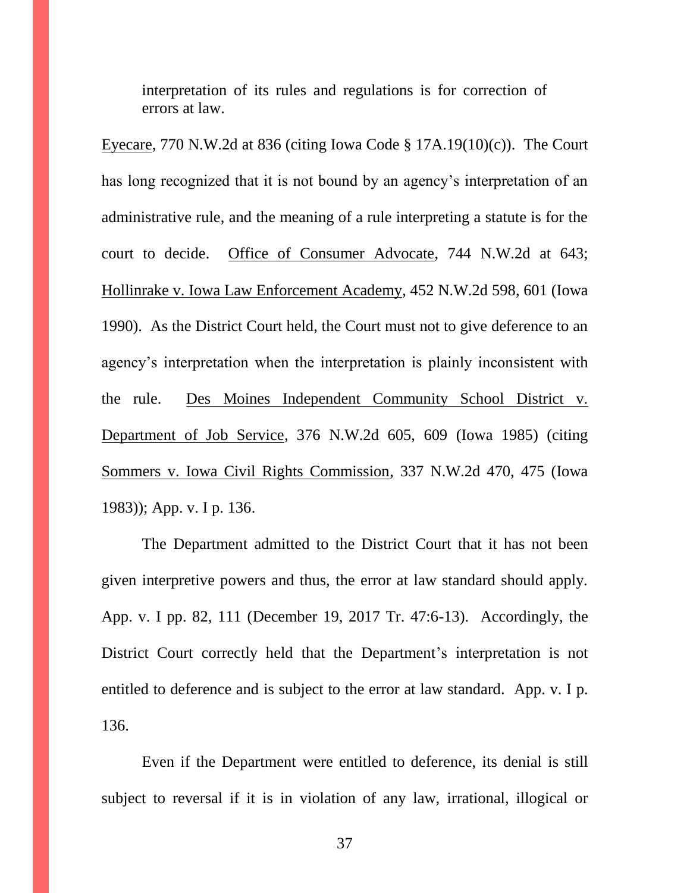> interpretation of its rules and regulations is for correction of errors at law.

Eyecare, 770 N.W.2d at 836 (citing Iowa Code § 17A.19(10)(c)). The Court has long recognized that it is not bound by an agency's interpretation of an administrative rule, and the meaning of a rule interpreting a statute is for the court to decide. Office of Consumer Advocate, 744 N.W.2d at 643; Hollinrake v. Iowa Law Enforcement Academy, 452 N.W.2d 598, 601 (Iowa 1990). As the District Court held, the Court must not to give deference to an agency's interpretation when the interpretation is plainly inconsistent with the rule. Des Moines Independent Community School District v. Department of Job Service, 376 N.W.2d 605, 609 (Iowa 1985) (citing Sommers v. Iowa Civil Rights Commission, 337 N.W.2d 470, 475 (Iowa 1983)); App. v. I p. 136.

The Department admitted to the District Court that it has not been given interpretive powers and thus, the error at law standard should apply. App. v. I pp. 82, 111 (December 19, 2017 Tr. 47:6-13). Accordingly, the District Court correctly held that the Department's interpretation is not entitled to deference and is subject to the error at law standard. App. v. I p. 136.

Even if the Department were entitled to deference, its denial is still subject to reversal if it is in violation of any law, irrational, illogical or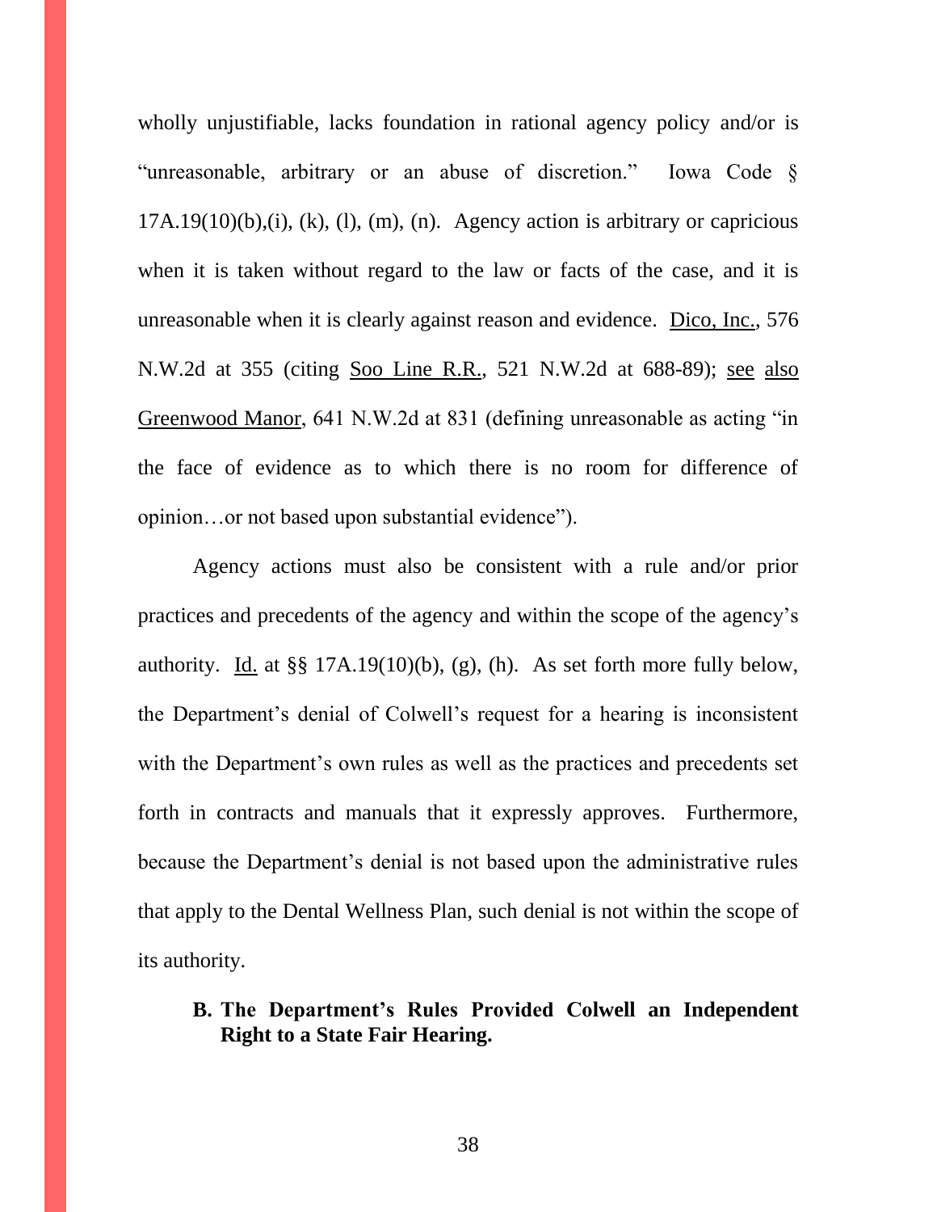wholly unjustifiable, lacks foundation in rational agency policy and/or is "unreasonable, arbitrary or an abuse of discretion." Iowa Code § 17A.19(10)(b),(i), (k), (l), (m), (n). Agency action is arbitrary or capricious when it is taken without regard to the law or facts of the case, and it is unreasonable when it is clearly against reason and evidence. Dico, Inc., 576 N.W.2d at 355 (citing Soo Line R.R., 521 N.W.2d at 688-89); see also Greenwood Manor, 641 N.W.2d at 831 (defining unreasonable as acting "in the face of evidence as to which there is no room for difference of opinion…or not based upon substantial evidence").

Agency actions must also be consistent with a rule and/or prior practices and precedents of the agency and within the scope of the agency's authority. Id. at §§ 17A.19(10)(b), (g), (h). As set forth more fully below, the Department's denial of Colwell's request for a hearing is inconsistent with the Department's own rules as well as the practices and precedents set forth in contracts and manuals that it expressly approves. Furthermore, because the Department's denial is not based upon the administrative rules that apply to the Dental Wellness Plan, such denial is not within the scope of its authority.

### B. The Department's Rules Provided Colwell an Independent Right to a State Fair Hearing.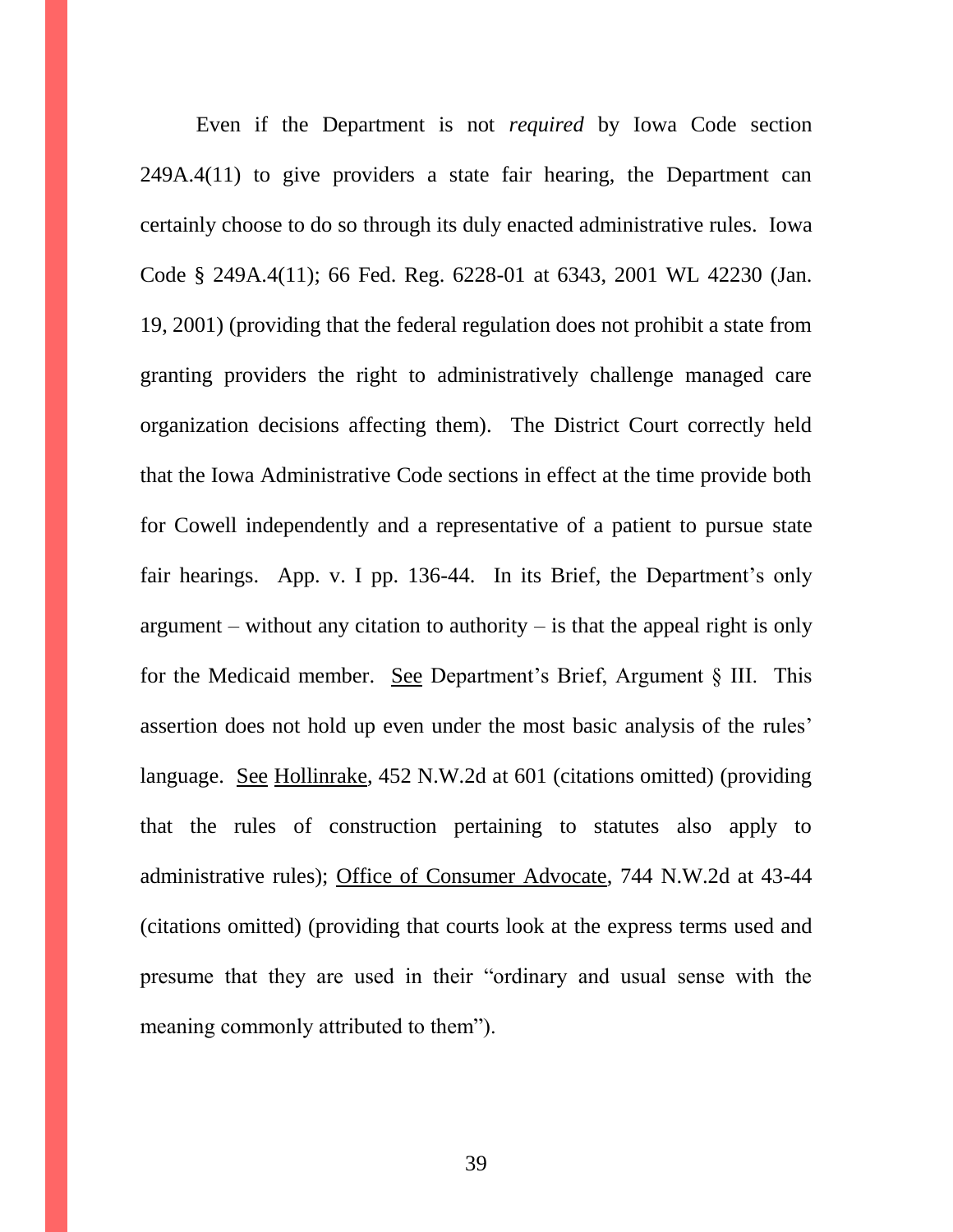Even if the Department is not *required* by Iowa Code section 249A.4(11) to give providers a state fair hearing, the Department can certainly choose to do so through its duly enacted administrative rules. Iowa Code § 249A.4(11); 66 Fed. Reg. 6228-01 at 6343, 2001 WL 42230 (Jan. 19, 2001) (providing that the federal regulation does not prohibit a state from granting providers the right to administratively challenge managed care organization decisions affecting them). The District Court correctly held that the Iowa Administrative Code sections in effect at the time provide both for Cowell independently and a representative of a patient to pursue state fair hearings. App. v. I pp. 136-44. In its Brief, the Department's only argument – without any citation to authority – is that the appeal right is only for the Medicaid member. See Department's Brief, Argument § III. This assertion does not hold up even under the most basic analysis of the rules' language. See Hollinrake, 452 N.W.2d at 601 (citations omitted) (providing that the rules of construction pertaining to statutes also apply to administrative rules); Office of Consumer Advocate, 744 N.W.2d at 43-44 (citations omitted) (providing that courts look at the express terms used and presume that they are used in their "ordinary and usual sense with the meaning commonly attributed to them").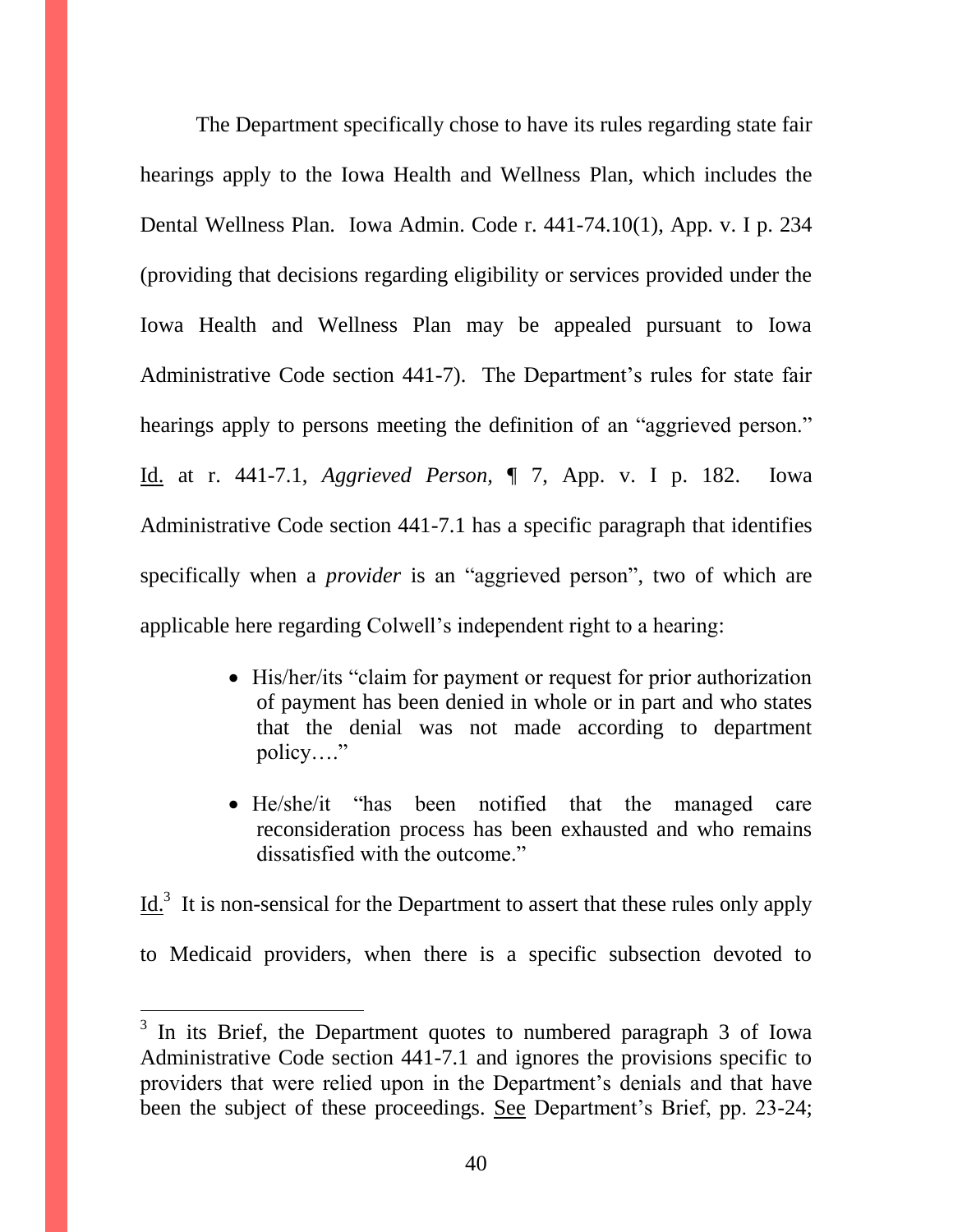The Department specifically chose to have its rules regarding state fair hearings apply to the Iowa Health and Wellness Plan, which includes the Dental Wellness Plan. Iowa Admin. Code r. 441-74.10(1), App. v. I p. 234 (providing that decisions regarding eligibility or services provided under the Iowa Health and Wellness Plan may be appealed pursuant to Iowa Administrative Code section 441-7). The Department's rules for state fair hearings apply to persons meeting the definition of an "aggrieved person." Id. at r. 441-7.1, *Aggrieved Person,* ¶ 7, App. v. I p. 182. Iowa Administrative Code section 441-7.1 has a specific paragraph that identifies specifically when a *provider* is an "aggrieved person", two of which are applicable here regarding Colwell's independent right to a hearing:

- His/her/its "claim for payment or request for prior authorization of payment has been denied in whole or in part and who states that the denial was not made according to department policy…."
- He/she/it "has been notified that the managed care reconsideration process has been exhausted and who remains dissatisfied with the outcome."

Id.[3] It is non-sensical for the Department to assert that these rules only apply to Medicaid providers, when there is a specific subsection devoted to

[3] In its Brief, the Department quotes to numbered paragraph 3 of Iowa Administrative Code section 441-7.1 and ignores the provisions specific to providers that were relied upon in the Department's denials and that have been the subject of these proceedings. See Department's Brief, pp. 23-24;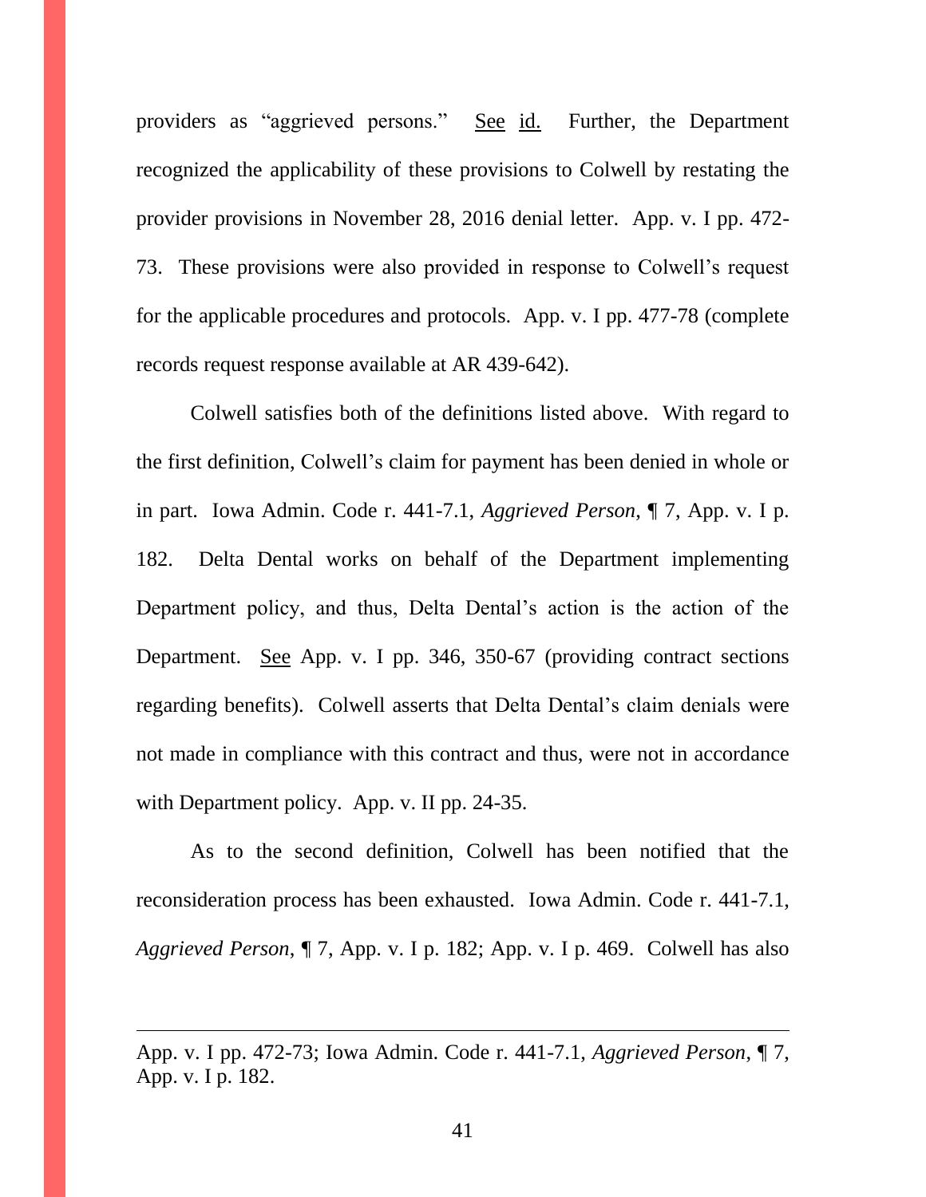providers as "aggrieved persons." See id. Further, the Department recognized the applicability of these provisions to Colwell by restating the provider provisions in November 28, 2016 denial letter. App. v. I pp. 472-73. These provisions were also provided in response to Colwell's request for the applicable procedures and protocols. App. v. I pp. 477-78 (complete records request response available at AR 439-642).

Colwell satisfies both of the definitions listed above. With regard to the first definition, Colwell's claim for payment has been denied in whole or in part. Iowa Admin. Code r. 441-7.1, *Aggrieved Person*, ¶ 7, App. v. I p. 182. Delta Dental works on behalf of the Department implementing Department policy, and thus, Delta Dental's action is the action of the Department. See App. v. I pp. 346, 350-67 (providing contract sections regarding benefits). Colwell asserts that Delta Dental's claim denials were not made in compliance with this contract and thus, were not in accordance with Department policy. App. v. II pp. 24-35.

As to the second definition, Colwell has been notified that the reconsideration process has been exhausted. Iowa Admin. Code r. 441-7.1, *Aggrieved Person*, ¶ 7, App. v. I p. 182; App. v. I p. 469. Colwell has also

---

App. v. I pp. 472-73; Iowa Admin. Code r. 441-7.1, *Aggrieved Person*, ¶ 7, App. v. I p. 182.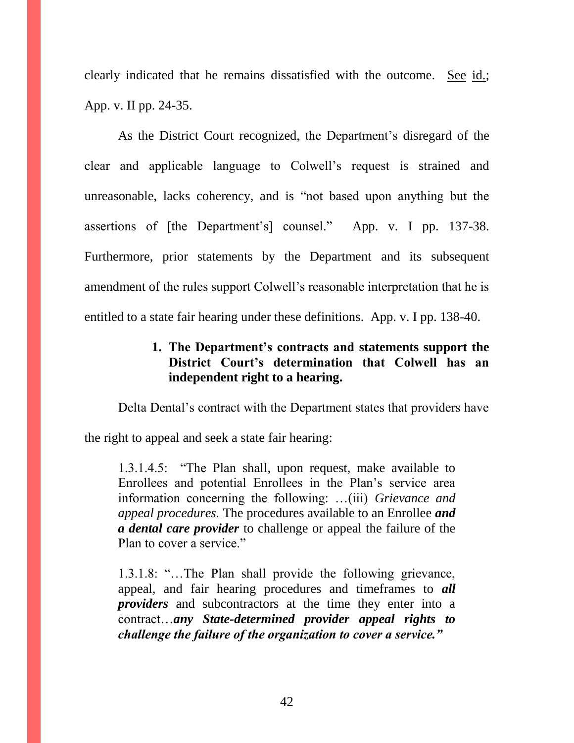clearly indicated that he remains dissatisfied with the outcome. See id.; App. v. II pp. 24-35.

As the District Court recognized, the Department's disregard of the clear and applicable language to Colwell's request is strained and unreasonable, lacks coherency, and is "not based upon anything but the assertions of [the Department's] counsel." App. v. I pp. 137-38. Furthermore, prior statements by the Department and its subsequent amendment of the rules support Colwell's reasonable interpretation that he is entitled to a state fair hearing under these definitions. App. v. I pp. 138-40.

### 1. The Department's contracts and statements support the District Court's determination that Colwell has an independent right to a hearing.

Delta Dental's contract with the Department states that providers have the right to appeal and seek a state fair hearing:

> 1.3.1.4.5: "The Plan shall, upon request, make available to Enrollees and potential Enrollees in the Plan's service area information concerning the following: …(iii) *Grievance and appeal procedures.* The procedures available to an Enrollee ***and a dental care provider*** to challenge or appeal the failure of the Plan to cover a service."
>
> 1.3.1.8: "…The Plan shall provide the following grievance, appeal, and fair hearing procedures and timeframes to ***all providers*** and subcontractors at the time they enter into a contract…***any State-determined provider appeal rights to challenge the failure of the organization to cover a service."***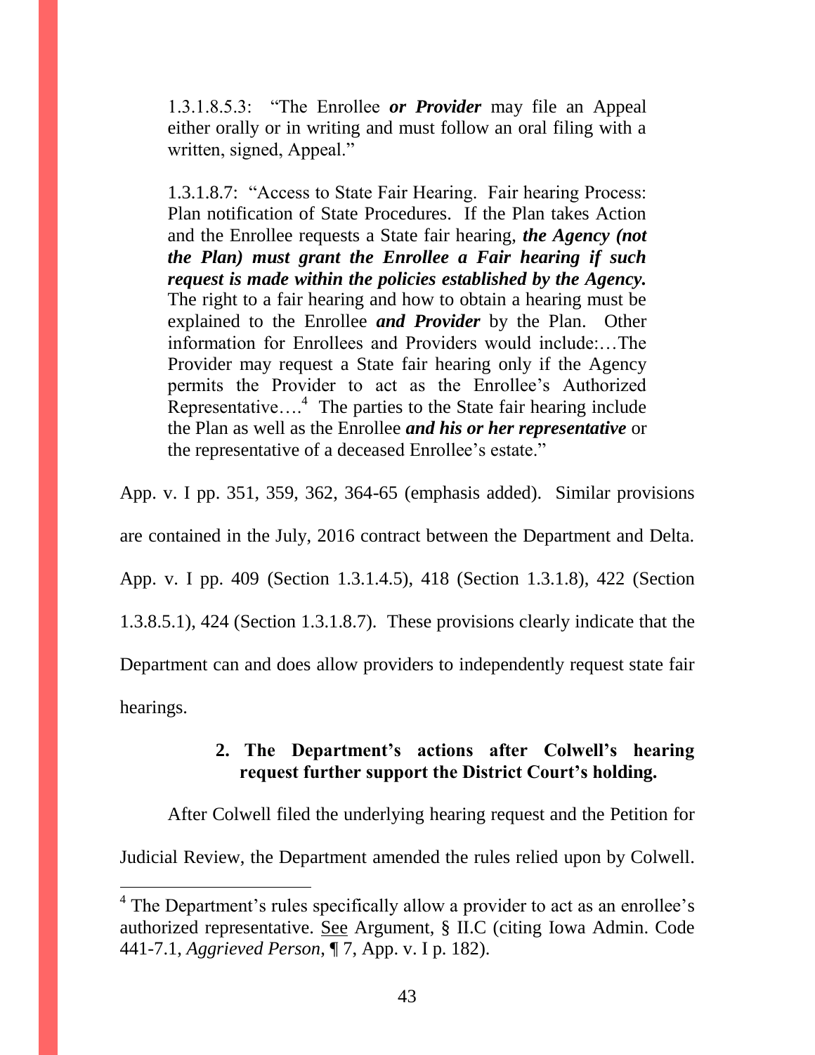> 1.3.1.8.5.3: "The Enrollee ***or Provider*** may file an Appeal either orally or in writing and must follow an oral filing with a written, signed, Appeal."
>
> 1.3.1.8.7: "Access to State Fair Hearing. Fair hearing Process: Plan notification of State Procedures. If the Plan takes Action and the Enrollee requests a State fair hearing, ***the Agency (not the Plan) must grant the Enrollee a Fair hearing if such request is made within the policies established by the Agency.*** The right to a fair hearing and how to obtain a hearing must be explained to the Enrollee ***and Provider*** by the Plan. Other information for Enrollees and Providers would include:…The Provider may request a State fair hearing only if the Agency permits the Provider to act as the Enrollee's Authorized Representative….[4] The parties to the State fair hearing include the Plan as well as the Enrollee ***and his or her representative*** or the representative of a deceased Enrollee's estate."

App. v. I pp. 351, 359, 362, 364-65 (emphasis added). Similar provisions are contained in the July, 2016 contract between the Department and Delta. App. v. I pp. 409 (Section 1.3.1.4.5), 418 (Section 1.3.1.8), 422 (Section 1.3.8.5.1), 424 (Section 1.3.1.8.7). These provisions clearly indicate that the Department can and does allow providers to independently request state fair hearings.

**2. The Department's actions after Colwell's hearing request further support the District Court's holding.**

After Colwell filed the underlying hearing request and the Petition for Judicial Review, the Department amended the rules relied upon by Colwell.

---

[4] The Department's rules specifically allow a provider to act as an enrollee's authorized representative. See Argument, § II.C (citing Iowa Admin. Code 441-7.1, *Aggrieved Person*, ¶ 7, App. v. I p. 182).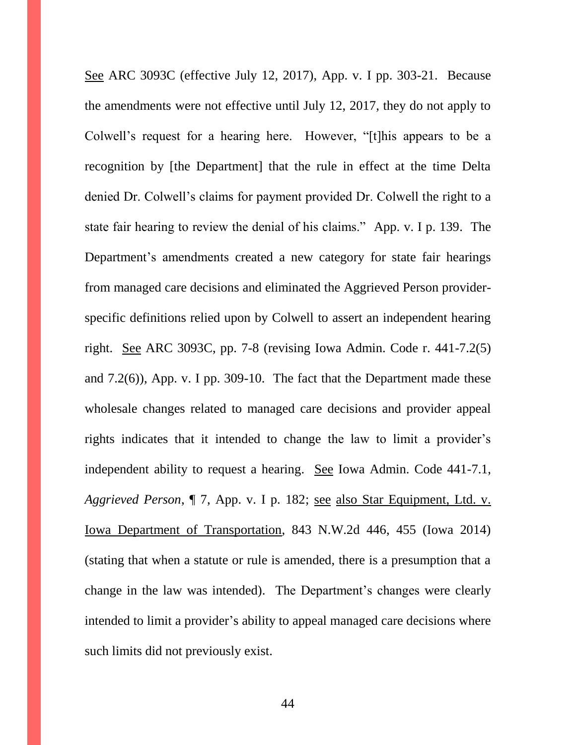See ARC 3093C (effective July 12, 2017), App. v. I pp. 303-21. Because the amendments were not effective until July 12, 2017, they do not apply to Colwell's request for a hearing here. However, "[t]his appears to be a recognition by [the Department] that the rule in effect at the time Delta denied Dr. Colwell's claims for payment provided Dr. Colwell the right to a state fair hearing to review the denial of his claims." App. v. I p. 139. The Department's amendments created a new category for state fair hearings from managed care decisions and eliminated the Aggrieved Person provider-specific definitions relied upon by Colwell to assert an independent hearing right. See ARC 3093C, pp. 7-8 (revising Iowa Admin. Code r. 441-7.2(5) and 7.2(6)), App. v. I pp. 309-10. The fact that the Department made these wholesale changes related to managed care decisions and provider appeal rights indicates that it intended to change the law to limit a provider's independent ability to request a hearing. See Iowa Admin. Code 441-7.1, *Aggrieved Person*, ¶ 7, App. v. I p. 182; see also Star Equipment, Ltd. v. Iowa Department of Transportation, 843 N.W.2d 446, 455 (Iowa 2014) (stating that when a statute or rule is amended, there is a presumption that a change in the law was intended). The Department's changes were clearly intended to limit a provider's ability to appeal managed care decisions where such limits did not previously exist.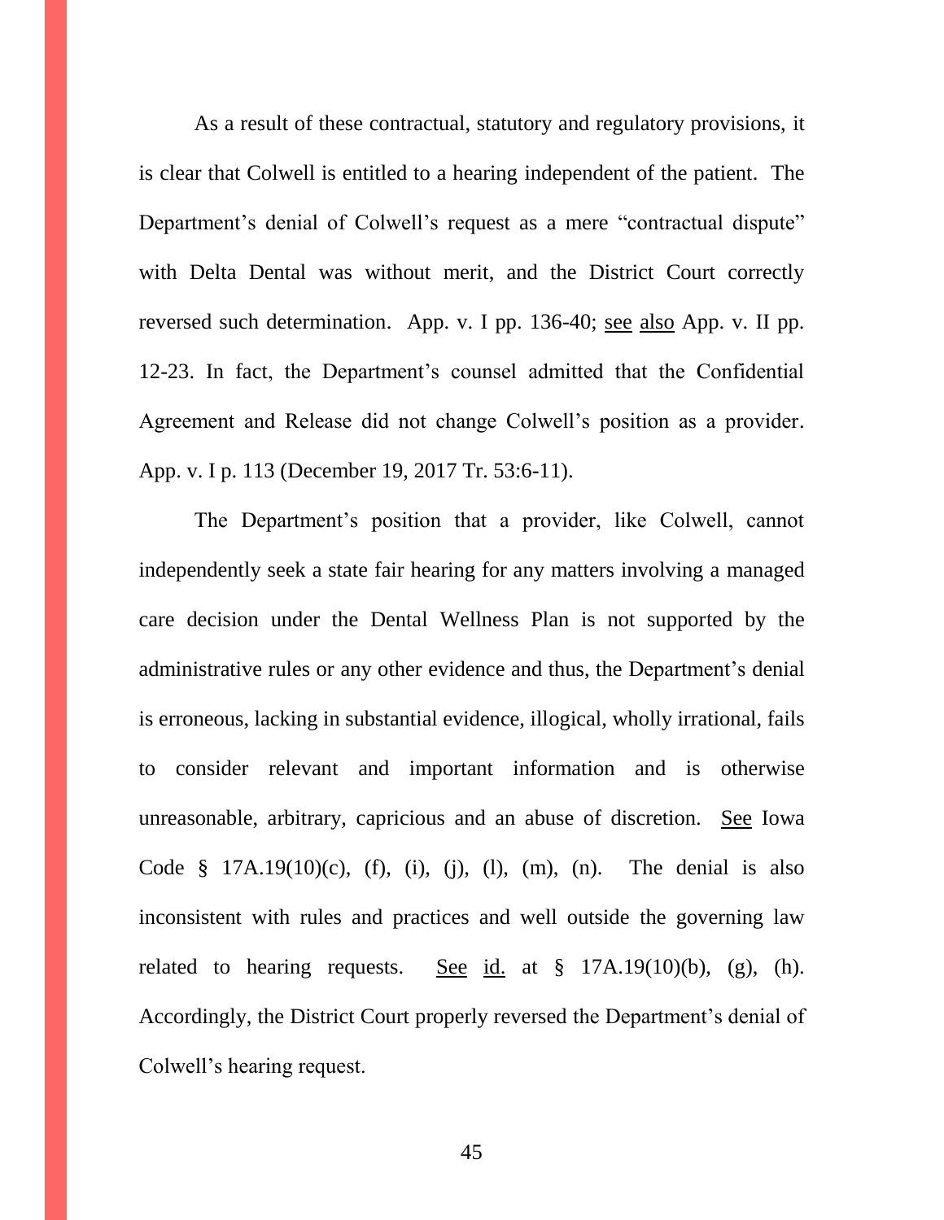As a result of these contractual, statutory and regulatory provisions, it is clear that Colwell is entitled to a hearing independent of the patient. The Department's denial of Colwell's request as a mere "contractual dispute" with Delta Dental was without merit, and the District Court correctly reversed such determination. App. v. I pp. 136-40; see also App. v. II pp. 12-23. In fact, the Department's counsel admitted that the Confidential Agreement and Release did not change Colwell's position as a provider. App. v. I p. 113 (December 19, 2017 Tr. 53:6-11).

The Department's position that a provider, like Colwell, cannot independently seek a state fair hearing for any matters involving a managed care decision under the Dental Wellness Plan is not supported by the administrative rules or any other evidence and thus, the Department's denial is erroneous, lacking in substantial evidence, illogical, wholly irrational, fails to consider relevant and important information and is otherwise unreasonable, arbitrary, capricious and an abuse of discretion. See Iowa Code § 17A.19(10)(c), (f), (i), (j), (l), (m), (n). The denial is also inconsistent with rules and practices and well outside the governing law related to hearing requests. See id. at § 17A.19(10)(b), (g), (h). Accordingly, the District Court properly reversed the Department's denial of Colwell's hearing request.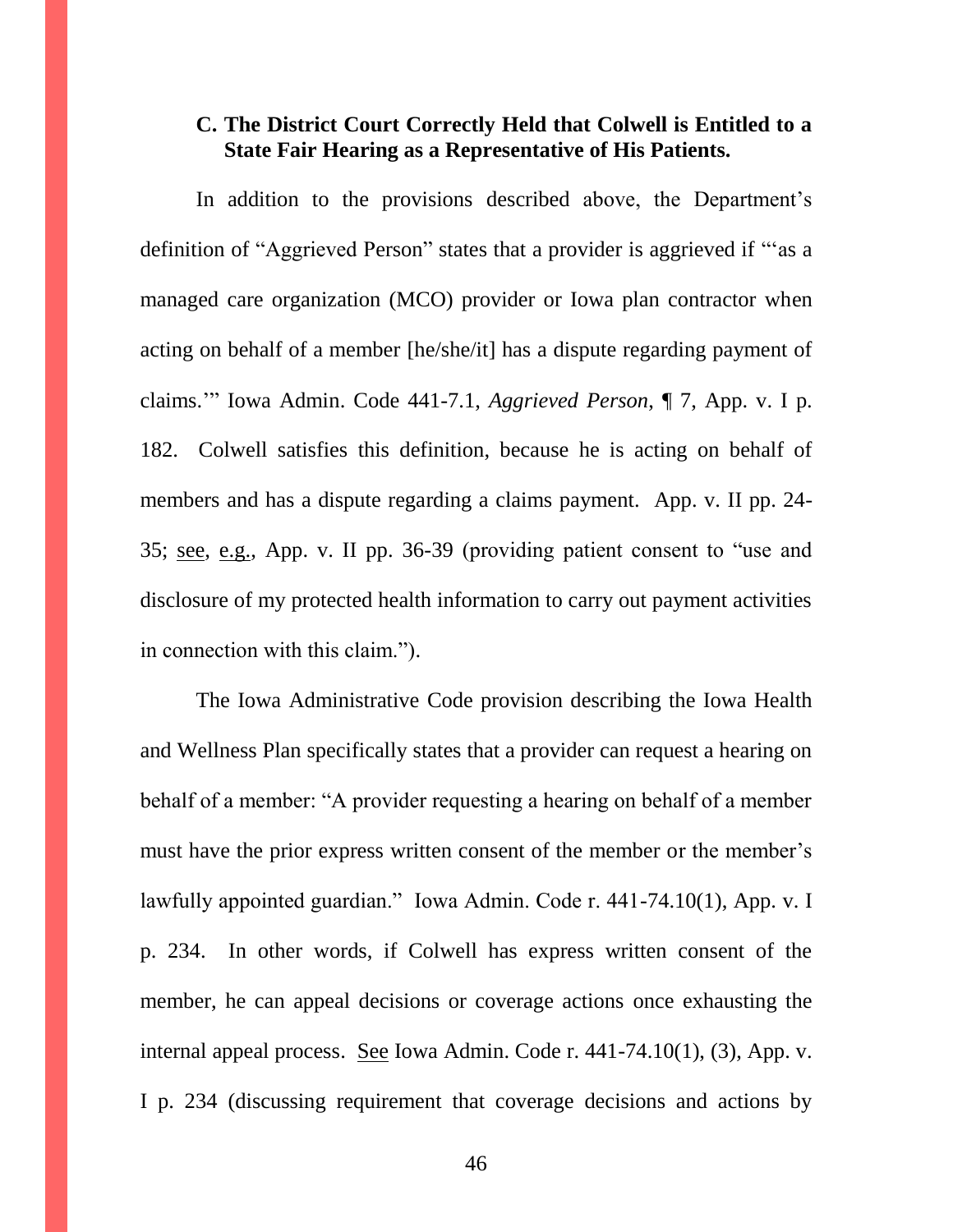### C. The District Court Correctly Held that Colwell is Entitled to a State Fair Hearing as a Representative of His Patients.

In addition to the provisions described above, the Department's definition of "Aggrieved Person" states that a provider is aggrieved if "'as a managed care organization (MCO) provider or Iowa plan contractor when acting on behalf of a member [he/she/it] has a dispute regarding payment of claims.'" Iowa Admin. Code 441-7.1, *Aggrieved Person*, ¶ 7, App. v. I p. 182. Colwell satisfies this definition, because he is acting on behalf of members and has a dispute regarding a claims payment. App. v. II pp. 24-35; see, e.g., App. v. II pp. 36-39 (providing patient consent to "use and disclosure of my protected health information to carry out payment activities in connection with this claim.").

The Iowa Administrative Code provision describing the Iowa Health and Wellness Plan specifically states that a provider can request a hearing on behalf of a member: "A provider requesting a hearing on behalf of a member must have the prior express written consent of the member or the member's lawfully appointed guardian." Iowa Admin. Code r. 441-74.10(1), App. v. I p. 234. In other words, if Colwell has express written consent of the member, he can appeal decisions or coverage actions once exhausting the internal appeal process. See Iowa Admin. Code r. 441-74.10(1), (3), App. v. I p. 234 (discussing requirement that coverage decisions and actions by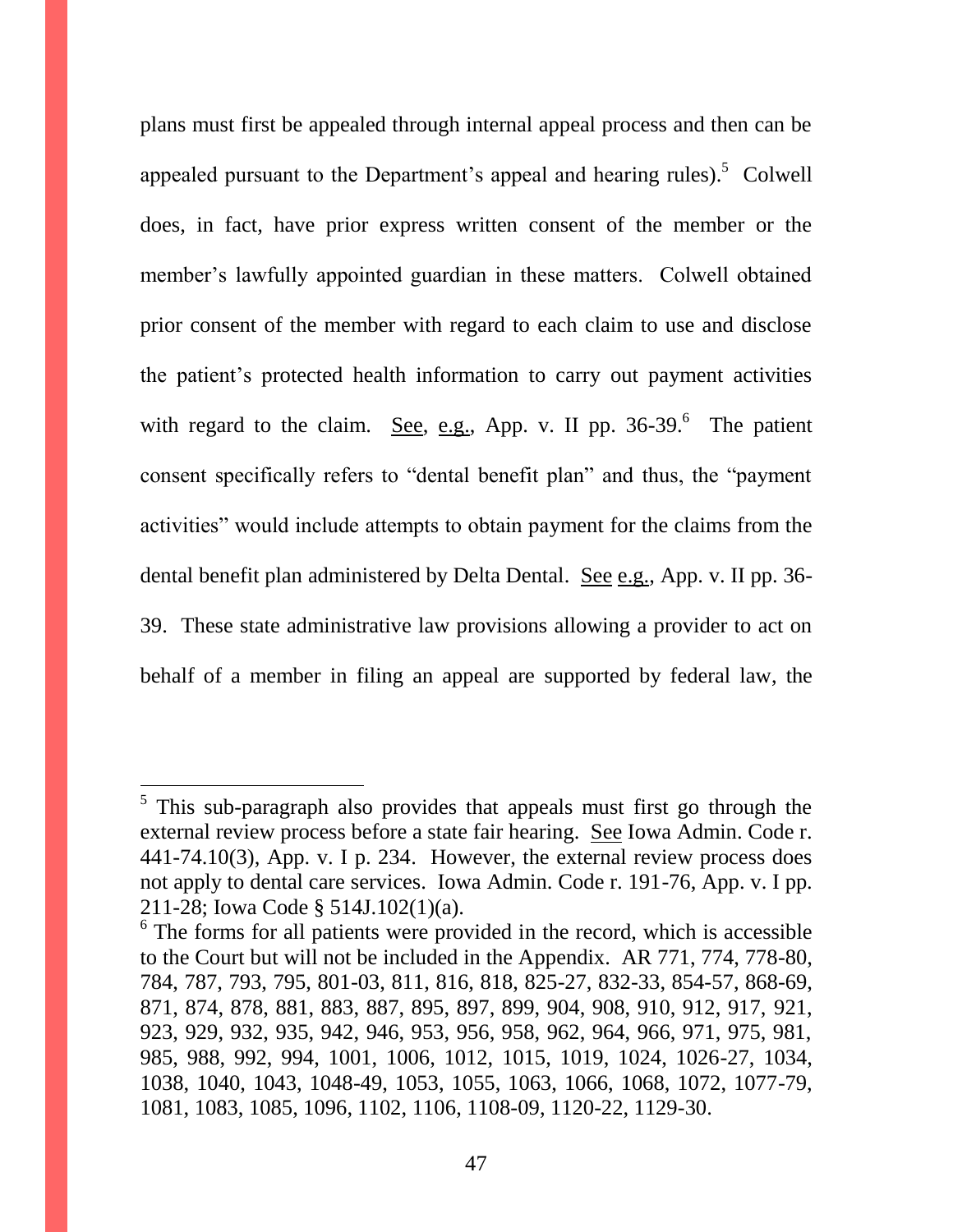plans must first be appealed through internal appeal process and then can be appealed pursuant to the Department's appeal and hearing rules).[5] Colwell does, in fact, have prior express written consent of the member or the member's lawfully appointed guardian in these matters. Colwell obtained prior consent of the member with regard to each claim to use and disclose the patient's protected health information to carry out payment activities with regard to the claim. See, e.g., App. v. II pp. 36-39.[6] The patient consent specifically refers to "dental benefit plan" and thus, the "payment activities" would include attempts to obtain payment for the claims from the dental benefit plan administered by Delta Dental. See e.g., App. v. II pp. 36-39. These state administrative law provisions allowing a provider to act on behalf of a member in filing an appeal are supported by federal law, the

---

[5] This sub-paragraph also provides that appeals must first go through the external review process before a state fair hearing. See Iowa Admin. Code r. 441-74.10(3), App. v. I p. 234. However, the external review process does not apply to dental care services. Iowa Admin. Code r. 191-76, App. v. I pp. 211-28; Iowa Code § 514J.102(1)(a).

[6] The forms for all patients were provided in the record, which is accessible to the Court but will not be included in the Appendix. AR 771, 774, 778-80, 784, 787, 793, 795, 801-03, 811, 816, 818, 825-27, 832-33, 854-57, 868-69, 871, 874, 878, 881, 883, 887, 895, 897, 899, 904, 908, 910, 912, 917, 921, 923, 929, 932, 935, 942, 946, 953, 956, 958, 962, 964, 966, 971, 975, 981, 985, 988, 992, 994, 1001, 1006, 1012, 1015, 1019, 1024, 1026-27, 1034, 1038, 1040, 1043, 1048-49, 1053, 1055, 1063, 1066, 1068, 1072, 1077-79, 1081, 1083, 1085, 1096, 1102, 1106, 1108-09, 1120-22, 1129-30.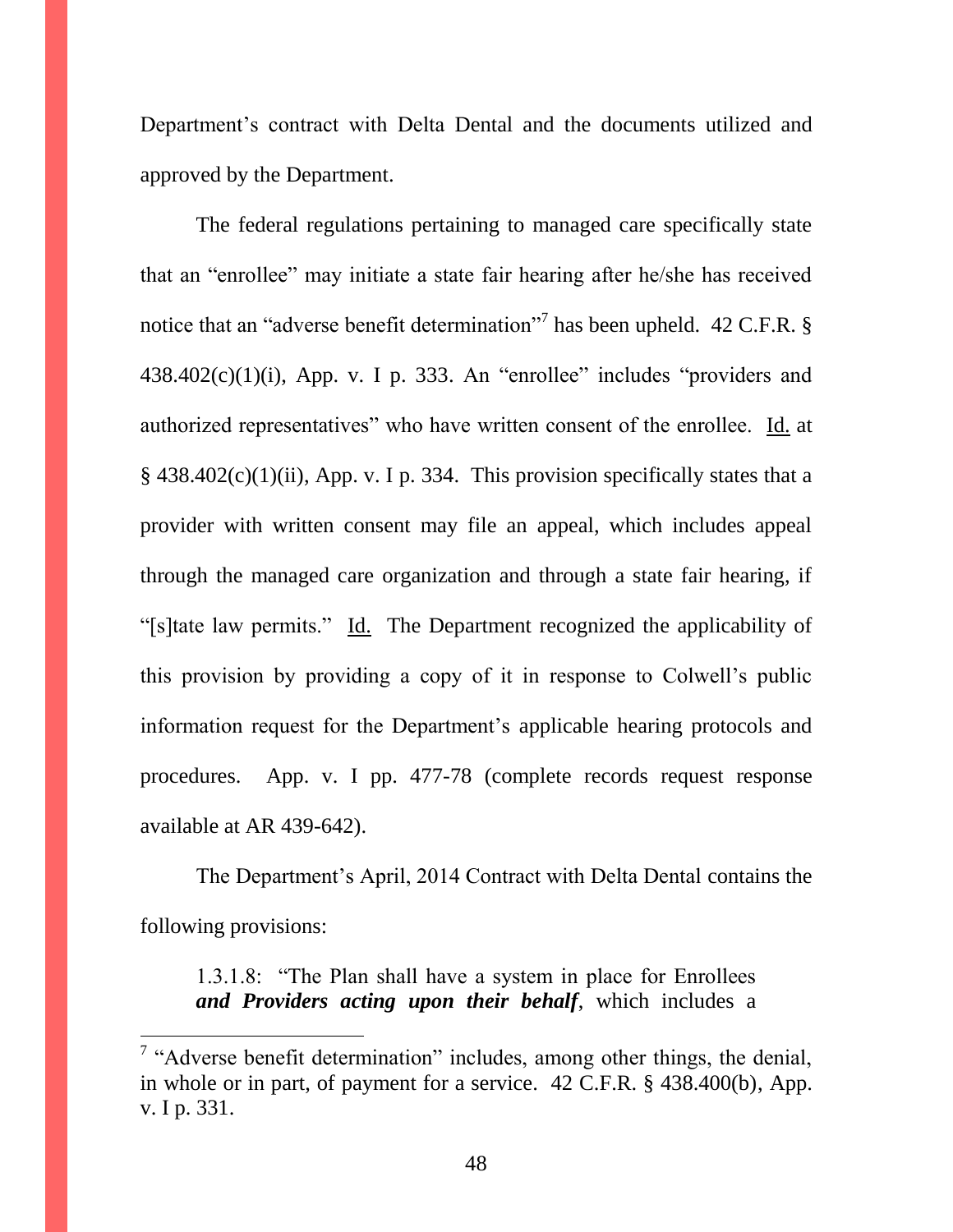Department's contract with Delta Dental and the documents utilized and approved by the Department.

The federal regulations pertaining to managed care specifically state that an "enrollee" may initiate a state fair hearing after he/she has received notice that an "adverse benefit determination"[7] has been upheld. 42 C.F.R. § 438.402(c)(1)(i), App. v. I p. 333. An "enrollee" includes "providers and authorized representatives" who have written consent of the enrollee. Id. at § 438.402(c)(1)(ii), App. v. I p. 334. This provision specifically states that a provider with written consent may file an appeal, which includes appeal through the managed care organization and through a state fair hearing, if "[s]tate law permits." Id. The Department recognized the applicability of this provision by providing a copy of it in response to Colwell's public information request for the Department's applicable hearing protocols and procedures. App. v. I pp. 477-78 (complete records request response available at AR 439-642).

The Department's April, 2014 Contract with Delta Dental contains the following provisions:

> 1.3.1.8: "The Plan shall have a system in place for Enrollees ***and Providers acting upon their behalf***, which includes a

[7] "Adverse benefit determination" includes, among other things, the denial, in whole or in part, of payment for a service. 42 C.F.R. § 438.400(b), App. v. I p. 331.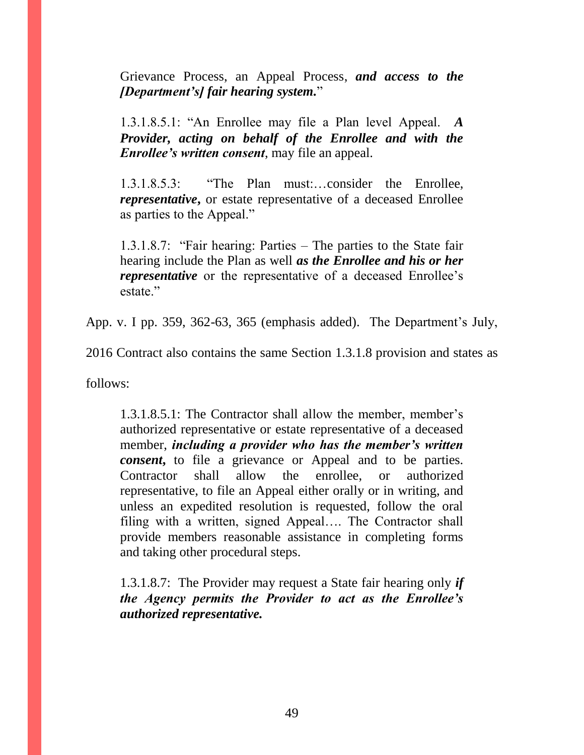> Grievance Process, an Appeal Process, ***and access to the [Department's] fair hearing system.***"
>
> 1.3.1.8.5.1: "An Enrollee may file a Plan level Appeal. ***A Provider, acting on behalf of the Enrollee and with the Enrollee's written consent***, may file an appeal.
>
> 1.3.1.8.5.3: "The Plan must:…consider the Enrollee, ***representative***, or estate representative of a deceased Enrollee as parties to the Appeal."
>
> 1.3.1.8.7: "Fair hearing: Parties – The parties to the State fair hearing include the Plan as well ***as the Enrollee and his or her representative*** or the representative of a deceased Enrollee's estate."

App. v. I pp. 359, 362-63, 365 (emphasis added). The Department's July, 2016 Contract also contains the same Section 1.3.1.8 provision and states as follows:

> 1.3.1.8.5.1: The Contractor shall allow the member, member's authorized representative or estate representative of a deceased member, ***including a provider who has the member's written consent***, to file a grievance or Appeal and to be parties. Contractor shall allow the enrollee, or authorized representative, to file an Appeal either orally or in writing, and unless an expedited resolution is requested, follow the oral filing with a written, signed Appeal…. The Contractor shall provide members reasonable assistance in completing forms and taking other procedural steps.
>
> 1.3.1.8.7: The Provider may request a State fair hearing only ***if the Agency permits the Provider to act as the Enrollee's authorized representative.***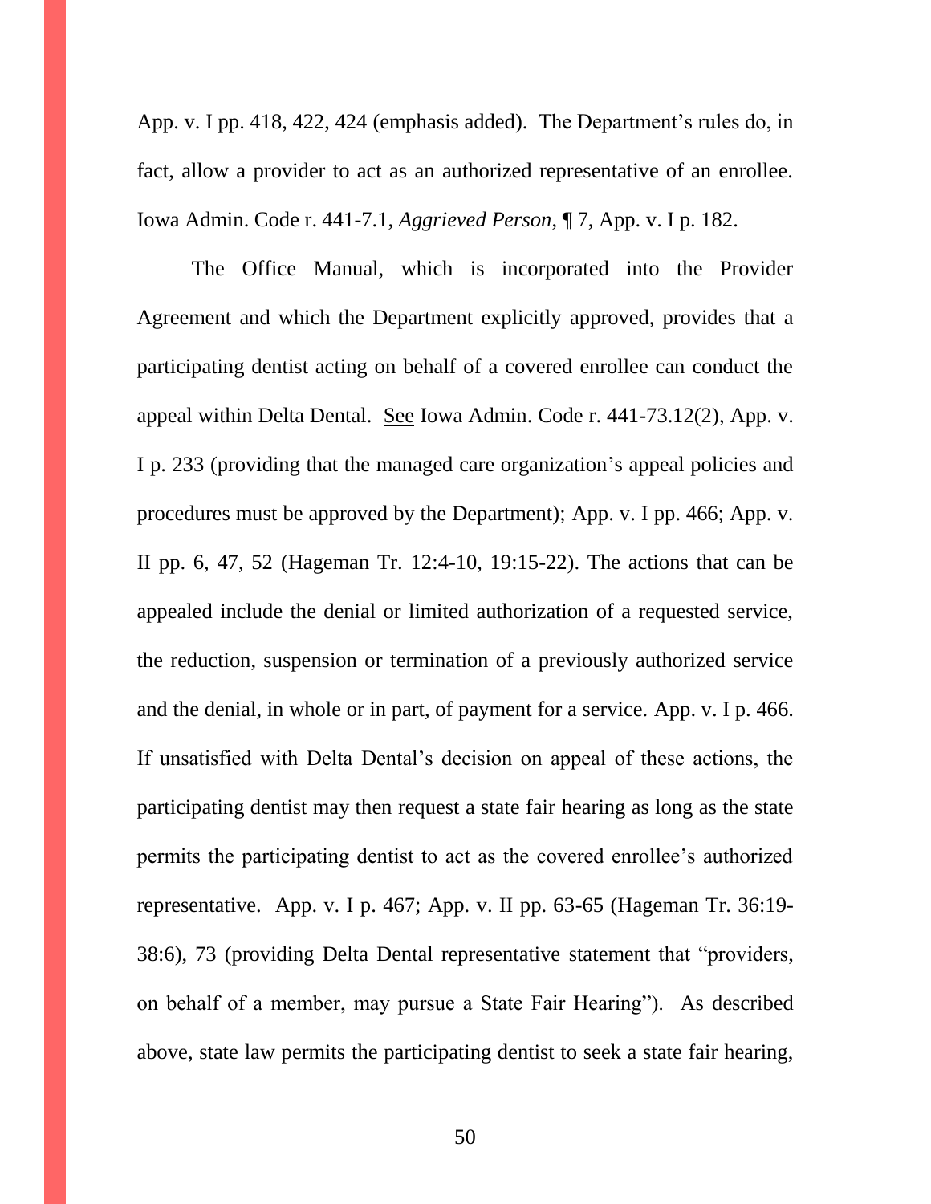App. v. I pp. 418, 422, 424 (emphasis added). The Department's rules do, in fact, allow a provider to act as an authorized representative of an enrollee. Iowa Admin. Code r. 441-7.1, *Aggrieved Person*, ¶ 7, App. v. I p. 182.

The Office Manual, which is incorporated into the Provider Agreement and which the Department explicitly approved, provides that a participating dentist acting on behalf of a covered enrollee can conduct the appeal within Delta Dental. See Iowa Admin. Code r. 441-73.12(2), App. v. I p. 233 (providing that the managed care organization's appeal policies and procedures must be approved by the Department); App. v. I pp. 466; App. v. II pp. 6, 47, 52 (Hageman Tr. 12:4-10, 19:15-22). The actions that can be appealed include the denial or limited authorization of a requested service, the reduction, suspension or termination of a previously authorized service and the denial, in whole or in part, of payment for a service. App. v. I p. 466. If unsatisfied with Delta Dental's decision on appeal of these actions, the participating dentist may then request a state fair hearing as long as the state permits the participating dentist to act as the covered enrollee's authorized representative. App. v. I p. 467; App. v. II pp. 63-65 (Hageman Tr. 36:19-38:6), 73 (providing Delta Dental representative statement that "providers, on behalf of a member, may pursue a State Fair Hearing"). As described above, state law permits the participating dentist to seek a state fair hearing,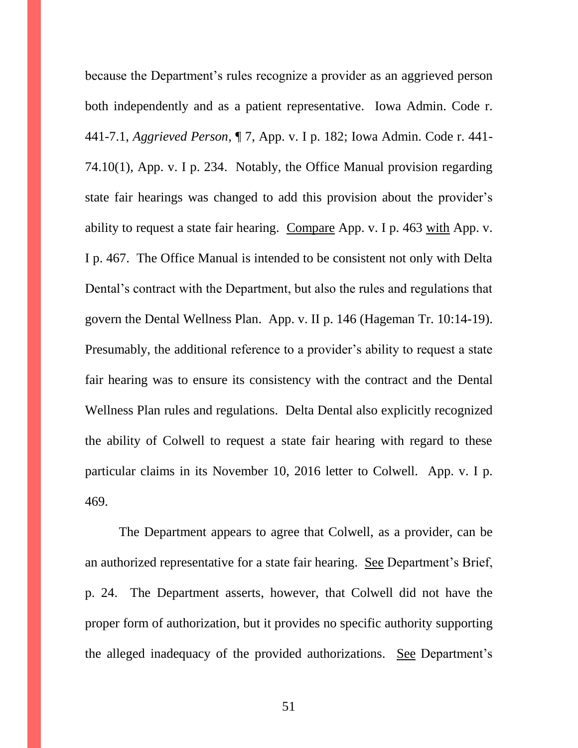because the Department's rules recognize a provider as an aggrieved person both independently and as a patient representative. Iowa Admin. Code r. 441-7.1, *Aggrieved Person*, ¶ 7, App. v. I p. 182; Iowa Admin. Code r. 441-74.10(1), App. v. I p. 234. Notably, the Office Manual provision regarding state fair hearings was changed to add this provision about the provider's ability to request a state fair hearing. Compare App. v. I p. 463 with App. v. I p. 467. The Office Manual is intended to be consistent not only with Delta Dental's contract with the Department, but also the rules and regulations that govern the Dental Wellness Plan. App. v. II p. 146 (Hageman Tr. 10:14-19). Presumably, the additional reference to a provider's ability to request a state fair hearing was to ensure its consistency with the contract and the Dental Wellness Plan rules and regulations. Delta Dental also explicitly recognized the ability of Colwell to request a state fair hearing with regard to these particular claims in its November 10, 2016 letter to Colwell. App. v. I p. 469.

The Department appears to agree that Colwell, as a provider, can be an authorized representative for a state fair hearing. See Department's Brief, p. 24. The Department asserts, however, that Colwell did not have the proper form of authorization, but it provides no specific authority supporting the alleged inadequacy of the provided authorizations. See Department's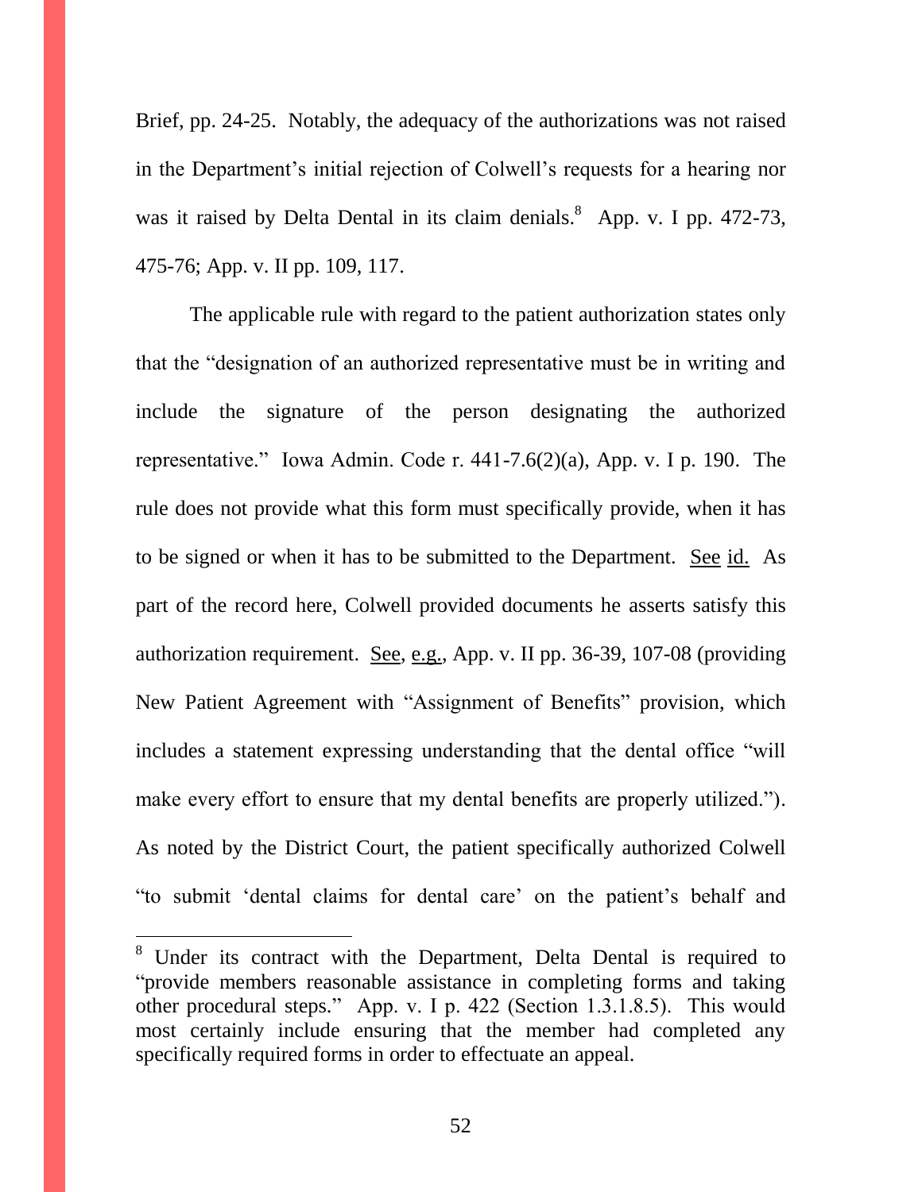Brief, pp. 24-25. Notably, the adequacy of the authorizations was not raised in the Department's initial rejection of Colwell's requests for a hearing nor was it raised by Delta Dental in its claim denials.[8] App. v. I pp. 472-73, 475-76; App. v. II pp. 109, 117.

The applicable rule with regard to the patient authorization states only that the "designation of an authorized representative must be in writing and include the signature of the person designating the authorized representative." Iowa Admin. Code r. 441-7.6(2)(a), App. v. I p. 190. The rule does not provide what this form must specifically provide, when it has to be signed or when it has to be submitted to the Department. See id. As part of the record here, Colwell provided documents he asserts satisfy this authorization requirement. See, e.g., App. v. II pp. 36-39, 107-08 (providing New Patient Agreement with "Assignment of Benefits" provision, which includes a statement expressing understanding that the dental office "will make every effort to ensure that my dental benefits are properly utilized."). As noted by the District Court, the patient specifically authorized Colwell "to submit 'dental claims for dental care' on the patient's behalf and

[8] Under its contract with the Department, Delta Dental is required to "provide members reasonable assistance in completing forms and taking other procedural steps." App. v. I p. 422 (Section 1.3.1.8.5). This would most certainly include ensuring that the member had completed any specifically required forms in order to effectuate an appeal.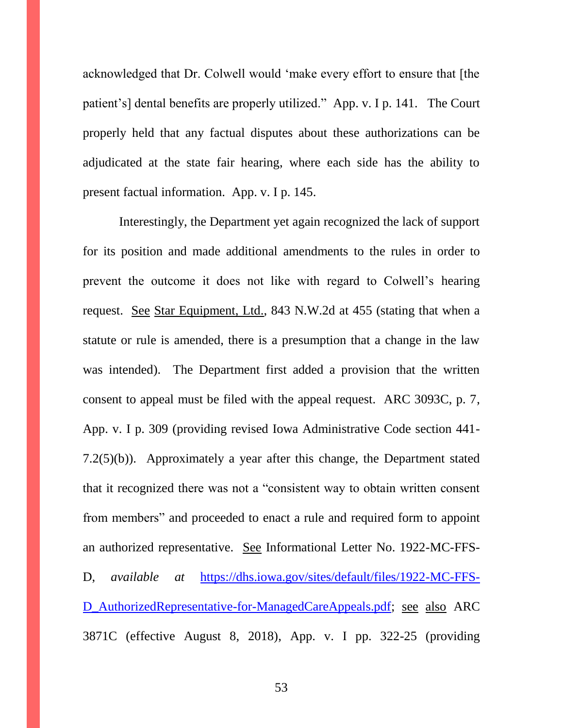acknowledged that Dr. Colwell would 'make every effort to ensure that [the patient's] dental benefits are properly utilized." App. v. I p. 141. The Court properly held that any factual disputes about these authorizations can be adjudicated at the state fair hearing, where each side has the ability to present factual information. App. v. I p. 145.

Interestingly, the Department yet again recognized the lack of support for its position and made additional amendments to the rules in order to prevent the outcome it does not like with regard to Colwell's hearing request. See Star Equipment, Ltd., 843 N.W.2d at 455 (stating that when a statute or rule is amended, there is a presumption that a change in the law was intended). The Department first added a provision that the written consent to appeal must be filed with the appeal request. ARC 3093C, p. 7, App. v. I p. 309 (providing revised Iowa Administrative Code section 441-7.2(5)(b)). Approximately a year after this change, the Department stated that it recognized there was not a "consistent way to obtain written consent from members" and proceeded to enact a rule and required form to appoint an authorized representative. See Informational Letter No. 1922-MC-FFS-D, *available at* https://dhs.iowa.gov/sites/default/files/1922-MC-FFS-D_AuthorizedRepresentative-for-ManagedCareAppeals.pdf; see also ARC 3871C (effective August 8, 2018), App. v. I pp. 322-25 (providing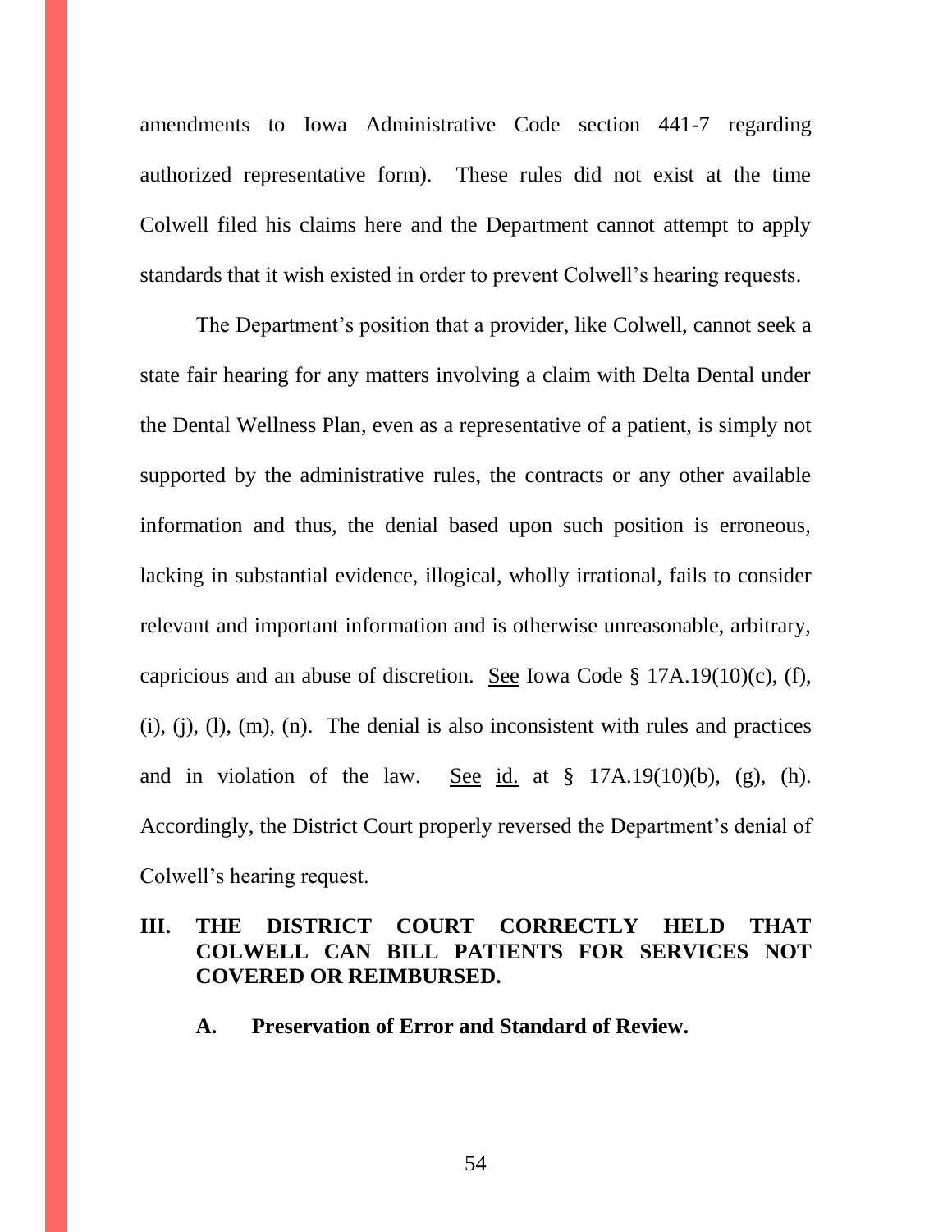amendments to Iowa Administrative Code section 441-7 regarding authorized representative form). These rules did not exist at the time Colwell filed his claims here and the Department cannot attempt to apply standards that it wish existed in order to prevent Colwell's hearing requests.

The Department's position that a provider, like Colwell, cannot seek a state fair hearing for any matters involving a claim with Delta Dental under the Dental Wellness Plan, even as a representative of a patient, is simply not supported by the administrative rules, the contracts or any other available information and thus, the denial based upon such position is erroneous, lacking in substantial evidence, illogical, wholly irrational, fails to consider relevant and important information and is otherwise unreasonable, arbitrary, capricious and an abuse of discretion. See Iowa Code § 17A.19(10)(c), (f), (i), (j), (l), (m), (n). The denial is also inconsistent with rules and practices and in violation of the law. See id. at § 17A.19(10)(b), (g), (h). Accordingly, the District Court properly reversed the Department's denial of Colwell's hearing request.

## III. THE DISTRICT COURT CORRECTLY HELD THAT COLWELL CAN BILL PATIENTS FOR SERVICES NOT COVERED OR REIMBURSED.

### A. Preservation of Error and Standard of Review.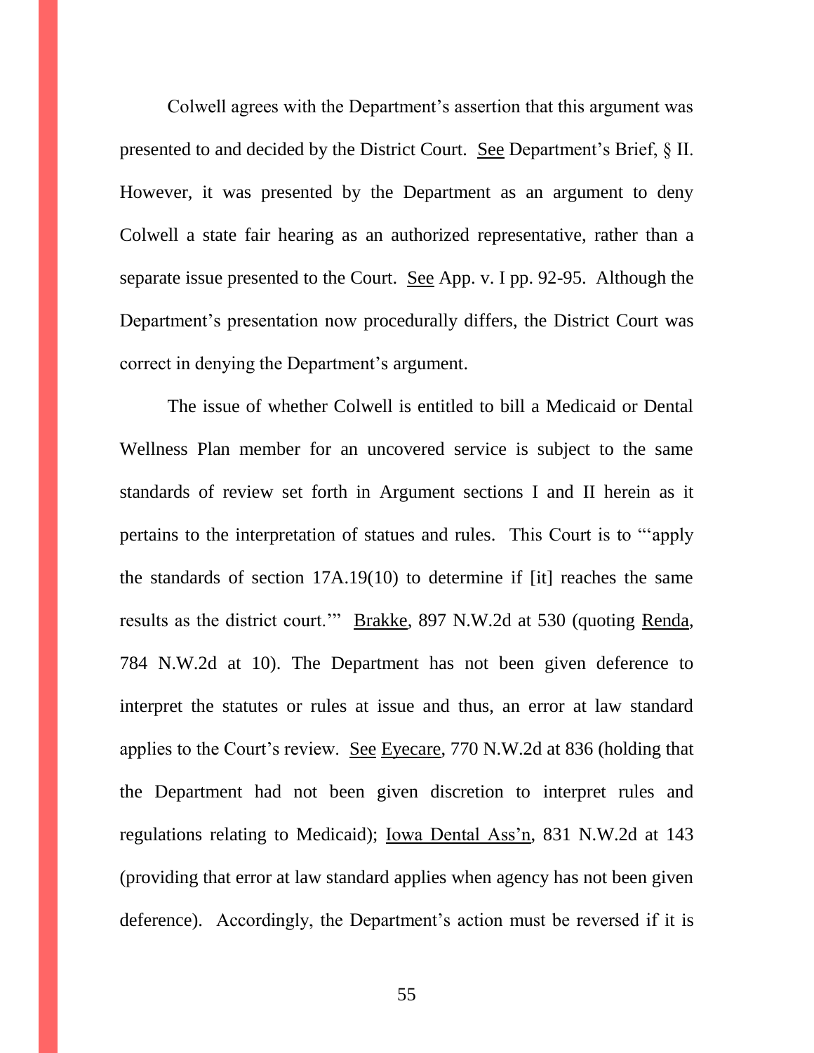Colwell agrees with the Department's assertion that this argument was presented to and decided by the District Court. See Department's Brief, § II. However, it was presented by the Department as an argument to deny Colwell a state fair hearing as an authorized representative, rather than a separate issue presented to the Court. See App. v. I pp. 92-95. Although the Department's presentation now procedurally differs, the District Court was correct in denying the Department's argument.

The issue of whether Colwell is entitled to bill a Medicaid or Dental Wellness Plan member for an uncovered service is subject to the same standards of review set forth in Argument sections I and II herein as it pertains to the interpretation of statues and rules. This Court is to "'apply the standards of section 17A.19(10) to determine if [it] reaches the same results as the district court.'" Brakke, 897 N.W.2d at 530 (quoting Renda, 784 N.W.2d at 10). The Department has not been given deference to interpret the statutes or rules at issue and thus, an error at law standard applies to the Court's review. See Eyecare, 770 N.W.2d at 836 (holding that the Department had not been given discretion to interpret rules and regulations relating to Medicaid); Iowa Dental Ass'n, 831 N.W.2d at 143 (providing that error at law standard applies when agency has not been given deference). Accordingly, the Department's action must be reversed if it is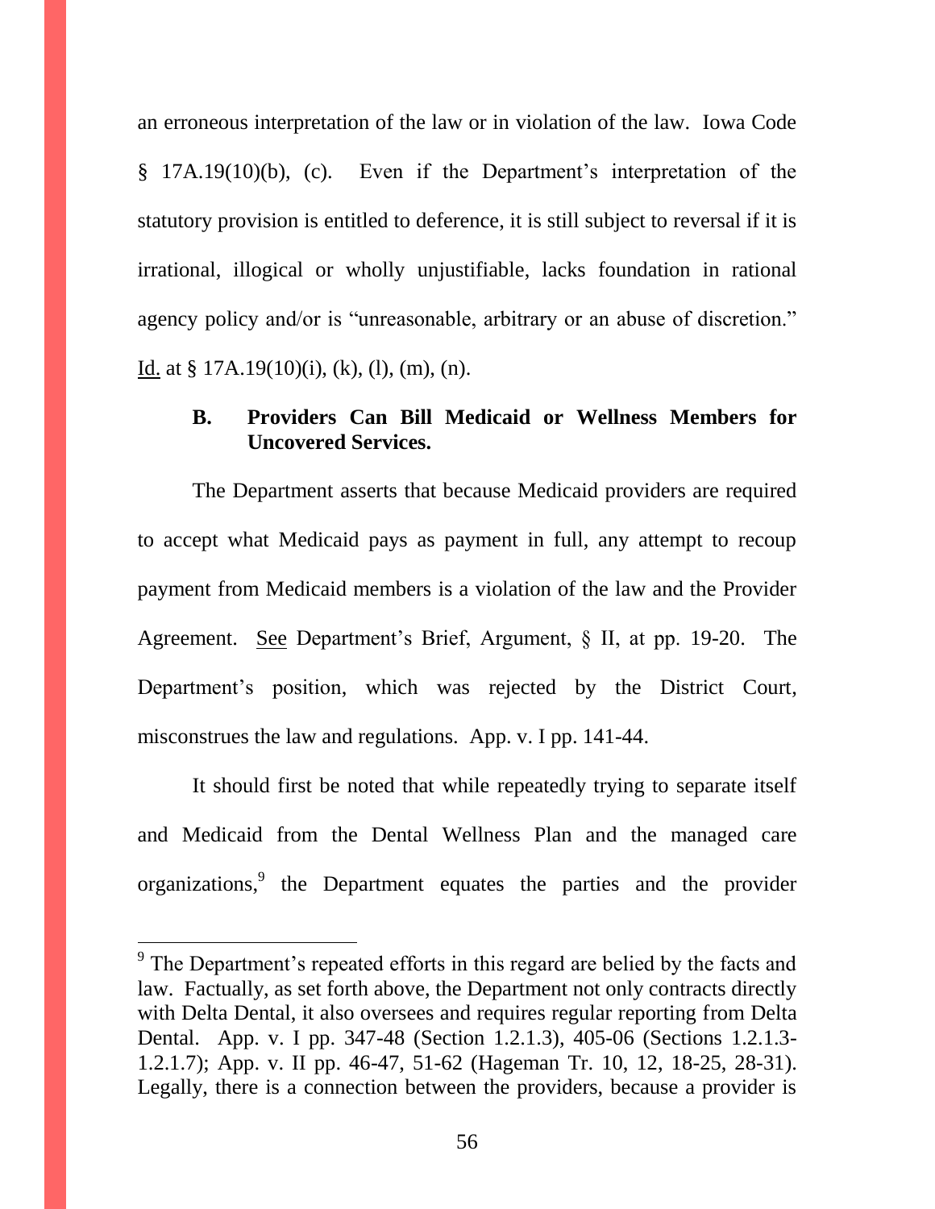an erroneous interpretation of the law or in violation of the law. Iowa Code § 17A.19(10)(b), (c). Even if the Department's interpretation of the statutory provision is entitled to deference, it is still subject to reversal if it is irrational, illogical or wholly unjustifiable, lacks foundation in rational agency policy and/or is "unreasonable, arbitrary or an abuse of discretion." Id. at § 17A.19(10)(i), (k), (l), (m), (n).

### B. Providers Can Bill Medicaid or Wellness Members for Uncovered Services.

The Department asserts that because Medicaid providers are required to accept what Medicaid pays as payment in full, any attempt to recoup payment from Medicaid members is a violation of the law and the Provider Agreement. See Department's Brief, Argument, § II, at pp. 19-20. The Department's position, which was rejected by the District Court, misconstrues the law and regulations. App. v. I pp. 141-44.

It should first be noted that while repeatedly trying to separate itself and Medicaid from the Dental Wellness Plan and the managed care organizations,[9] the Department equates the parties and the provider

[9] The Department's repeated efforts in this regard are belied by the facts and law. Factually, as set forth above, the Department not only contracts directly with Delta Dental, it also oversees and requires regular reporting from Delta Dental. App. v. I pp. 347-48 (Section 1.2.1.3), 405-06 (Sections 1.2.1.3-1.2.1.7); App. v. II pp. 46-47, 51-62 (Hageman Tr. 10, 12, 18-25, 28-31). Legally, there is a connection between the providers, because a provider is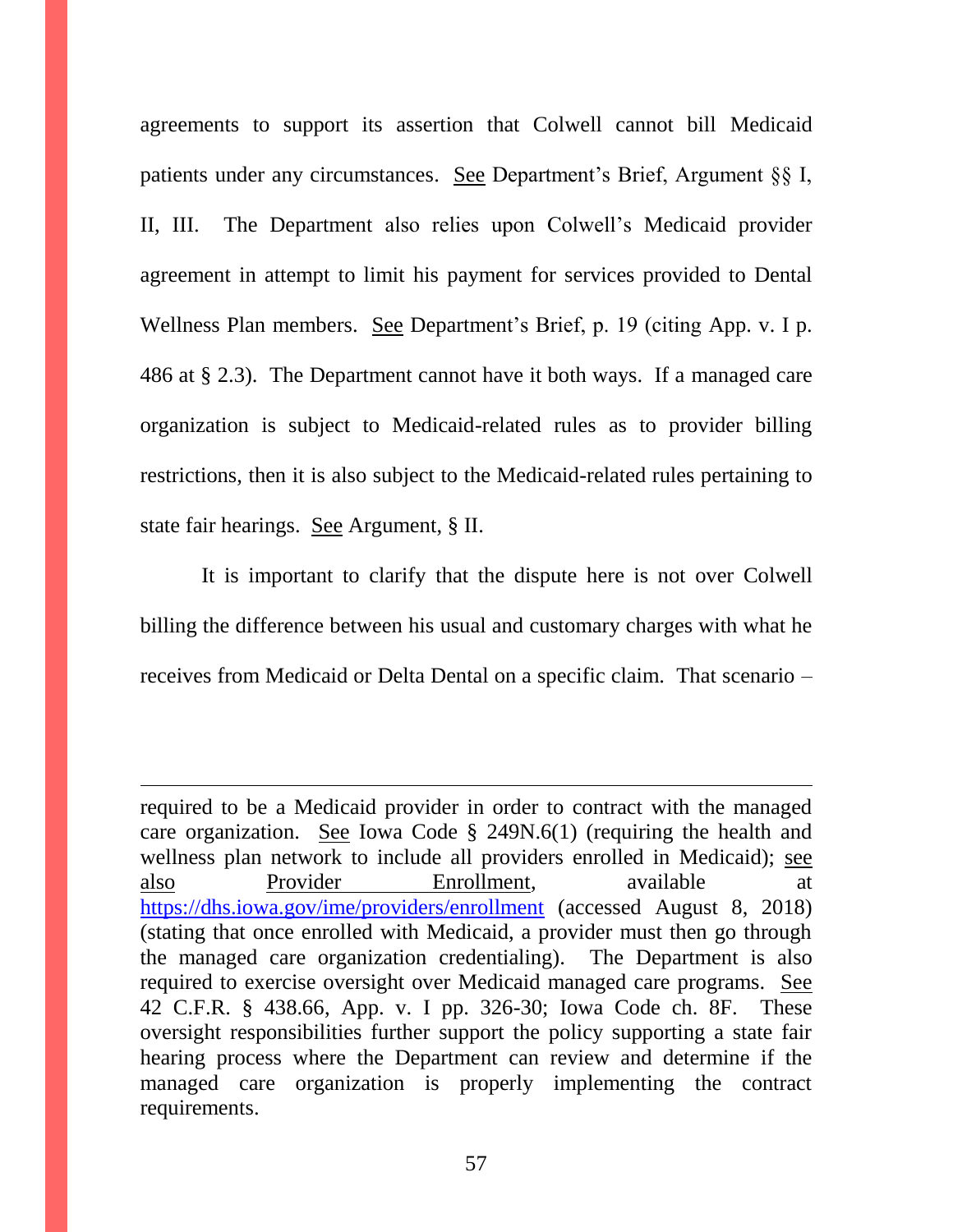agreements to support its assertion that Colwell cannot bill Medicaid patients under any circumstances. See Department's Brief, Argument §§ I, II, III. The Department also relies upon Colwell's Medicaid provider agreement in attempt to limit his payment for services provided to Dental Wellness Plan members. See Department's Brief, p. 19 (citing App. v. I p. 486 at § 2.3). The Department cannot have it both ways. If a managed care organization is subject to Medicaid-related rules as to provider billing restrictions, then it is also subject to the Medicaid-related rules pertaining to state fair hearings. See Argument, § II.

It is important to clarify that the dispute here is not over Colwell billing the difference between his usual and customary charges with what he receives from Medicaid or Delta Dental on a specific claim. That scenario –

---

required to be a Medicaid provider in order to contract with the managed care organization. See Iowa Code § 249N.6(1) (requiring the health and wellness plan network to include all providers enrolled in Medicaid); see also Provider Enrollment, available at https://dhs.iowa.gov/ime/providers/enrollment (accessed August 8, 2018) (stating that once enrolled with Medicaid, a provider must then go through the managed care organization credentialing). The Department is also required to exercise oversight over Medicaid managed care programs. See 42 C.F.R. § 438.66, App. v. I pp. 326-30; Iowa Code ch. 8F. These oversight responsibilities further support the policy supporting a state fair hearing process where the Department can review and determine if the managed care organization is properly implementing the contract requirements.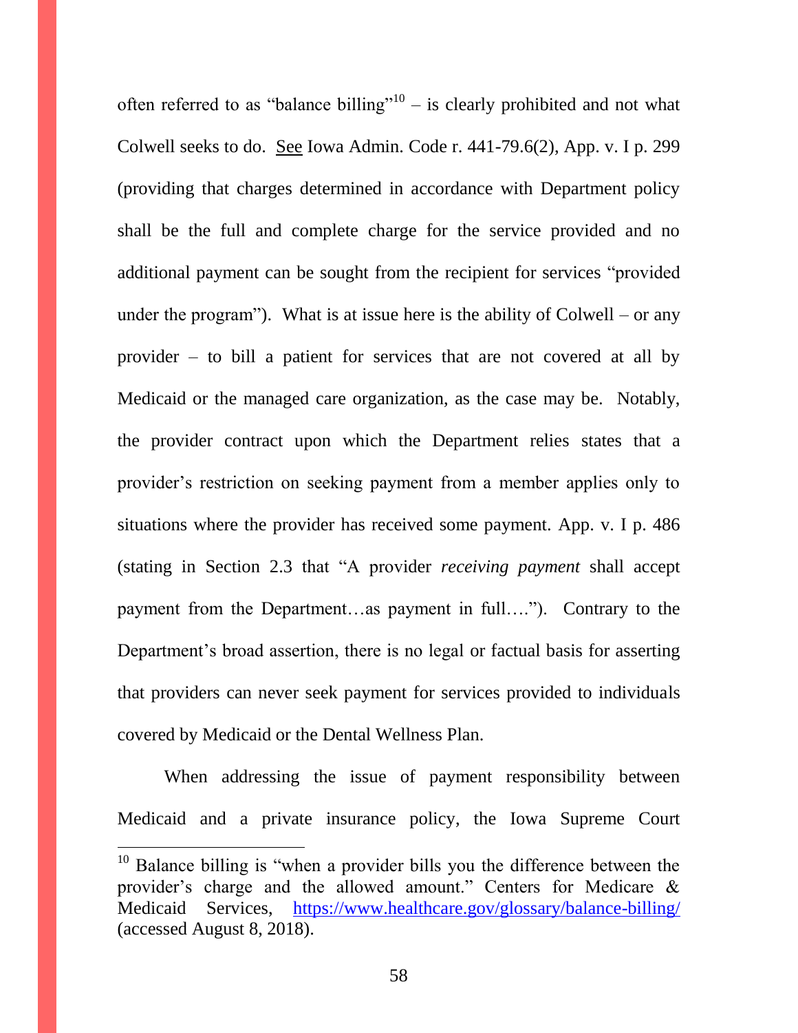often referred to as "balance billing"[10] – is clearly prohibited and not what Colwell seeks to do. See Iowa Admin. Code r. 441-79.6(2), App. v. I p. 299 (providing that charges determined in accordance with Department policy shall be the full and complete charge for the service provided and no additional payment can be sought from the recipient for services "provided under the program"). What is at issue here is the ability of Colwell – or any provider – to bill a patient for services that are not covered at all by Medicaid or the managed care organization, as the case may be. Notably, the provider contract upon which the Department relies states that a provider's restriction on seeking payment from a member applies only to situations where the provider has received some payment. App. v. I p. 486 (stating in Section 2.3 that "A provider *receiving payment* shall accept payment from the Department…as payment in full…."). Contrary to the Department's broad assertion, there is no legal or factual basis for asserting that providers can never seek payment for services provided to individuals covered by Medicaid or the Dental Wellness Plan.

When addressing the issue of payment responsibility between Medicaid and a private insurance policy, the Iowa Supreme Court

---

[10] Balance billing is "when a provider bills you the difference between the provider's charge and the allowed amount." Centers for Medicare & Medicaid Services, https://www.healthcare.gov/glossary/balance-billing/ (accessed August 8, 2018).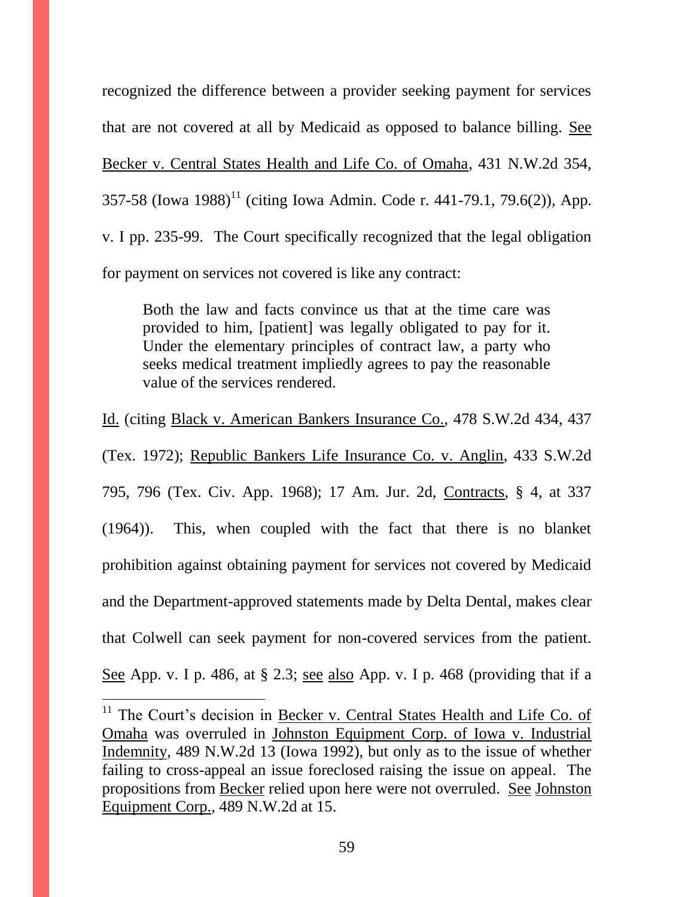recognized the difference between a provider seeking payment for services that are not covered at all by Medicaid as opposed to balance billing. See Becker v. Central States Health and Life Co. of Omaha, 431 N.W.2d 354, 357-58 (Iowa 1988)[11] (citing Iowa Admin. Code r. 441-79.1, 79.6(2)), App. v. I pp. 235-99. The Court specifically recognized that the legal obligation for payment on services not covered is like any contract:

> Both the law and facts convince us that at the time care was provided to him, [patient] was legally obligated to pay for it. Under the elementary principles of contract law, a party who seeks medical treatment impliedly agrees to pay the reasonable value of the services rendered.

Id. (citing Black v. American Bankers Insurance Co., 478 S.W.2d 434, 437 (Tex. 1972); Republic Bankers Life Insurance Co. v. Anglin, 433 S.W.2d 795, 796 (Tex. Civ. App. 1968); 17 Am. Jur. 2d, Contracts, § 4, at 337 (1964)). This, when coupled with the fact that there is no blanket prohibition against obtaining payment for services not covered by Medicaid and the Department-approved statements made by Delta Dental, makes clear that Colwell can seek payment for non-covered services from the patient. See App. v. I p. 486, at § 2.3; see also App. v. I p. 468 (providing that if a

---

[11] The Court's decision in Becker v. Central States Health and Life Co. of Omaha was overruled in Johnston Equipment Corp. of Iowa v. Industrial Indemnity, 489 N.W.2d 13 (Iowa 1992), but only as to the issue of whether failing to cross-appeal an issue foreclosed raising the issue on appeal. The propositions from Becker relied upon here were not overruled. See Johnston Equipment Corp., 489 N.W.2d at 15.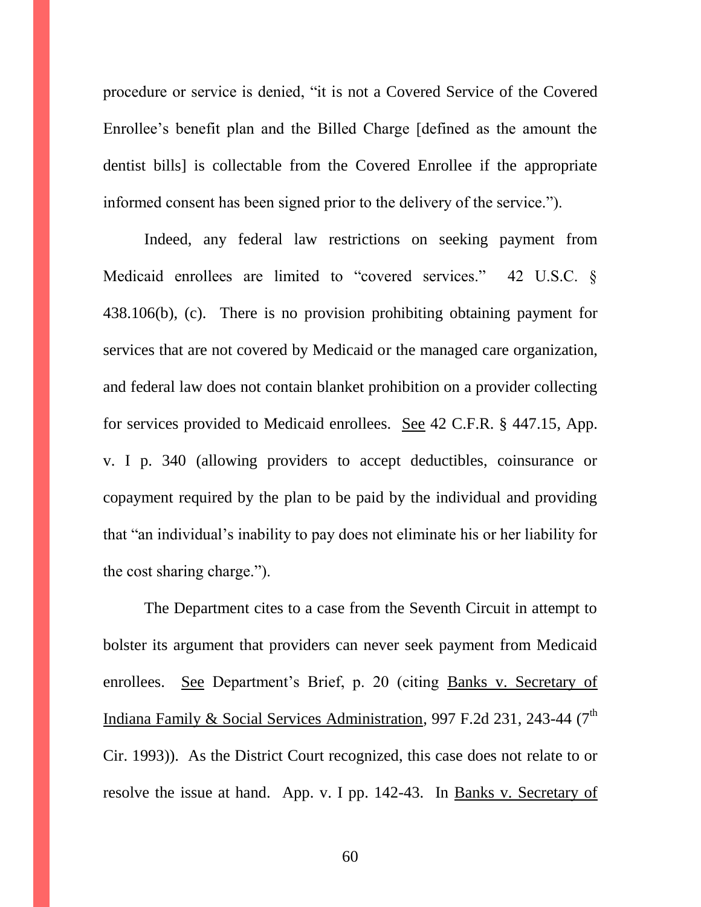procedure or service is denied, "it is not a Covered Service of the Covered Enrollee's benefit plan and the Billed Charge [defined as the amount the dentist bills] is collectable from the Covered Enrollee if the appropriate informed consent has been signed prior to the delivery of the service.").

Indeed, any federal law restrictions on seeking payment from Medicaid enrollees are limited to "covered services." 42 U.S.C. § 438.106(b), (c). There is no provision prohibiting obtaining payment for services that are not covered by Medicaid or the managed care organization, and federal law does not contain blanket prohibition on a provider collecting for services provided to Medicaid enrollees. See 42 C.F.R. § 447.15, App. v. I p. 340 (allowing providers to accept deductibles, coinsurance or copayment required by the plan to be paid by the individual and providing that "an individual's inability to pay does not eliminate his or her liability for the cost sharing charge.").

The Department cites to a case from the Seventh Circuit in attempt to bolster its argument that providers can never seek payment from Medicaid enrollees. See Department's Brief, p. 20 (citing Banks v. Secretary of Indiana Family & Social Services Administration, 997 F.2d 231, 243-44 (7th Cir. 1993)). As the District Court recognized, this case does not relate to or resolve the issue at hand. App. v. I pp. 142-43. In Banks v. Secretary of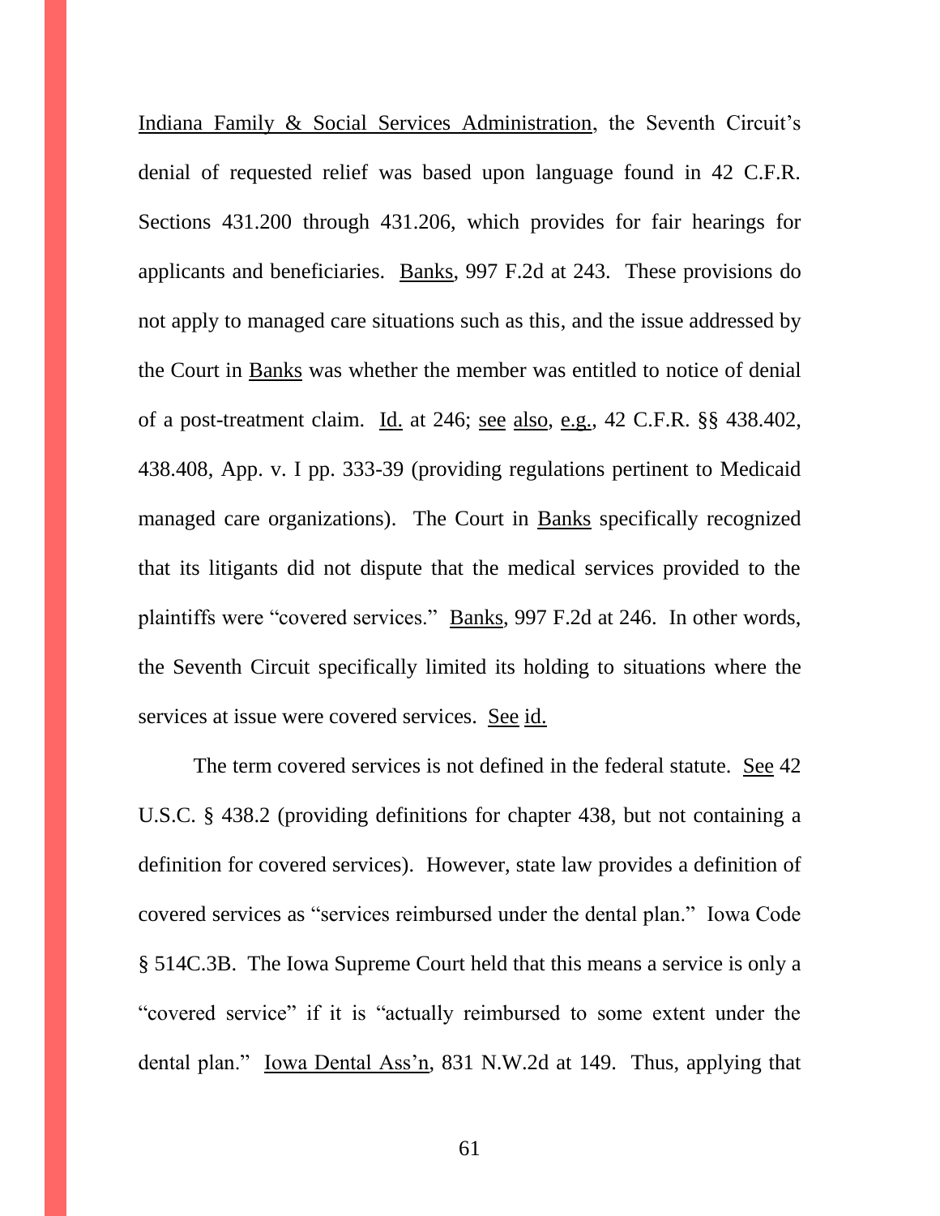Indiana Family & Social Services Administration, the Seventh Circuit's denial of requested relief was based upon language found in 42 C.F.R. Sections 431.200 through 431.206, which provides for fair hearings for applicants and beneficiaries. Banks, 997 F.2d at 243. These provisions do not apply to managed care situations such as this, and the issue addressed by the Court in Banks was whether the member was entitled to notice of denial of a post-treatment claim. Id. at 246; see also, e.g., 42 C.F.R. §§ 438.402, 438.408, App. v. I pp. 333-39 (providing regulations pertinent to Medicaid managed care organizations). The Court in Banks specifically recognized that its litigants did not dispute that the medical services provided to the plaintiffs were "covered services." Banks, 997 F.2d at 246. In other words, the Seventh Circuit specifically limited its holding to situations where the services at issue were covered services. See id.

The term covered services is not defined in the federal statute. See 42 U.S.C. § 438.2 (providing definitions for chapter 438, but not containing a definition for covered services). However, state law provides a definition of covered services as "services reimbursed under the dental plan." Iowa Code § 514C.3B. The Iowa Supreme Court held that this means a service is only a "covered service" if it is "actually reimbursed to some extent under the dental plan." Iowa Dental Ass'n, 831 N.W.2d at 149. Thus, applying that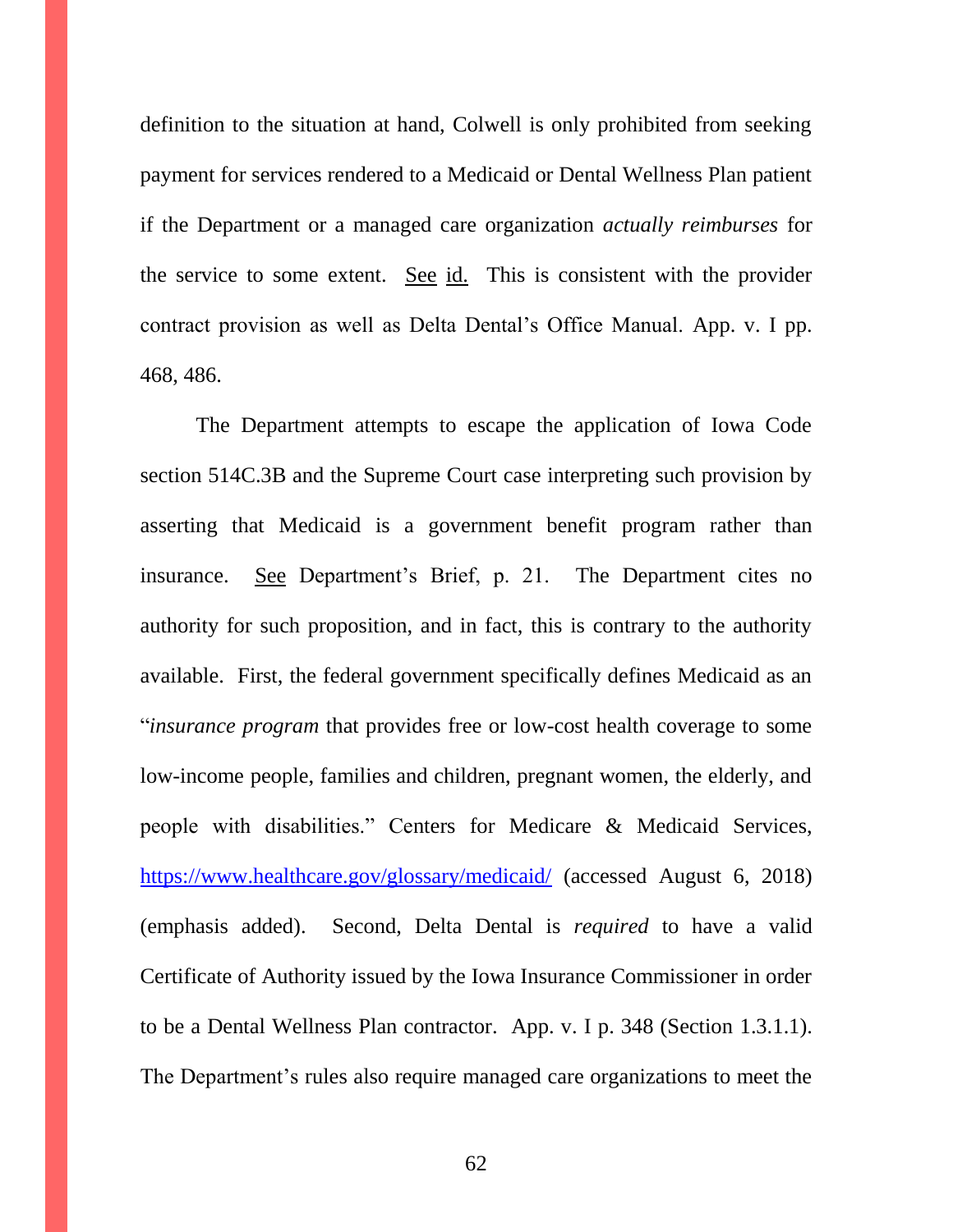definition to the situation at hand, Colwell is only prohibited from seeking payment for services rendered to a Medicaid or Dental Wellness Plan patient if the Department or a managed care organization *actually reimburses* for the service to some extent. See id. This is consistent with the provider contract provision as well as Delta Dental's Office Manual. App. v. I pp. 468, 486.

The Department attempts to escape the application of Iowa Code section 514C.3B and the Supreme Court case interpreting such provision by asserting that Medicaid is a government benefit program rather than insurance. See Department's Brief, p. 21. The Department cites no authority for such proposition, and in fact, this is contrary to the authority available. First, the federal government specifically defines Medicaid as an "*insurance program* that provides free or low-cost health coverage to some low-income people, families and children, pregnant women, the elderly, and people with disabilities." Centers for Medicare & Medicaid Services, https://www.healthcare.gov/glossary/medicaid/ (accessed August 6, 2018) (emphasis added). Second, Delta Dental is *required* to have a valid Certificate of Authority issued by the Iowa Insurance Commissioner in order to be a Dental Wellness Plan contractor. App. v. I p. 348 (Section 1.3.1.1). The Department's rules also require managed care organizations to meet the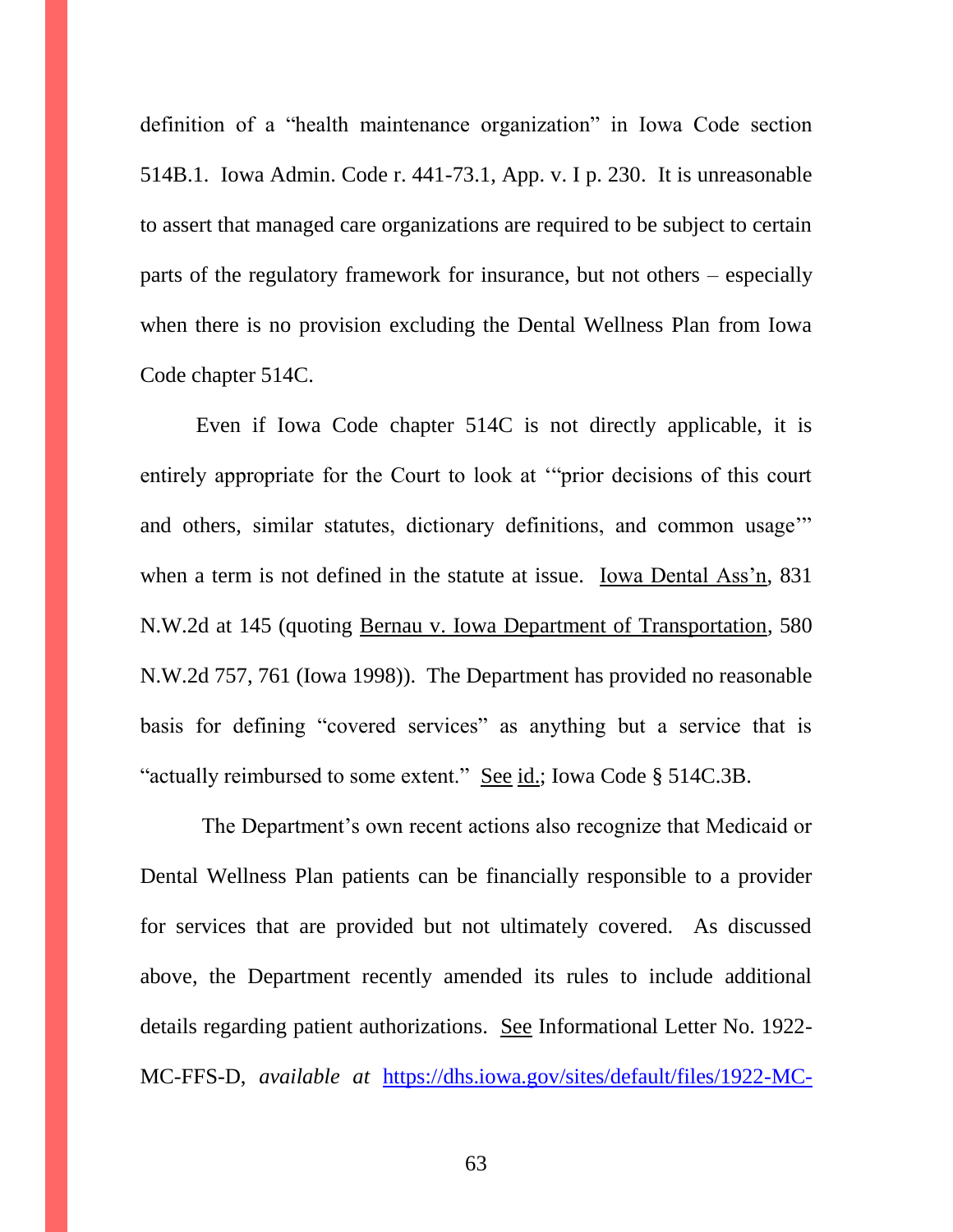definition of a "health maintenance organization" in Iowa Code section 514B.1. Iowa Admin. Code r. 441-73.1, App. v. I p. 230. It is unreasonable to assert that managed care organizations are required to be subject to certain parts of the regulatory framework for insurance, but not others – especially when there is no provision excluding the Dental Wellness Plan from Iowa Code chapter 514C.

Even if Iowa Code chapter 514C is not directly applicable, it is entirely appropriate for the Court to look at '"prior decisions of this court and others, similar statutes, dictionary definitions, and common usage"' when a term is not defined in the statute at issue. Iowa Dental Ass'n, 831 N.W.2d at 145 (quoting Bernau v. Iowa Department of Transportation, 580 N.W.2d 757, 761 (Iowa 1998)). The Department has provided no reasonable basis for defining "covered services" as anything but a service that is "actually reimbursed to some extent." See id.; Iowa Code § 514C.3B.

The Department's own recent actions also recognize that Medicaid or Dental Wellness Plan patients can be financially responsible to a provider for services that are provided but not ultimately covered. As discussed above, the Department recently amended its rules to include additional details regarding patient authorizations. See Informational Letter No. 1922-MC-FFS-D, *available at* https://dhs.iowa.gov/sites/default/files/1922-MC-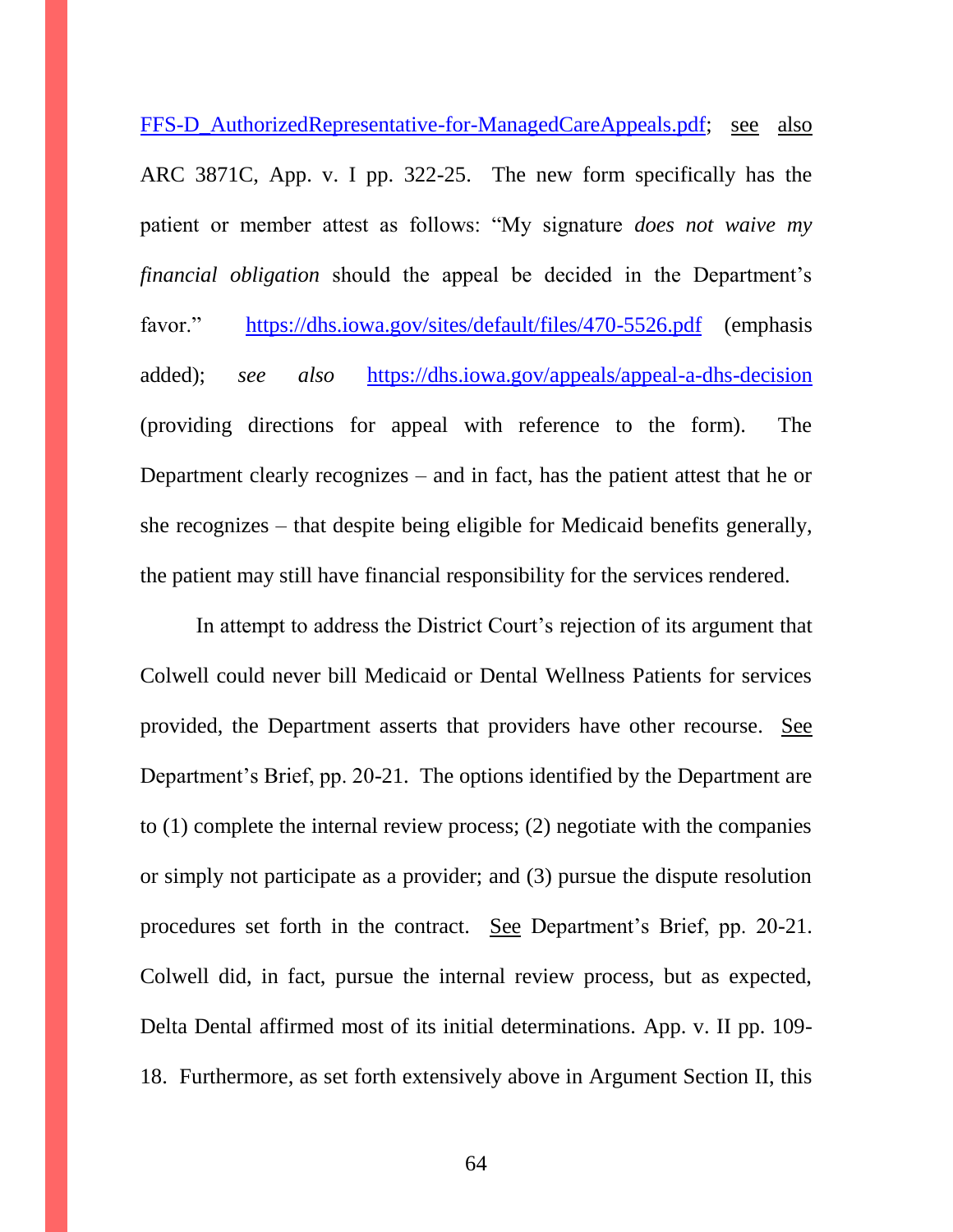FFS-D_AuthorizedRepresentative-for-ManagedCareAppeals.pdf; see also ARC 3871C, App. v. I pp. 322-25. The new form specifically has the patient or member attest as follows: "My signature *does not waive my financial obligation* should the appeal be decided in the Department's favor." https://dhs.iowa.gov/sites/default/files/470-5526.pdf (emphasis added); *see also* https://dhs.iowa.gov/appeals/appeal-a-dhs-decision (providing directions for appeal with reference to the form). The Department clearly recognizes – and in fact, has the patient attest that he or she recognizes – that despite being eligible for Medicaid benefits generally, the patient may still have financial responsibility for the services rendered.

In attempt to address the District Court's rejection of its argument that Colwell could never bill Medicaid or Dental Wellness Patients for services provided, the Department asserts that providers have other recourse. See Department's Brief, pp. 20-21. The options identified by the Department are to (1) complete the internal review process; (2) negotiate with the companies or simply not participate as a provider; and (3) pursue the dispute resolution procedures set forth in the contract. See Department's Brief, pp. 20-21. Colwell did, in fact, pursue the internal review process, but as expected, Delta Dental affirmed most of its initial determinations. App. v. II pp. 109-18. Furthermore, as set forth extensively above in Argument Section II, this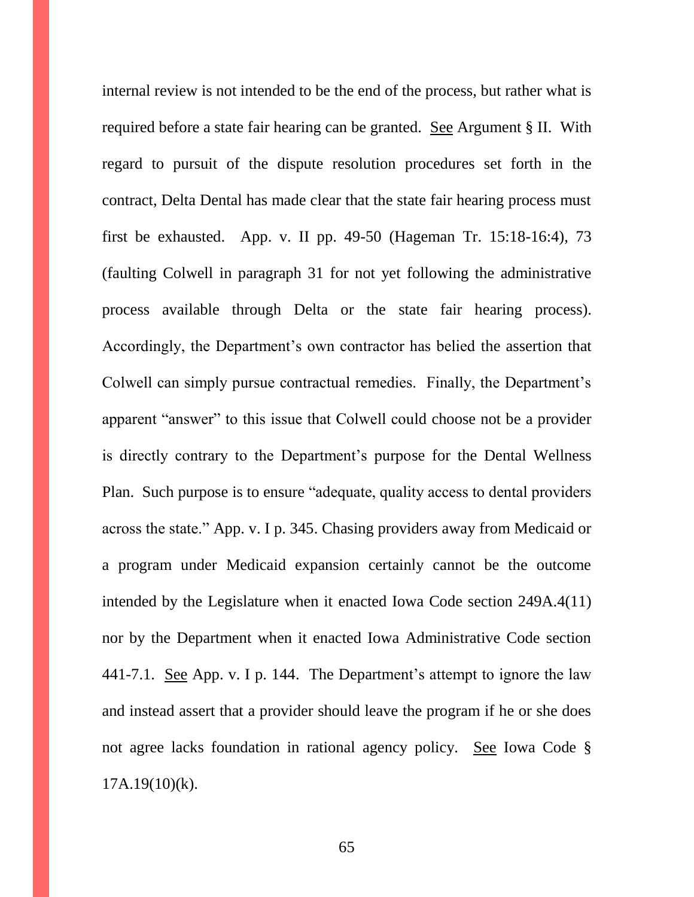internal review is not intended to be the end of the process, but rather what is required before a state fair hearing can be granted. See Argument § II. With regard to pursuit of the dispute resolution procedures set forth in the contract, Delta Dental has made clear that the state fair hearing process must first be exhausted. App. v. II pp. 49-50 (Hageman Tr. 15:18-16:4), 73 (faulting Colwell in paragraph 31 for not yet following the administrative process available through Delta or the state fair hearing process). Accordingly, the Department's own contractor has belied the assertion that Colwell can simply pursue contractual remedies. Finally, the Department's apparent "answer" to this issue that Colwell could choose not be a provider is directly contrary to the Department's purpose for the Dental Wellness Plan. Such purpose is to ensure "adequate, quality access to dental providers across the state." App. v. I p. 345. Chasing providers away from Medicaid or a program under Medicaid expansion certainly cannot be the outcome intended by the Legislature when it enacted Iowa Code section 249A.4(11) nor by the Department when it enacted Iowa Administrative Code section 441-7.1. See App. v. I p. 144. The Department's attempt to ignore the law and instead assert that a provider should leave the program if he or she does not agree lacks foundation in rational agency policy. See Iowa Code § 17A.19(10)(k).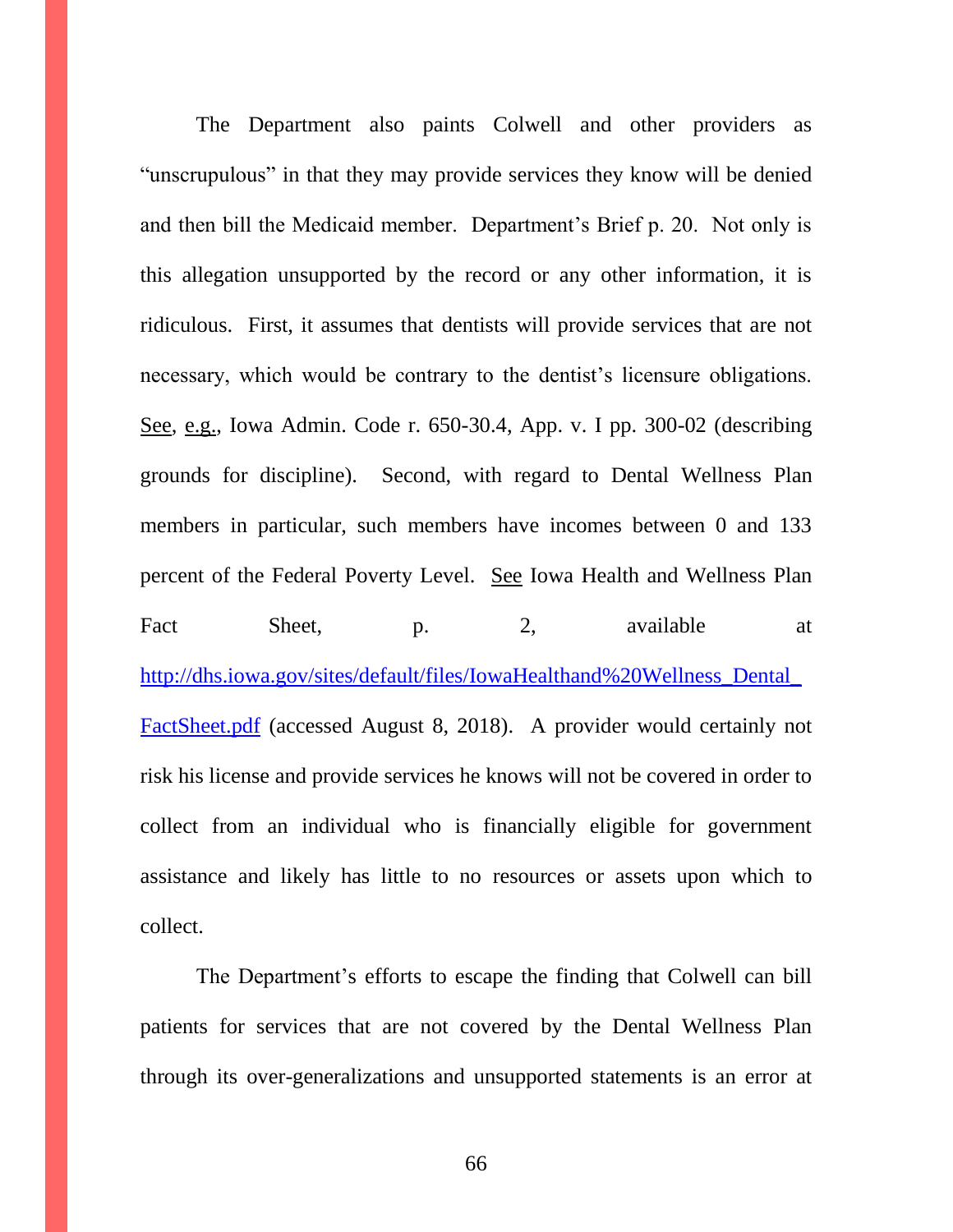The Department also paints Colwell and other providers as "unscrupulous" in that they may provide services they know will be denied and then bill the Medicaid member. Department's Brief p. 20. Not only is this allegation unsupported by the record or any other information, it is ridiculous. First, it assumes that dentists will provide services that are not necessary, which would be contrary to the dentist's licensure obligations. See, e.g., Iowa Admin. Code r. 650-30.4, App. v. I pp. 300-02 (describing grounds for discipline). Second, with regard to Dental Wellness Plan members in particular, such members have incomes between 0 and 133 percent of the Federal Poverty Level. See Iowa Health and Wellness Plan Fact Sheet, p. 2, available at http://dhs.iowa.gov/sites/default/files/IowaHealthand%20Wellness_Dental_FactSheet.pdf (accessed August 8, 2018). A provider would certainly not risk his license and provide services he knows will not be covered in order to collect from an individual who is financially eligible for government assistance and likely has little to no resources or assets upon which to collect.

The Department's efforts to escape the finding that Colwell can bill patients for services that are not covered by the Dental Wellness Plan through its over-generalizations and unsupported statements is an error at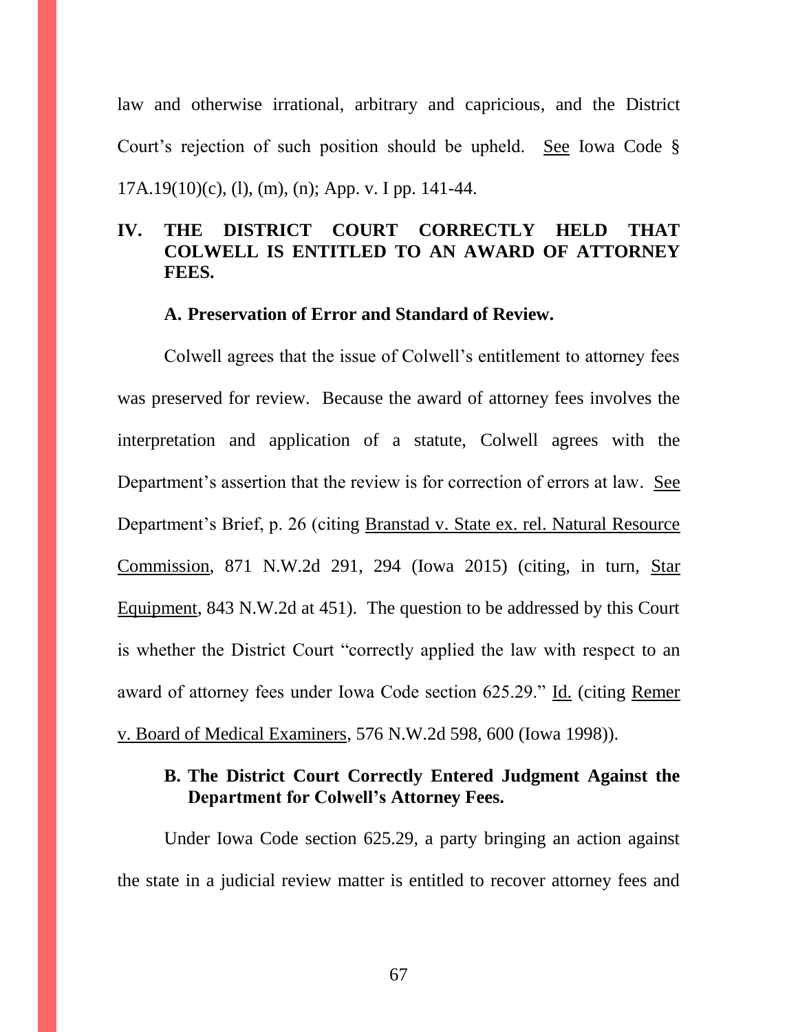law and otherwise irrational, arbitrary and capricious, and the District Court's rejection of such position should be upheld. See Iowa Code § 17A.19(10)(c), (l), (m), (n); App. v. I pp. 141-44.

## IV. THE DISTRICT COURT CORRECTLY HELD THAT COLWELL IS ENTITLED TO AN AWARD OF ATTORNEY FEES.

### A. Preservation of Error and Standard of Review.

Colwell agrees that the issue of Colwell's entitlement to attorney fees was preserved for review. Because the award of attorney fees involves the interpretation and application of a statute, Colwell agrees with the Department's assertion that the review is for correction of errors at law. See Department's Brief, p. 26 (citing Branstad v. State ex. rel. Natural Resource Commission, 871 N.W.2d 291, 294 (Iowa 2015) (citing, in turn, Star Equipment, 843 N.W.2d at 451). The question to be addressed by this Court is whether the District Court "correctly applied the law with respect to an award of attorney fees under Iowa Code section 625.29." Id. (citing Remer v. Board of Medical Examiners, 576 N.W.2d 598, 600 (Iowa 1998)).

### B. The District Court Correctly Entered Judgment Against the Department for Colwell's Attorney Fees.

Under Iowa Code section 625.29, a party bringing an action against the state in a judicial review matter is entitled to recover attorney fees and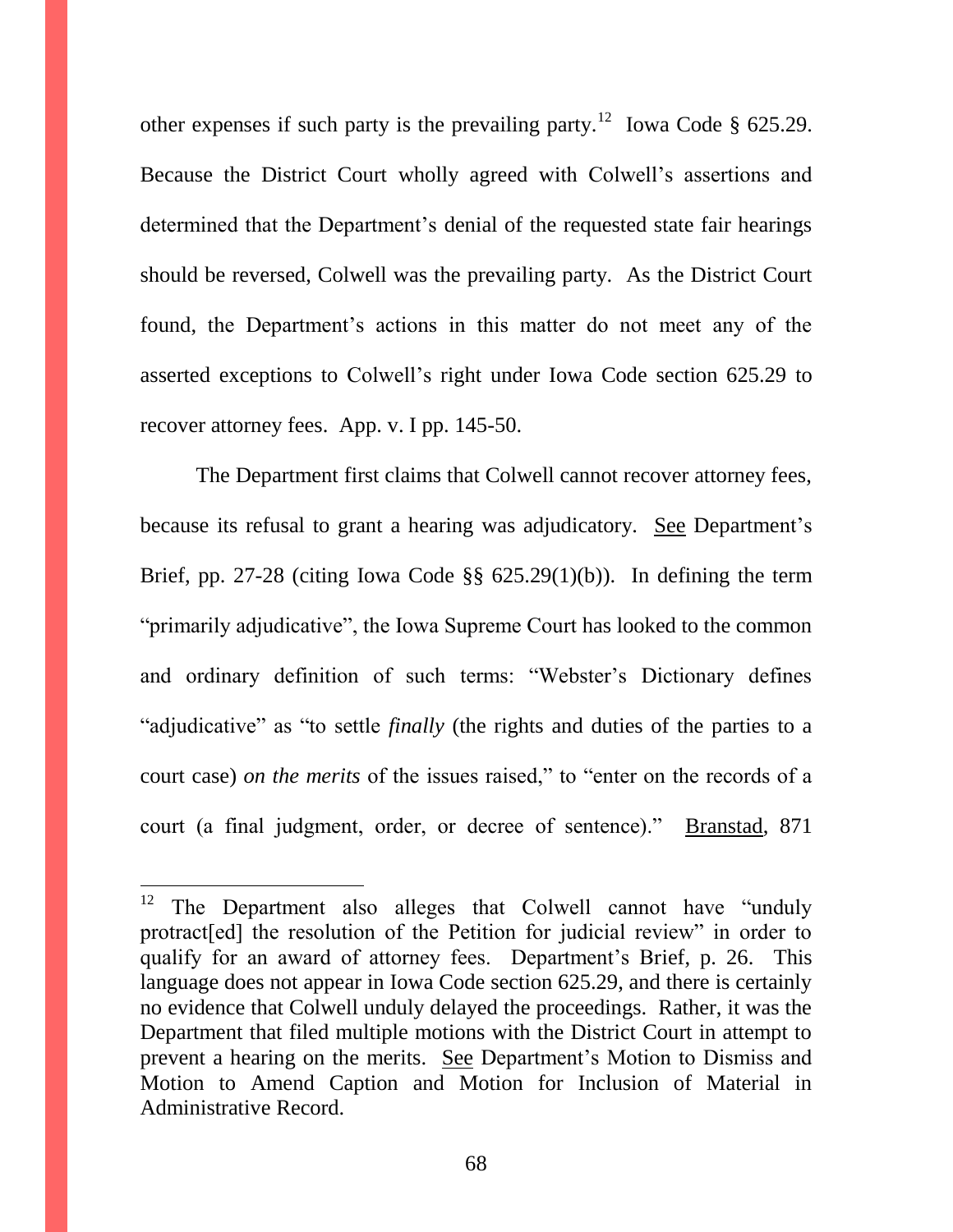other expenses if such party is the prevailing party.[12] Iowa Code § 625.29. Because the District Court wholly agreed with Colwell's assertions and determined that the Department's denial of the requested state fair hearings should be reversed, Colwell was the prevailing party. As the District Court found, the Department's actions in this matter do not meet any of the asserted exceptions to Colwell's right under Iowa Code section 625.29 to recover attorney fees. App. v. I pp. 145-50.

The Department first claims that Colwell cannot recover attorney fees, because its refusal to grant a hearing was adjudicatory. See Department's Brief, pp. 27-28 (citing Iowa Code §§ 625.29(1)(b)). In defining the term "primarily adjudicative", the Iowa Supreme Court has looked to the common and ordinary definition of such terms: "Webster's Dictionary defines "adjudicative" as "to settle *finally* (the rights and duties of the parties to a court case) *on the merits* of the issues raised," to "enter on the records of a court (a final judgment, order, or decree of sentence)." Branstad, 871

---

[12] The Department also alleges that Colwell cannot have "unduly protract[ed] the resolution of the Petition for judicial review" in order to qualify for an award of attorney fees. Department's Brief, p. 26. This language does not appear in Iowa Code section 625.29, and there is certainly no evidence that Colwell unduly delayed the proceedings. Rather, it was the Department that filed multiple motions with the District Court in attempt to prevent a hearing on the merits. See Department's Motion to Dismiss and Motion to Amend Caption and Motion for Inclusion of Material in Administrative Record.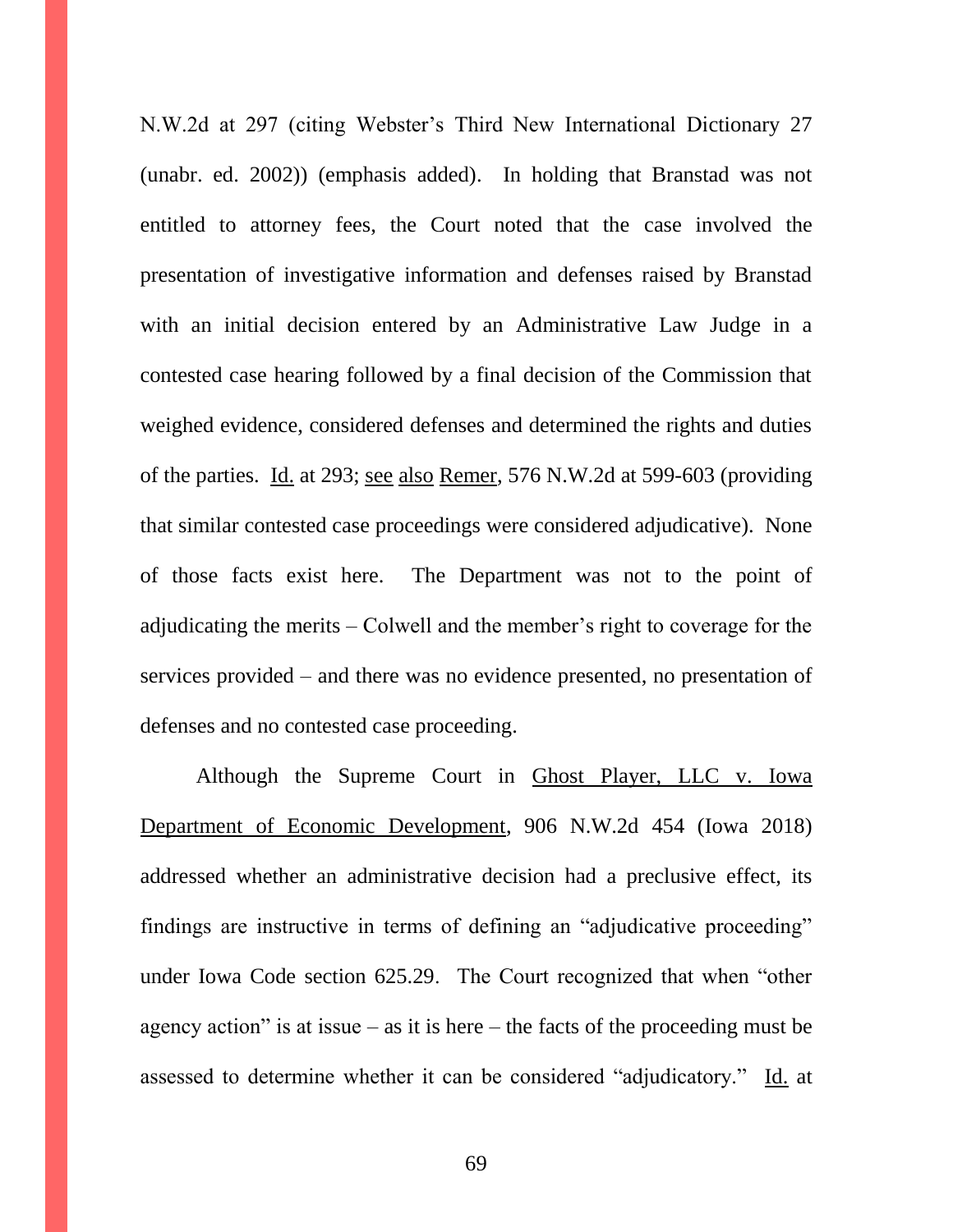N.W.2d at 297 (citing Webster's Third New International Dictionary 27 (unabr. ed. 2002)) (emphasis added). In holding that Branstad was not entitled to attorney fees, the Court noted that the case involved the presentation of investigative information and defenses raised by Branstad with an initial decision entered by an Administrative Law Judge in a contested case hearing followed by a final decision of the Commission that weighed evidence, considered defenses and determined the rights and duties of the parties. Id. at 293; see also Remer, 576 N.W.2d at 599-603 (providing that similar contested case proceedings were considered adjudicative). None of those facts exist here. The Department was not to the point of adjudicating the merits – Colwell and the member's right to coverage for the services provided – and there was no evidence presented, no presentation of defenses and no contested case proceeding.

Although the Supreme Court in Ghost Player, LLC v. Iowa Department of Economic Development, 906 N.W.2d 454 (Iowa 2018) addressed whether an administrative decision had a preclusive effect, its findings are instructive in terms of defining an "adjudicative proceeding" under Iowa Code section 625.29. The Court recognized that when "other agency action" is at issue – as it is here – the facts of the proceeding must be assessed to determine whether it can be considered "adjudicatory." Id. at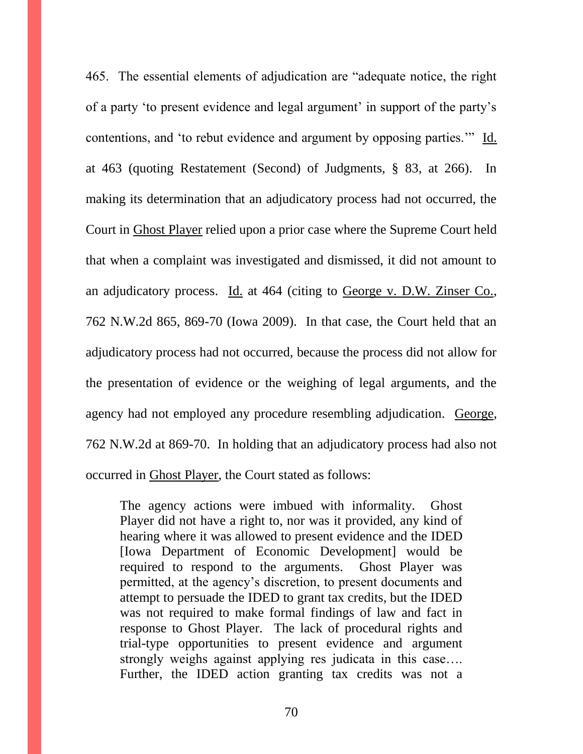465. The essential elements of adjudication are "adequate notice, the right of a party 'to present evidence and legal argument' in support of the party's contentions, and 'to rebut evidence and argument by opposing parties.'" Id. at 463 (quoting Restatement (Second) of Judgments, § 83, at 266). In making its determination that an adjudicatory process had not occurred, the Court in Ghost Player relied upon a prior case where the Supreme Court held that when a complaint was investigated and dismissed, it did not amount to an adjudicatory process. Id. at 464 (citing to George v. D.W. Zinser Co., 762 N.W.2d 865, 869-70 (Iowa 2009). In that case, the Court held that an adjudicatory process had not occurred, because the process did not allow for the presentation of evidence or the weighing of legal arguments, and the agency had not employed any procedure resembling adjudication. George, 762 N.W.2d at 869-70. In holding that an adjudicatory process had also not occurred in Ghost Player, the Court stated as follows:

> The agency actions were imbued with informality. Ghost Player did not have a right to, nor was it provided, any kind of hearing where it was allowed to present evidence and the IDED [Iowa Department of Economic Development] would be required to respond to the arguments. Ghost Player was permitted, at the agency's discretion, to present documents and attempt to persuade the IDED to grant tax credits, but the IDED was not required to make formal findings of law and fact in response to Ghost Player. The lack of procedural rights and trial-type opportunities to present evidence and argument strongly weighs against applying res judicata in this case…. Further, the IDED action granting tax credits was not a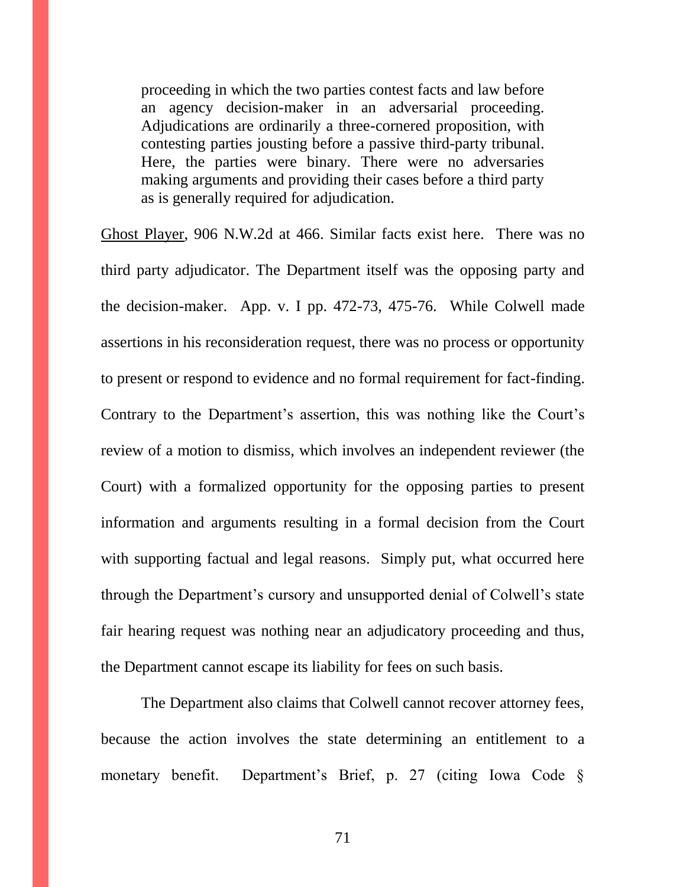> proceeding in which the two parties contest facts and law before an agency decision-maker in an adversarial proceeding. Adjudications are ordinarily a three-cornered proposition, with contesting parties jousting before a passive third-party tribunal. Here, the parties were binary. There were no adversaries making arguments and providing their cases before a third party as is generally required for adjudication.

Ghost Player, 906 N.W.2d at 466. Similar facts exist here. There was no third party adjudicator. The Department itself was the opposing party and the decision-maker. App. v. I pp. 472-73, 475-76. While Colwell made assertions in his reconsideration request, there was no process or opportunity to present or respond to evidence and no formal requirement for fact-finding. Contrary to the Department's assertion, this was nothing like the Court's review of a motion to dismiss, which involves an independent reviewer (the Court) with a formalized opportunity for the opposing parties to present information and arguments resulting in a formal decision from the Court with supporting factual and legal reasons. Simply put, what occurred here through the Department's cursory and unsupported denial of Colwell's state fair hearing request was nothing near an adjudicatory proceeding and thus, the Department cannot escape its liability for fees on such basis.

The Department also claims that Colwell cannot recover attorney fees, because the action involves the state determining an entitlement to a monetary benefit. Department's Brief, p. 27 (citing Iowa Code §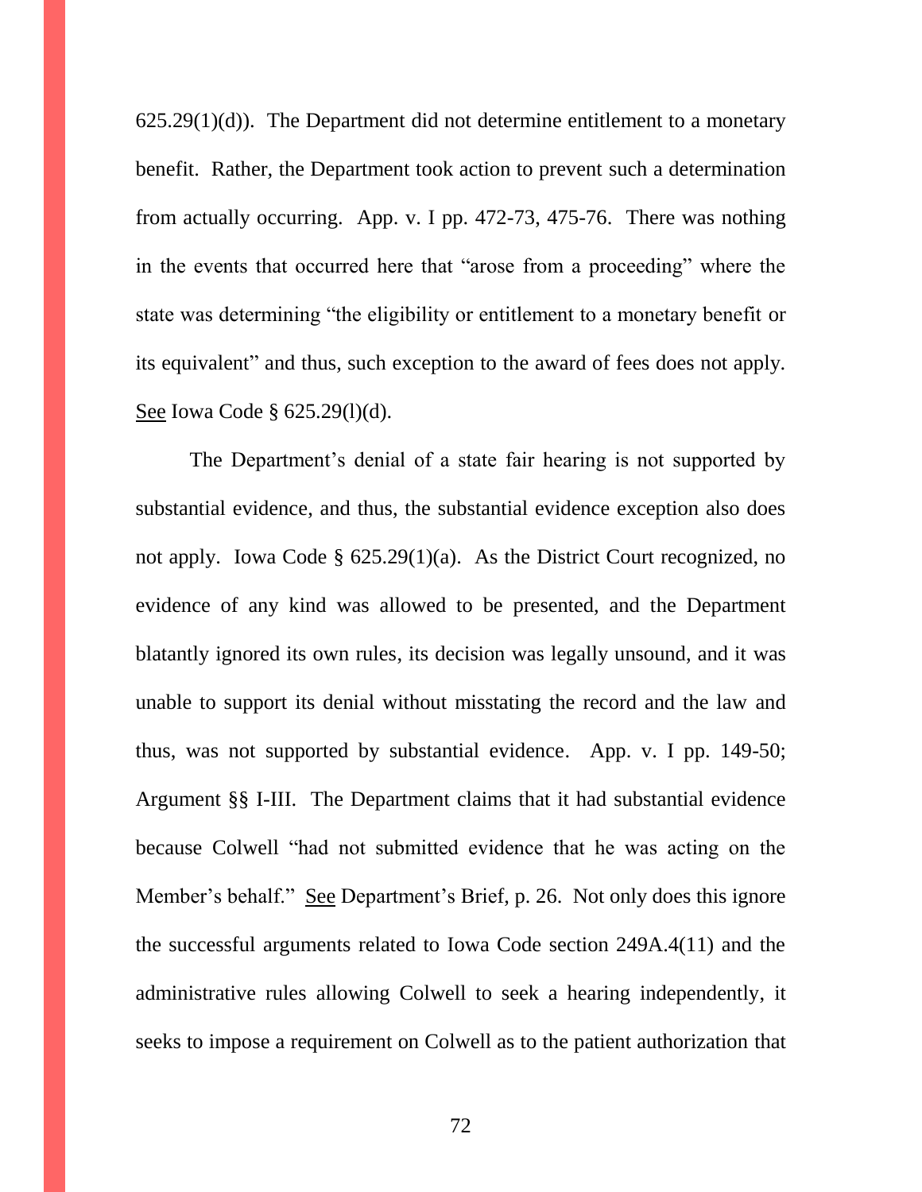625.29(1)(d)). The Department did not determine entitlement to a monetary benefit. Rather, the Department took action to prevent such a determination from actually occurring. App. v. I pp. 472-73, 475-76. There was nothing in the events that occurred here that "arose from a proceeding" where the state was determining "the eligibility or entitlement to a monetary benefit or its equivalent" and thus, such exception to the award of fees does not apply. <u>See</u> Iowa Code § 625.29(l)(d).

The Department's denial of a state fair hearing is not supported by substantial evidence, and thus, the substantial evidence exception also does not apply. Iowa Code § 625.29(1)(a). As the District Court recognized, no evidence of any kind was allowed to be presented, and the Department blatantly ignored its own rules, its decision was legally unsound, and it was unable to support its denial without misstating the record and the law and thus, was not supported by substantial evidence. App. v. I pp. 149-50; Argument §§ I-III. The Department claims that it had substantial evidence because Colwell "had not submitted evidence that he was acting on the Member's behalf." <u>See</u> Department's Brief, p. 26. Not only does this ignore the successful arguments related to Iowa Code section 249A.4(11) and the administrative rules allowing Colwell to seek a hearing independently, it seeks to impose a requirement on Colwell as to the patient authorization that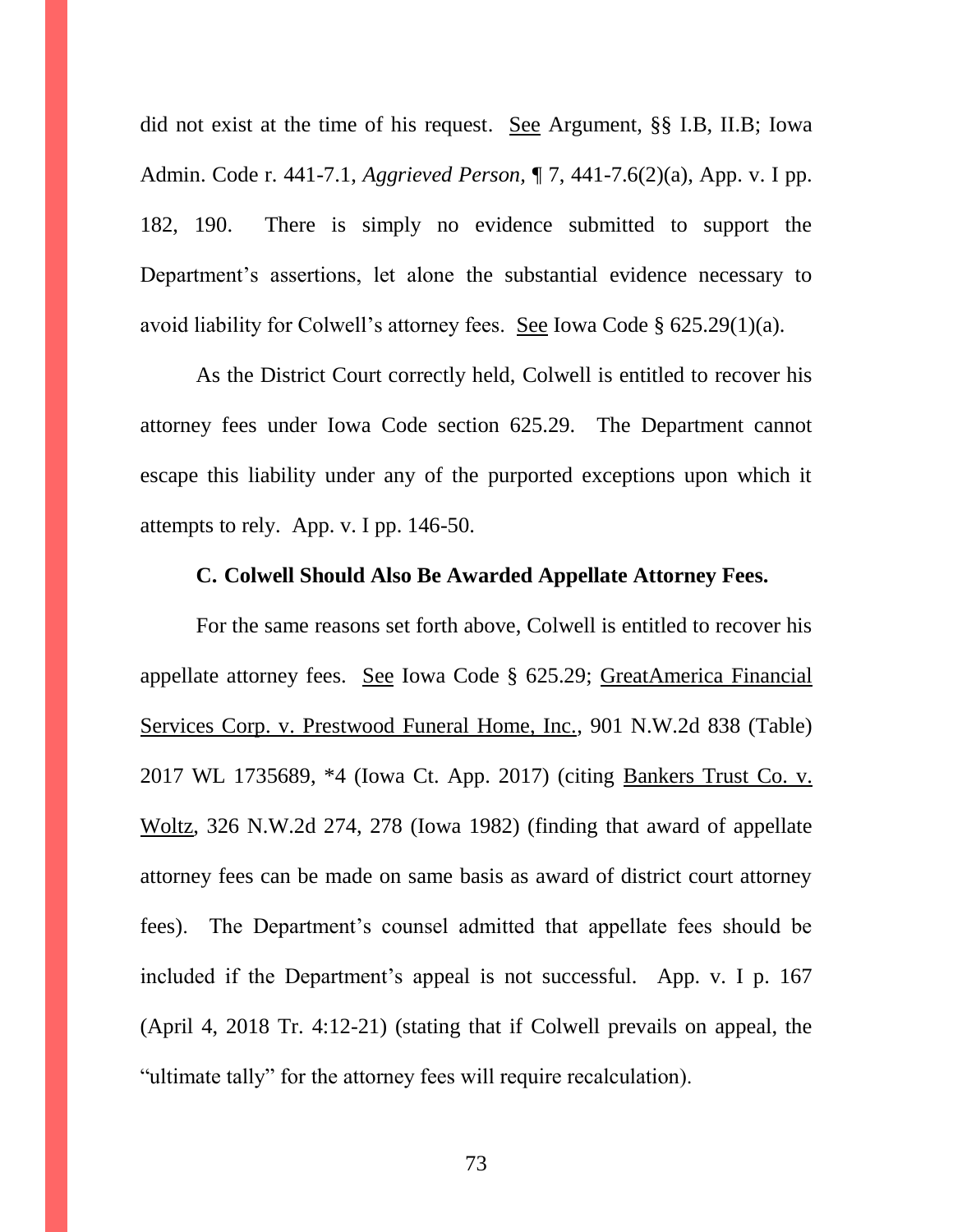did not exist at the time of his request. See Argument, §§ I.B, II.B; Iowa Admin. Code r. 441-7.1, *Aggrieved Person,* ¶ 7, 441-7.6(2)(a), App. v. I pp. 182, 190. There is simply no evidence submitted to support the Department's assertions, let alone the substantial evidence necessary to avoid liability for Colwell's attorney fees. See Iowa Code § 625.29(1)(a).

As the District Court correctly held, Colwell is entitled to recover his attorney fees under Iowa Code section 625.29. The Department cannot escape this liability under any of the purported exceptions upon which it attempts to rely. App. v. I pp. 146-50.

**C. Colwell Should Also Be Awarded Appellate Attorney Fees.**

For the same reasons set forth above, Colwell is entitled to recover his appellate attorney fees. See Iowa Code § 625.29; GreatAmerica Financial Services Corp. v. Prestwood Funeral Home, Inc., 901 N.W.2d 838 (Table) 2017 WL 1735689, *4 (Iowa Ct. App. 2017) (citing Bankers Trust Co. v. Woltz, 326 N.W.2d 274, 278 (Iowa 1982) (finding that award of appellate attorney fees can be made on same basis as award of district court attorney fees). The Department's counsel admitted that appellate fees should be included if the Department's appeal is not successful. App. v. I p. 167 (April 4, 2018 Tr. 4:12-21) (stating that if Colwell prevails on appeal, the "ultimate tally" for the attorney fees will require recalculation).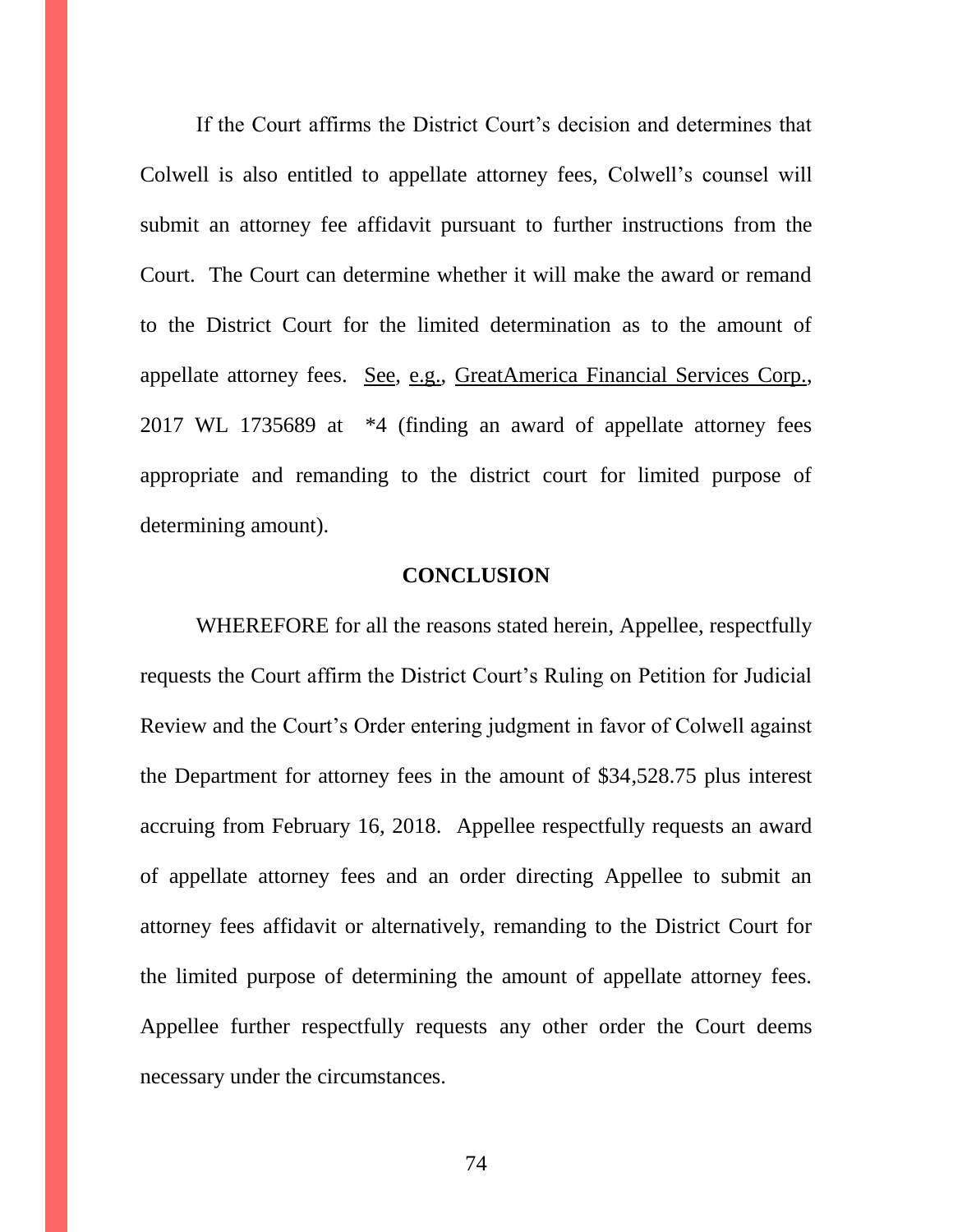If the Court affirms the District Court's decision and determines that Colwell is also entitled to appellate attorney fees, Colwell's counsel will submit an attorney fee affidavit pursuant to further instructions from the Court. The Court can determine whether it will make the award or remand to the District Court for the limited determination as to the amount of appellate attorney fees. See, e.g., GreatAmerica Financial Services Corp., 2017 WL 1735689 at *4 (finding an award of appellate attorney fees appropriate and remanding to the district court for limited purpose of determining amount).

## CONCLUSION

WHEREFORE for all the reasons stated herein, Appellee, respectfully requests the Court affirm the District Court's Ruling on Petition for Judicial Review and the Court's Order entering judgment in favor of Colwell against the Department for attorney fees in the amount of $34,528.75 plus interest accruing from February 16, 2018. Appellee respectfully requests an award of appellate attorney fees and an order directing Appellee to submit an attorney fees affidavit or alternatively, remanding to the District Court for the limited purpose of determining the amount of appellate attorney fees. Appellee further respectfully requests any other order the Court deems necessary under the circumstances.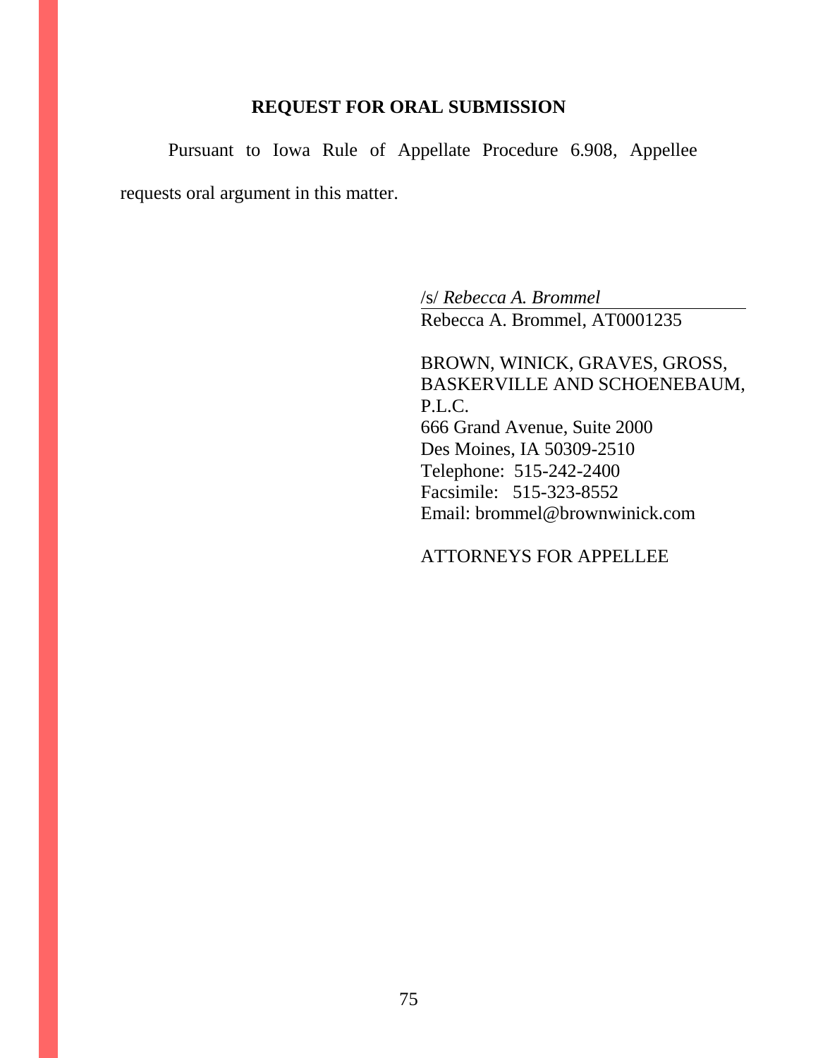## REQUEST FOR ORAL SUBMISSION

Pursuant to Iowa Rule of Appellate Procedure 6.908, Appellee requests oral argument in this matter.

/s/ *Rebecca A. Brommel*
Rebecca A. Brommel, AT0001235

BROWN, WINICK, GRAVES, GROSS, BASKERVILLE AND SCHOENEBAUM, P.L.C.
666 Grand Avenue, Suite 2000
Des Moines, IA 50309-2510
Telephone: 515-242-2400
Facsimile: 515-323-8552
Email: brommel@brownwinick.com

ATTORNEYS FOR APPELLEE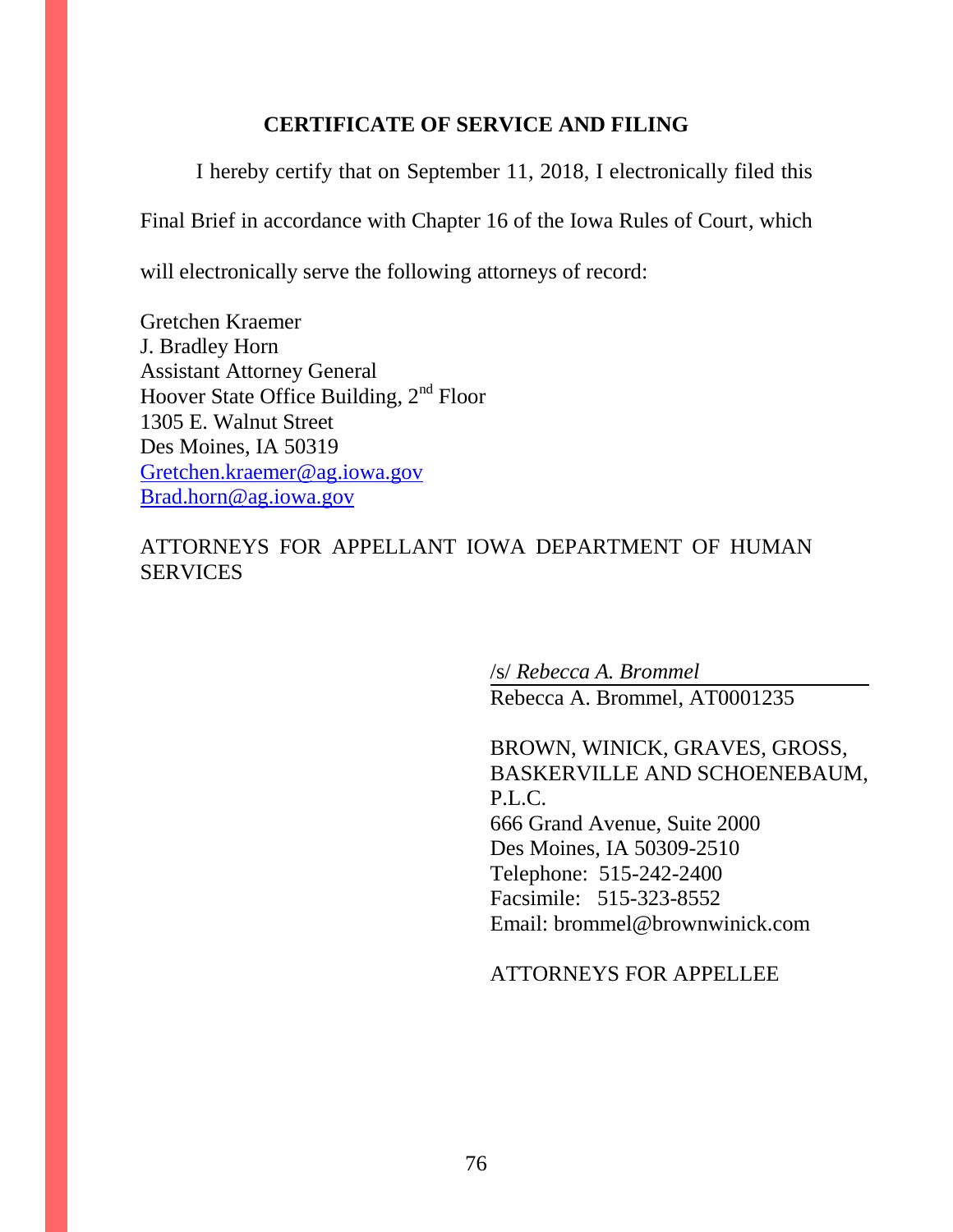## CERTIFICATE OF SERVICE AND FILING

I hereby certify that on September 11, 2018, I electronically filed this Final Brief in accordance with Chapter 16 of the Iowa Rules of Court, which will electronically serve the following attorneys of record:

Gretchen Kraemer
J. Bradley Horn
Assistant Attorney General
Hoover State Office Building, 2nd Floor
1305 E. Walnut Street
Des Moines, IA 50319
Gretchen.kraemer@ag.iowa.gov
Brad.horn@ag.iowa.gov

ATTORNEYS FOR APPELLANT IOWA DEPARTMENT OF HUMAN SERVICES

/s/ *Rebecca A. Brommel*
Rebecca A. Brommel, AT0001235

BROWN, WINICK, GRAVES, GROSS, BASKERVILLE AND SCHOENEBAUM, P.L.C.
666 Grand Avenue, Suite 2000
Des Moines, IA 50309-2510
Telephone: 515-242-2400
Facsimile: 515-323-8552
Email: brommel@brownwinick.com

ATTORNEYS FOR APPELLEE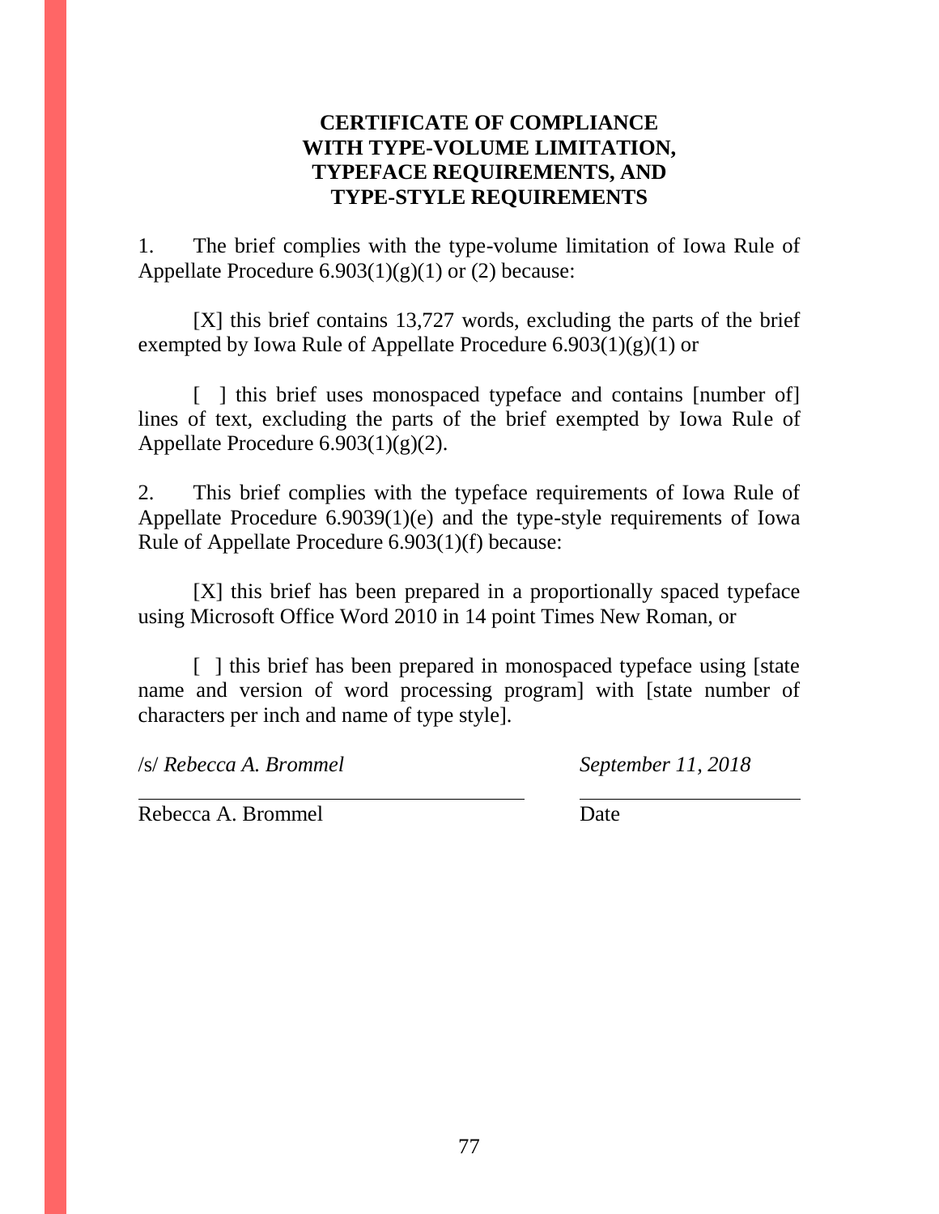## CERTIFICATE OF COMPLIANCE WITH TYPE-VOLUME LIMITATION, TYPEFACE REQUIREMENTS, AND TYPE-STYLE REQUIREMENTS

1. The brief complies with the type-volume limitation of Iowa Rule of Appellate Procedure 6.903(1)(g)(1) or (2) because:

[X] this brief contains 13,727 words, excluding the parts of the brief exempted by Iowa Rule of Appellate Procedure 6.903(1)(g)(1) or

[ ] this brief uses monospaced typeface and contains [number of] lines of text, excluding the parts of the brief exempted by Iowa Rule of Appellate Procedure 6.903(1)(g)(2).

2. This brief complies with the typeface requirements of Iowa Rule of Appellate Procedure 6.9039(1)(e) and the type-style requirements of Iowa Rule of Appellate Procedure 6.903(1)(f) because:

[X] this brief has been prepared in a proportionally spaced typeface using Microsoft Office Word 2010 in 14 point Times New Roman, or

[ ] this brief has been prepared in monospaced typeface using [state name and version of word processing program] with [state number of characters per inch and name of type style].

/s/ *Rebecca A. Brommel* *September 11, 2018*

Rebecca A. Brommel Date